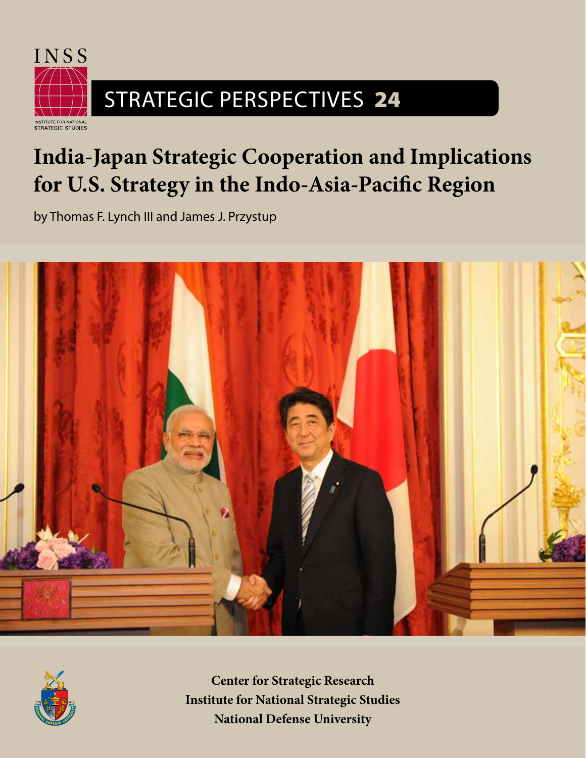INSS

INSTITUTE FOR NATIONAL STRATEGIC STUDIES

STRATEGIC PERSPECTIVES 24

# India-Japan Strategic Cooperation and Implications for U.S. Strategy in the Indo-Asia-Pacific Region

by Thomas F. Lynch III and James J. Przystup

**Center for Strategic Research**
**Institute for National Strategic Studies**
**National Defense University**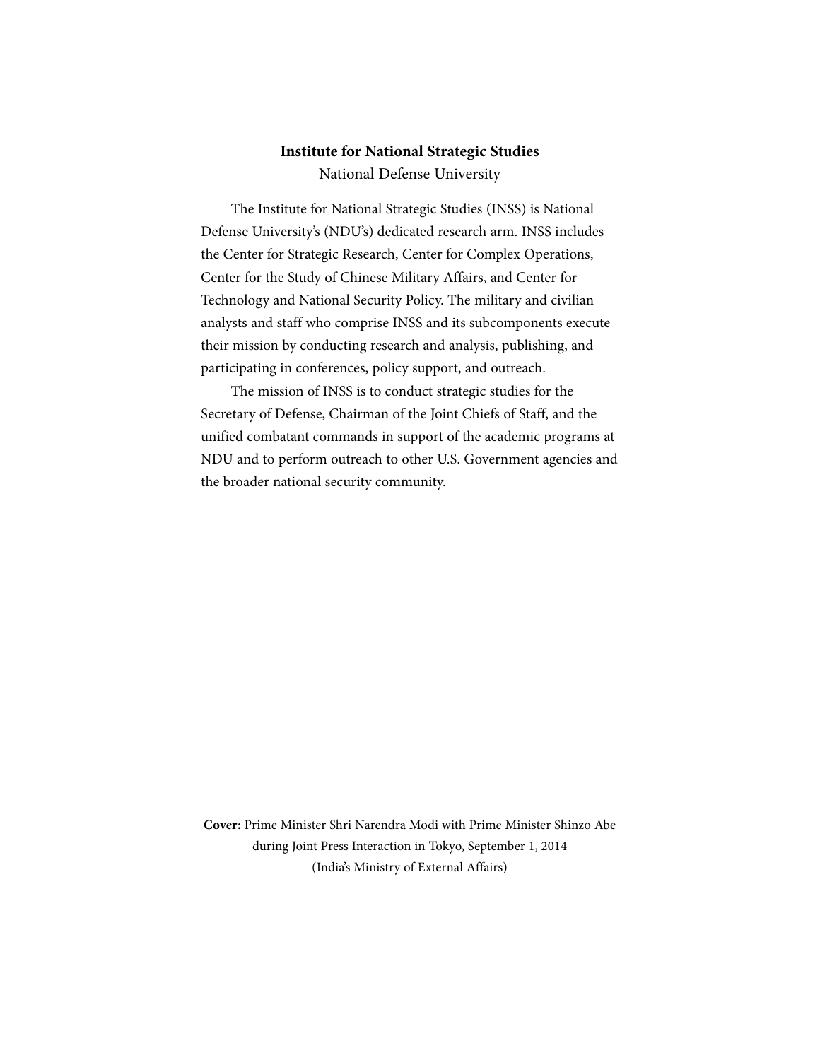**Institute for National Strategic Studies**
National Defense University

The Institute for National Strategic Studies (INSS) is National Defense University's (NDU's) dedicated research arm. INSS includes the Center for Strategic Research, Center for Complex Operations, Center for the Study of Chinese Military Affairs, and Center for Technology and National Security Policy. The military and civilian analysts and staff who comprise INSS and its subcomponents execute their mission by conducting research and analysis, publishing, and participating in conferences, policy support, and outreach.

The mission of INSS is to conduct strategic studies for the Secretary of Defense, Chairman of the Joint Chiefs of Staff, and the unified combatant commands in support of the academic programs at NDU and to perform outreach to other U.S. Government agencies and the broader national security community.

**Cover:** Prime Minister Shri Narendra Modi with Prime Minister Shinzo Abe during Joint Press Interaction in Tokyo, September 1, 2014 (India's Ministry of External Affairs)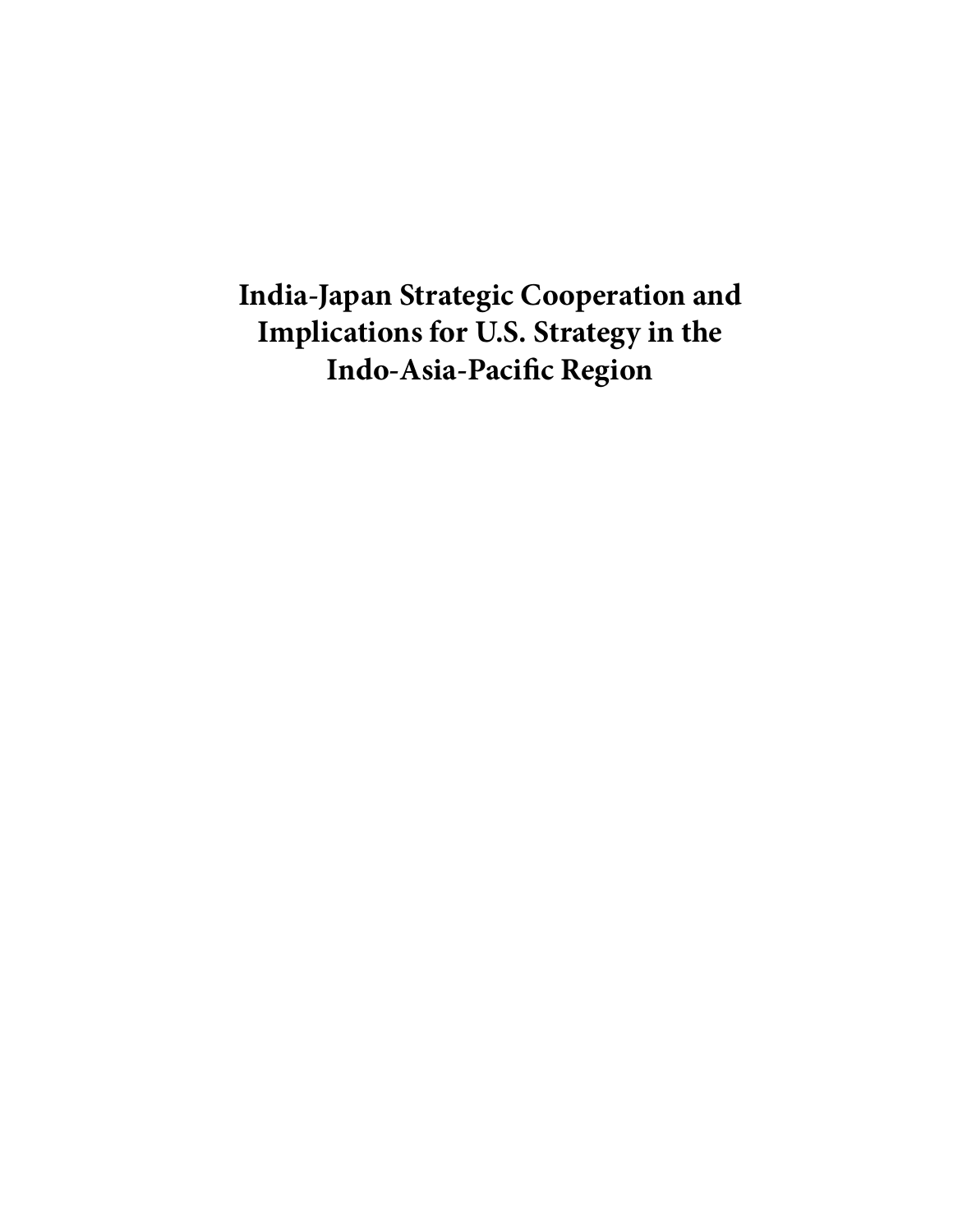# India-Japan Strategic Cooperation and Implications for U.S. Strategy in the Indo-Asia-Pacific Region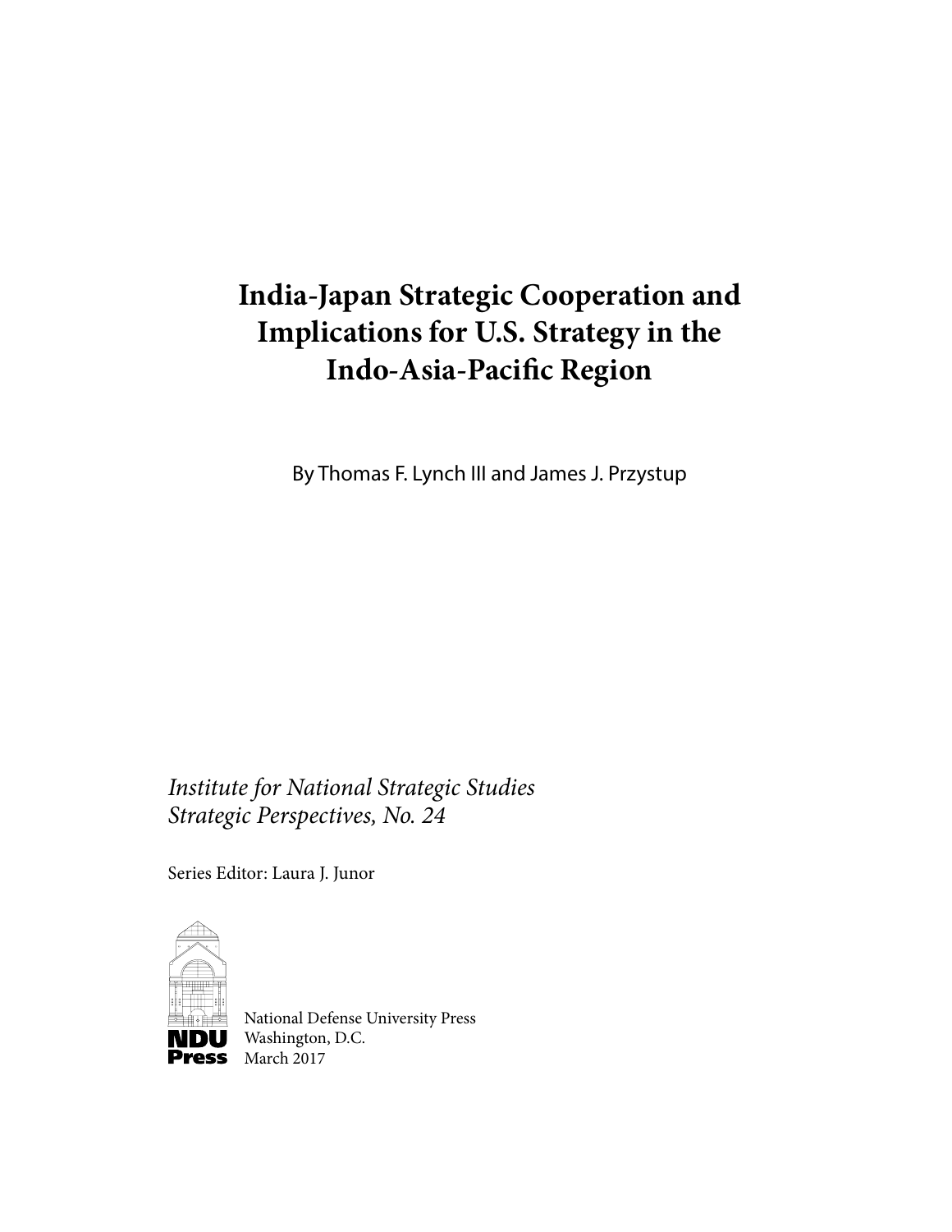# India-Japan Strategic Cooperation and Implications for U.S. Strategy in the Indo-Asia-Pacific Region

By Thomas F. Lynch III and James J. Przystup

*Institute for National Strategic Studies*
*Strategic Perspectives, No. 24*

Series Editor: Laura J. Junor

NDU Press

National Defense University Press
Washington, D.C.
March 2017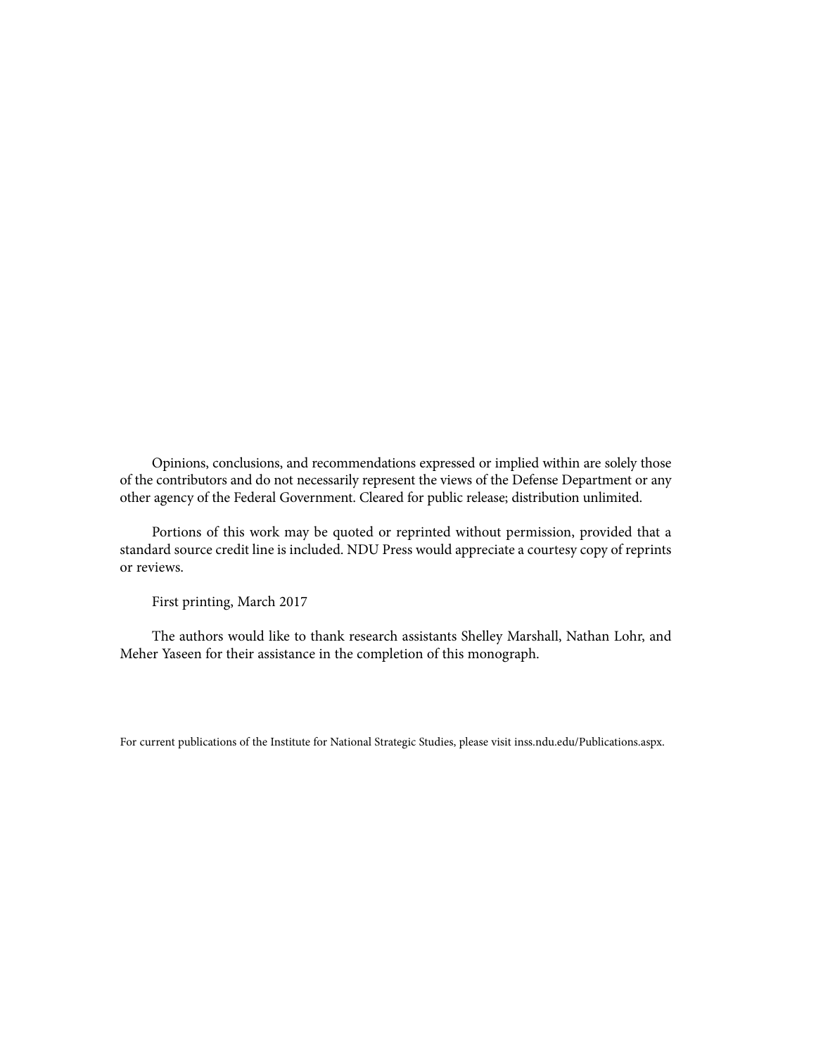Opinions, conclusions, and recommendations expressed or implied within are solely those of the contributors and do not necessarily represent the views of the Defense Department or any other agency of the Federal Government. Cleared for public release; distribution unlimited.

Portions of this work may be quoted or reprinted without permission, provided that a standard source credit line is included. NDU Press would appreciate a courtesy copy of reprints or reviews.

First printing, March 2017

The authors would like to thank research assistants Shelley Marshall, Nathan Lohr, and Meher Yaseen for their assistance in the completion of this monograph.

For current publications of the Institute for National Strategic Studies, please visit inss.ndu.edu/Publications.aspx.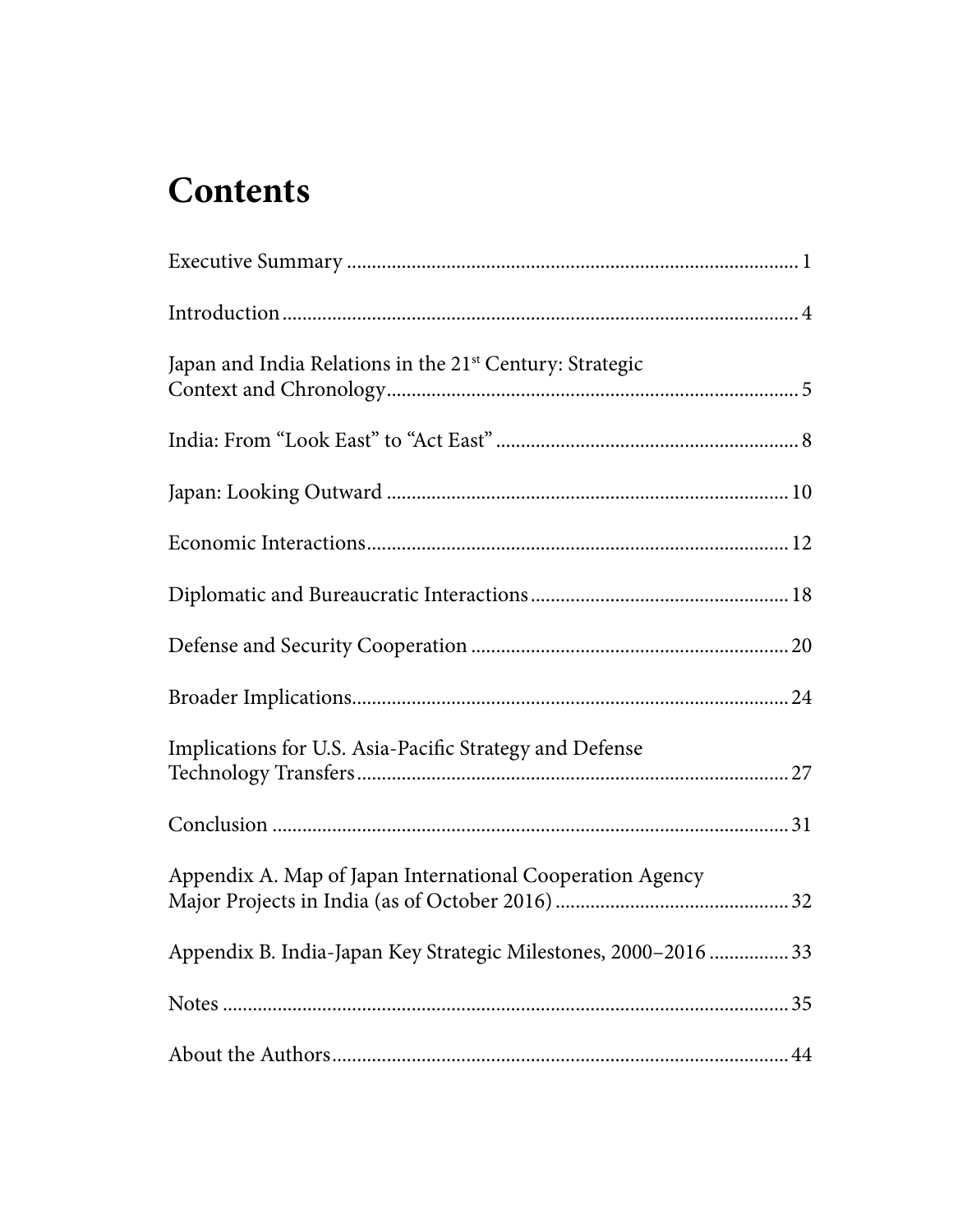# Contents

Executive Summary ........................................................................................ 1

Introduction....................................................................................................... 4

Japan and India Relations in the 21st Century: Strategic Context and Chronology................................................................................ 5

India: From "Look East" to "Act East" ............................................................ 8

Japan: Looking Outward ............................................................................... 10

Economic Interactions................................................................................... 12

Diplomatic and Bureaucratic Interactions................................................... 18

Defense and Security Cooperation .............................................................. 20

Broader Implications...................................................................................... 24

Implications for U.S. Asia-Pacific Strategy and Defense Technology Transfers...................................................................................... 27

Conclusion ...................................................................................................... 31

Appendix A. Map of Japan International Cooperation Agency Major Projects in India (as of October 2016) .............................................. 32

Appendix B. India-Japan Key Strategic Milestones, 2000–2016 ................ 33

Notes ................................................................................................................ 35

About the Authors........................................................................................... 44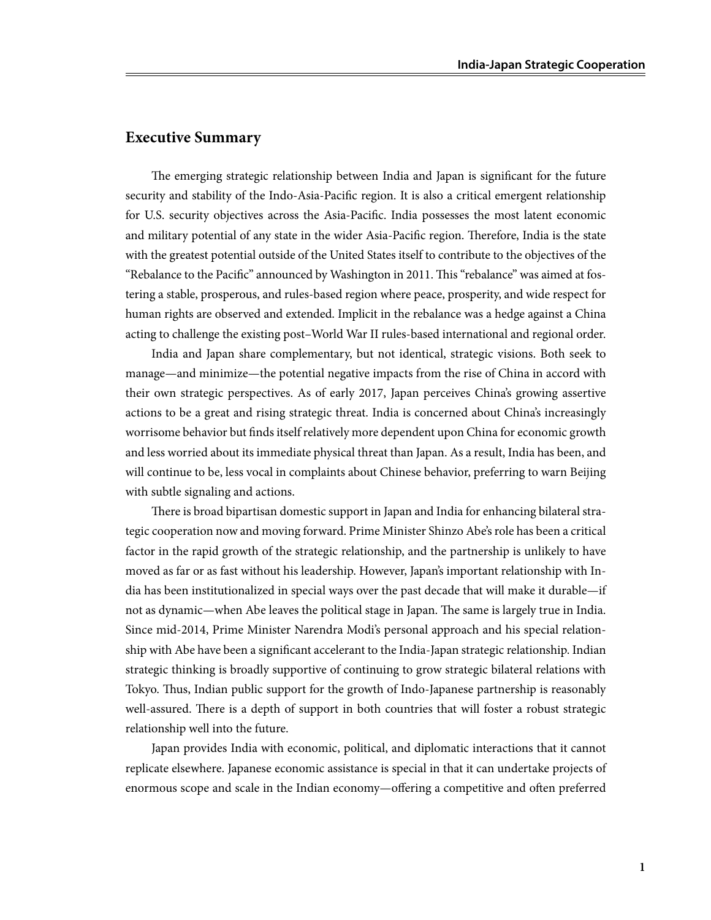## Executive Summary

The emerging strategic relationship between India and Japan is significant for the future security and stability of the Indo-Asia-Pacific region. It is also a critical emergent relationship for U.S. security objectives across the Asia-Pacific. India possesses the most latent economic and military potential of any state in the wider Asia-Pacific region. Therefore, India is the state with the greatest potential outside of the United States itself to contribute to the objectives of the "Rebalance to the Pacific" announced by Washington in 2011. This "rebalance" was aimed at fostering a stable, prosperous, and rules-based region where peace, prosperity, and wide respect for human rights are observed and extended. Implicit in the rebalance was a hedge against a China acting to challenge the existing post–World War II rules-based international and regional order.

India and Japan share complementary, but not identical, strategic visions. Both seek to manage—and minimize—the potential negative impacts from the rise of China in accord with their own strategic perspectives. As of early 2017, Japan perceives China's growing assertive actions to be a great and rising strategic threat. India is concerned about China's increasingly worrisome behavior but finds itself relatively more dependent upon China for economic growth and less worried about its immediate physical threat than Japan. As a result, India has been, and will continue to be, less vocal in complaints about Chinese behavior, preferring to warn Beijing with subtle signaling and actions.

There is broad bipartisan domestic support in Japan and India for enhancing bilateral strategic cooperation now and moving forward. Prime Minister Shinzo Abe's role has been a critical factor in the rapid growth of the strategic relationship, and the partnership is unlikely to have moved as far or as fast without his leadership. However, Japan's important relationship with India has been institutionalized in special ways over the past decade that will make it durable—if not as dynamic—when Abe leaves the political stage in Japan. The same is largely true in India. Since mid-2014, Prime Minister Narendra Modi's personal approach and his special relationship with Abe have been a significant accelerant to the India-Japan strategic relationship. Indian strategic thinking is broadly supportive of continuing to grow strategic bilateral relations with Tokyo. Thus, Indian public support for the growth of Indo-Japanese partnership is reasonably well-assured. There is a depth of support in both countries that will foster a robust strategic relationship well into the future.

Japan provides India with economic, political, and diplomatic interactions that it cannot replicate elsewhere. Japanese economic assistance is special in that it can undertake projects of enormous scope and scale in the Indian economy—offering a competitive and often preferred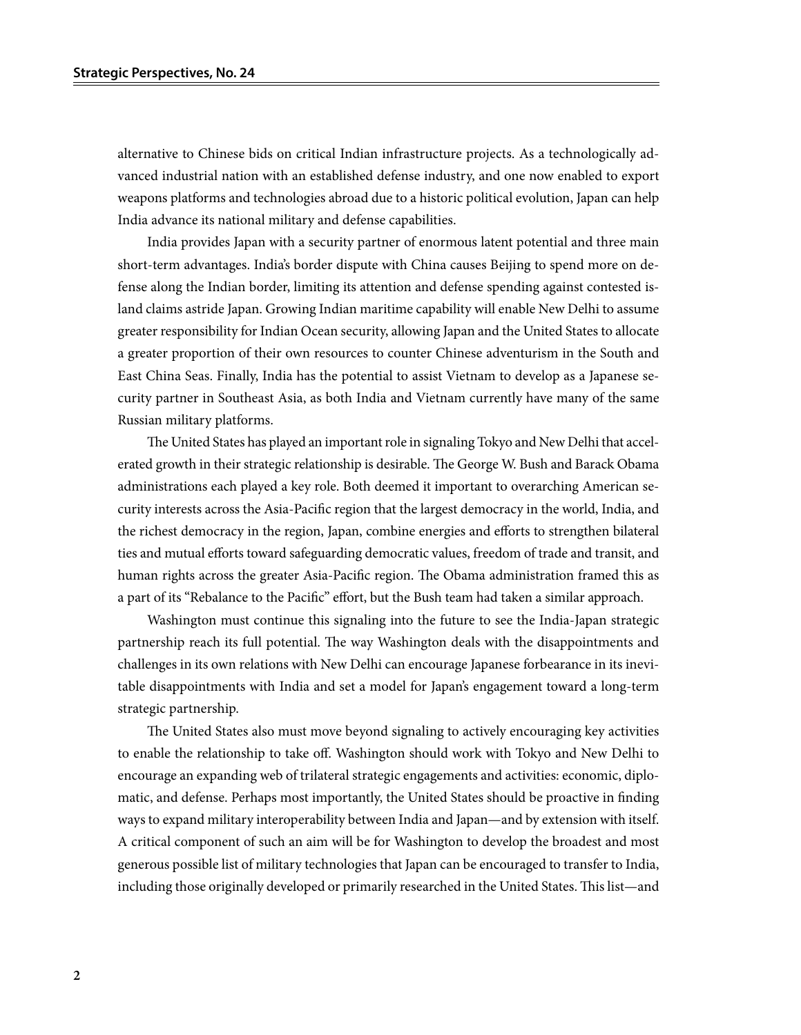alternative to Chinese bids on critical Indian infrastructure projects. As a technologically advanced industrial nation with an established defense industry, and one now enabled to export weapons platforms and technologies abroad due to a historic political evolution, Japan can help India advance its national military and defense capabilities.

India provides Japan with a security partner of enormous latent potential and three main short-term advantages. India's border dispute with China causes Beijing to spend more on defense along the Indian border, limiting its attention and defense spending against contested island claims astride Japan. Growing Indian maritime capability will enable New Delhi to assume greater responsibility for Indian Ocean security, allowing Japan and the United States to allocate a greater proportion of their own resources to counter Chinese adventurism in the South and East China Seas. Finally, India has the potential to assist Vietnam to develop as a Japanese security partner in Southeast Asia, as both India and Vietnam currently have many of the same Russian military platforms.

The United States has played an important role in signaling Tokyo and New Delhi that accelerated growth in their strategic relationship is desirable. The George W. Bush and Barack Obama administrations each played a key role. Both deemed it important to overarching American security interests across the Asia-Pacific region that the largest democracy in the world, India, and the richest democracy in the region, Japan, combine energies and efforts to strengthen bilateral ties and mutual efforts toward safeguarding democratic values, freedom of trade and transit, and human rights across the greater Asia-Pacific region. The Obama administration framed this as a part of its "Rebalance to the Pacific" effort, but the Bush team had taken a similar approach.

Washington must continue this signaling into the future to see the India-Japan strategic partnership reach its full potential. The way Washington deals with the disappointments and challenges in its own relations with New Delhi can encourage Japanese forbearance in its inevitable disappointments with India and set a model for Japan's engagement toward a long-term strategic partnership.

The United States also must move beyond signaling to actively encouraging key activities to enable the relationship to take off. Washington should work with Tokyo and New Delhi to encourage an expanding web of trilateral strategic engagements and activities: economic, diplomatic, and defense. Perhaps most importantly, the United States should be proactive in finding ways to expand military interoperability between India and Japan—and by extension with itself. A critical component of such an aim will be for Washington to develop the broadest and most generous possible list of military technologies that Japan can be encouraged to transfer to India, including those originally developed or primarily researched in the United States. This list—and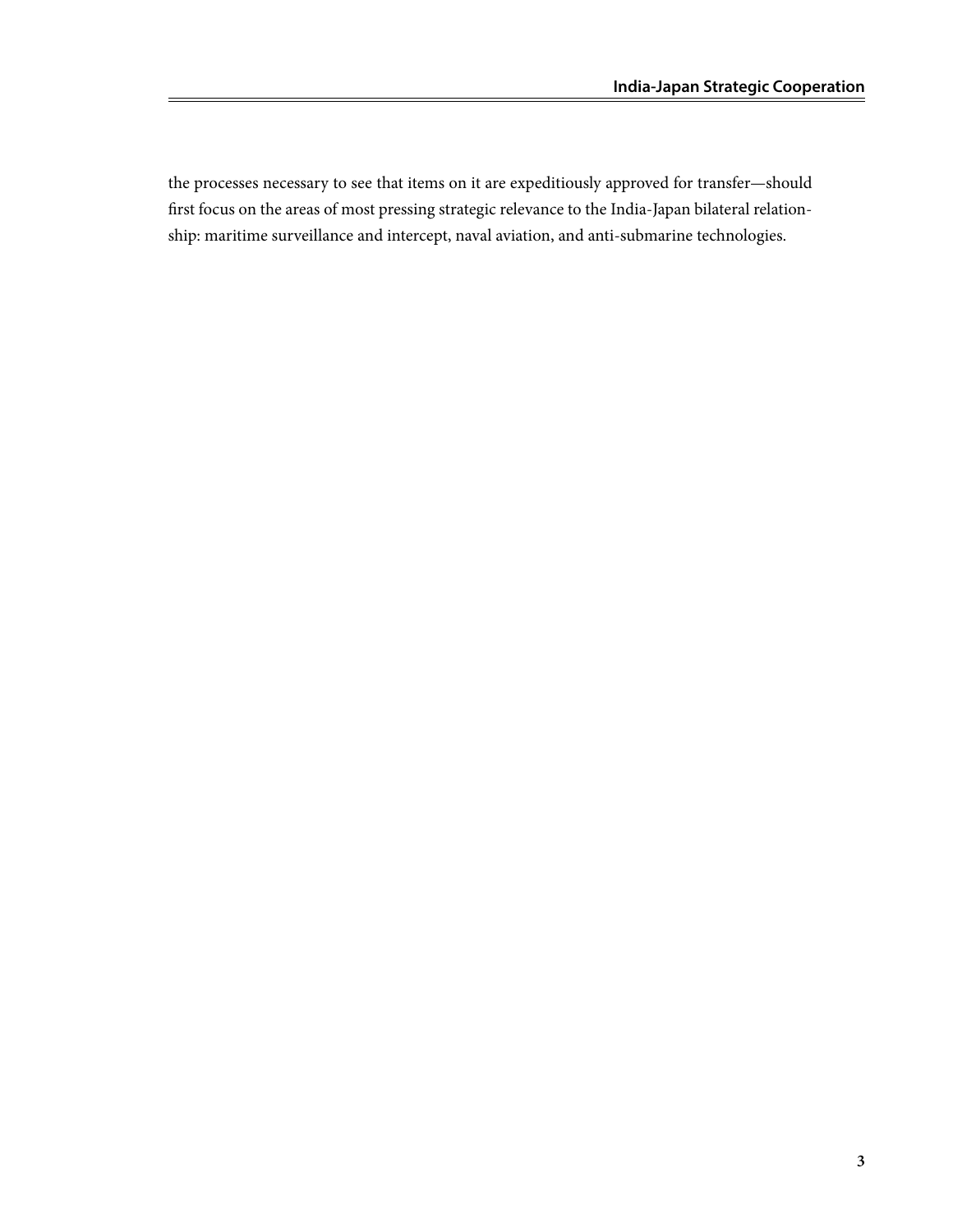the processes necessary to see that items on it are expeditiously approved for transfer—should first focus on the areas of most pressing strategic relevance to the India-Japan bilateral relationship: maritime surveillance and intercept, naval aviation, and anti-submarine technologies.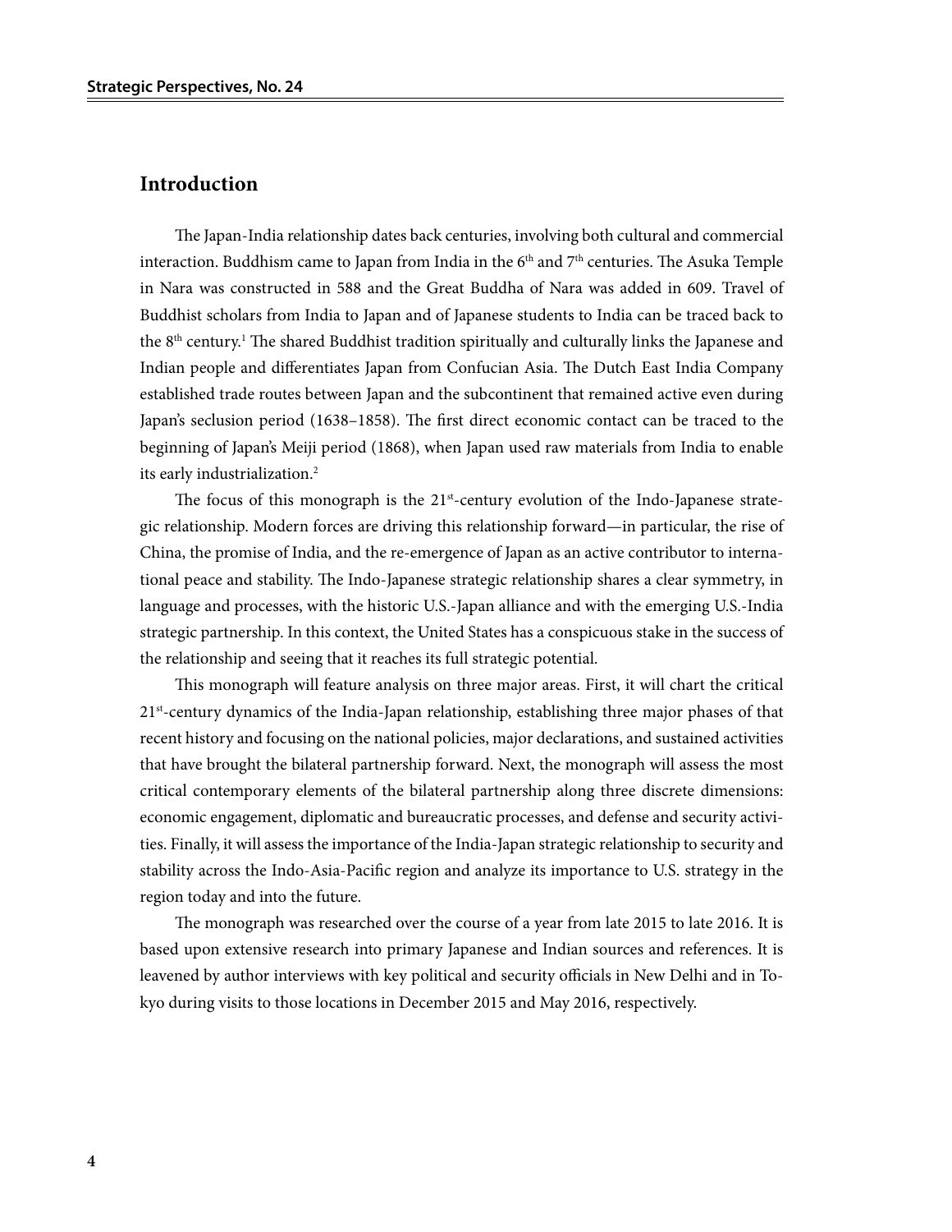## Introduction

The Japan-India relationship dates back centuries, involving both cultural and commercial interaction. Buddhism came to Japan from India in the 6th and 7th centuries. The Asuka Temple in Nara was constructed in 588 and the Great Buddha of Nara was added in 609. Travel of Buddhist scholars from India to Japan and of Japanese students to India can be traced back to the 8th century.[1] The shared Buddhist tradition spiritually and culturally links the Japanese and Indian people and differentiates Japan from Confucian Asia. The Dutch East India Company established trade routes between Japan and the subcontinent that remained active even during Japan's seclusion period (1638–1858). The first direct economic contact can be traced to the beginning of Japan's Meiji period (1868), when Japan used raw materials from India to enable its early industrialization.[2]

The focus of this monograph is the 21st-century evolution of the Indo-Japanese strategic relationship. Modern forces are driving this relationship forward—in particular, the rise of China, the promise of India, and the re-emergence of Japan as an active contributor to international peace and stability. The Indo-Japanese strategic relationship shares a clear symmetry, in language and processes, with the historic U.S.-Japan alliance and with the emerging U.S.-India strategic partnership. In this context, the United States has a conspicuous stake in the success of the relationship and seeing that it reaches its full strategic potential.

This monograph will feature analysis on three major areas. First, it will chart the critical 21st-century dynamics of the India-Japan relationship, establishing three major phases of that recent history and focusing on the national policies, major declarations, and sustained activities that have brought the bilateral partnership forward. Next, the monograph will assess the most critical contemporary elements of the bilateral partnership along three discrete dimensions: economic engagement, diplomatic and bureaucratic processes, and defense and security activities. Finally, it will assess the importance of the India-Japan strategic relationship to security and stability across the Indo-Asia-Pacific region and analyze its importance to U.S. strategy in the region today and into the future.

The monograph was researched over the course of a year from late 2015 to late 2016. It is based upon extensive research into primary Japanese and Indian sources and references. It is leavened by author interviews with key political and security officials in New Delhi and in Tokyo during visits to those locations in December 2015 and May 2016, respectively.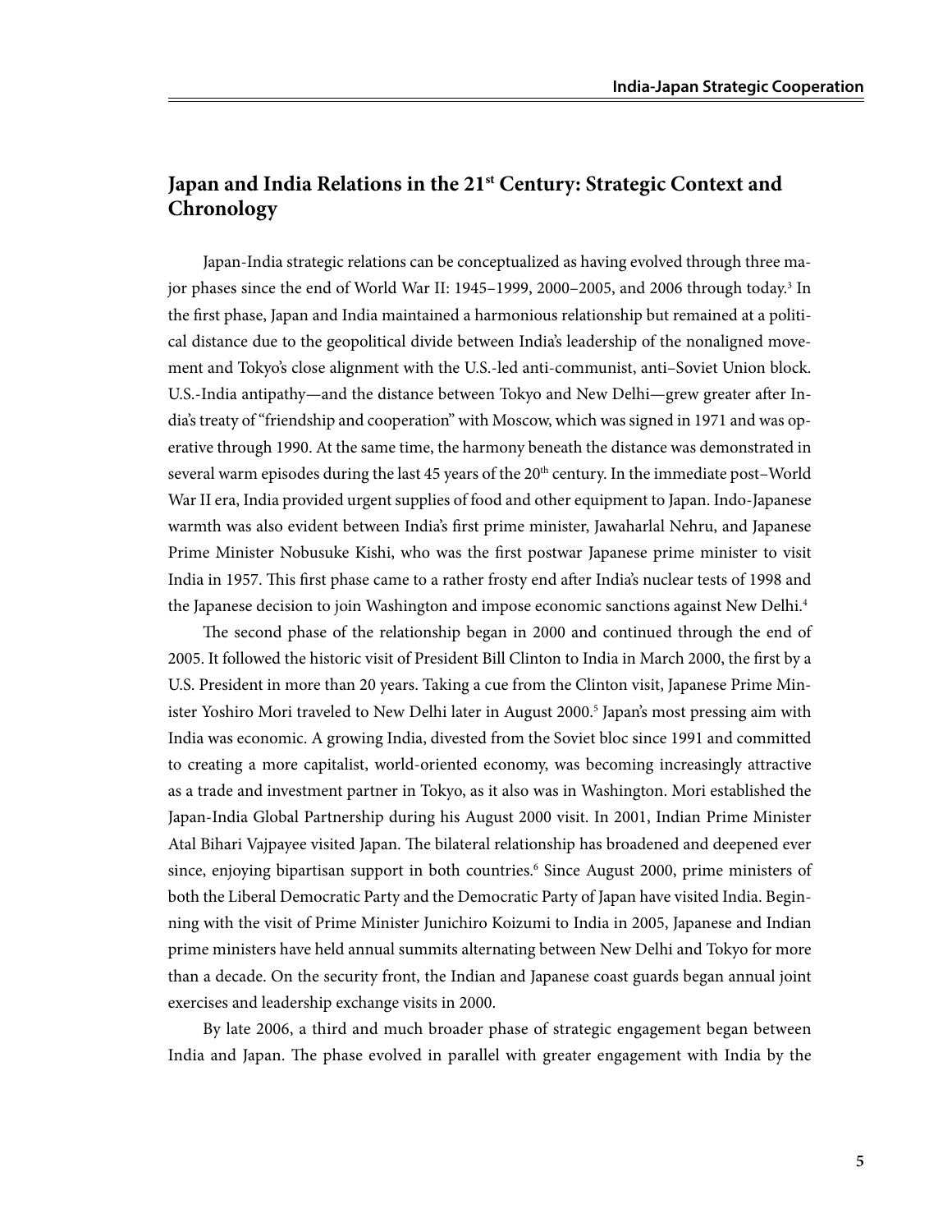## Japan and India Relations in the 21st Century: Strategic Context and Chronology

Japan-India strategic relations can be conceptualized as having evolved through three major phases since the end of World War II: 1945–1999, 2000–2005, and 2006 through today.[3] In the first phase, Japan and India maintained a harmonious relationship but remained at a political distance due to the geopolitical divide between India's leadership of the nonaligned movement and Tokyo's close alignment with the U.S.-led anti-communist, anti–Soviet Union block. U.S.-India antipathy—and the distance between Tokyo and New Delhi—grew greater after India's treaty of "friendship and cooperation" with Moscow, which was signed in 1971 and was operative through 1990. At the same time, the harmony beneath the distance was demonstrated in several warm episodes during the last 45 years of the 20th century. In the immediate post–World War II era, India provided urgent supplies of food and other equipment to Japan. Indo-Japanese warmth was also evident between India's first prime minister, Jawaharlal Nehru, and Japanese Prime Minister Nobusuke Kishi, who was the first postwar Japanese prime minister to visit India in 1957. This first phase came to a rather frosty end after India's nuclear tests of 1998 and the Japanese decision to join Washington and impose economic sanctions against New Delhi.[4]

The second phase of the relationship began in 2000 and continued through the end of 2005. It followed the historic visit of President Bill Clinton to India in March 2000, the first by a U.S. President in more than 20 years. Taking a cue from the Clinton visit, Japanese Prime Minister Yoshiro Mori traveled to New Delhi later in August 2000.[5] Japan's most pressing aim with India was economic. A growing India, divested from the Soviet bloc since 1991 and committed to creating a more capitalist, world-oriented economy, was becoming increasingly attractive as a trade and investment partner in Tokyo, as it also was in Washington. Mori established the Japan-India Global Partnership during his August 2000 visit. In 2001, Indian Prime Minister Atal Bihari Vajpayee visited Japan. The bilateral relationship has broadened and deepened ever since, enjoying bipartisan support in both countries.[6] Since August 2000, prime ministers of both the Liberal Democratic Party and the Democratic Party of Japan have visited India. Beginning with the visit of Prime Minister Junichiro Koizumi to India in 2005, Japanese and Indian prime ministers have held annual summits alternating between New Delhi and Tokyo for more than a decade. On the security front, the Indian and Japanese coast guards began annual joint exercises and leadership exchange visits in 2000.

By late 2006, a third and much broader phase of strategic engagement began between India and Japan. The phase evolved in parallel with greater engagement with India by the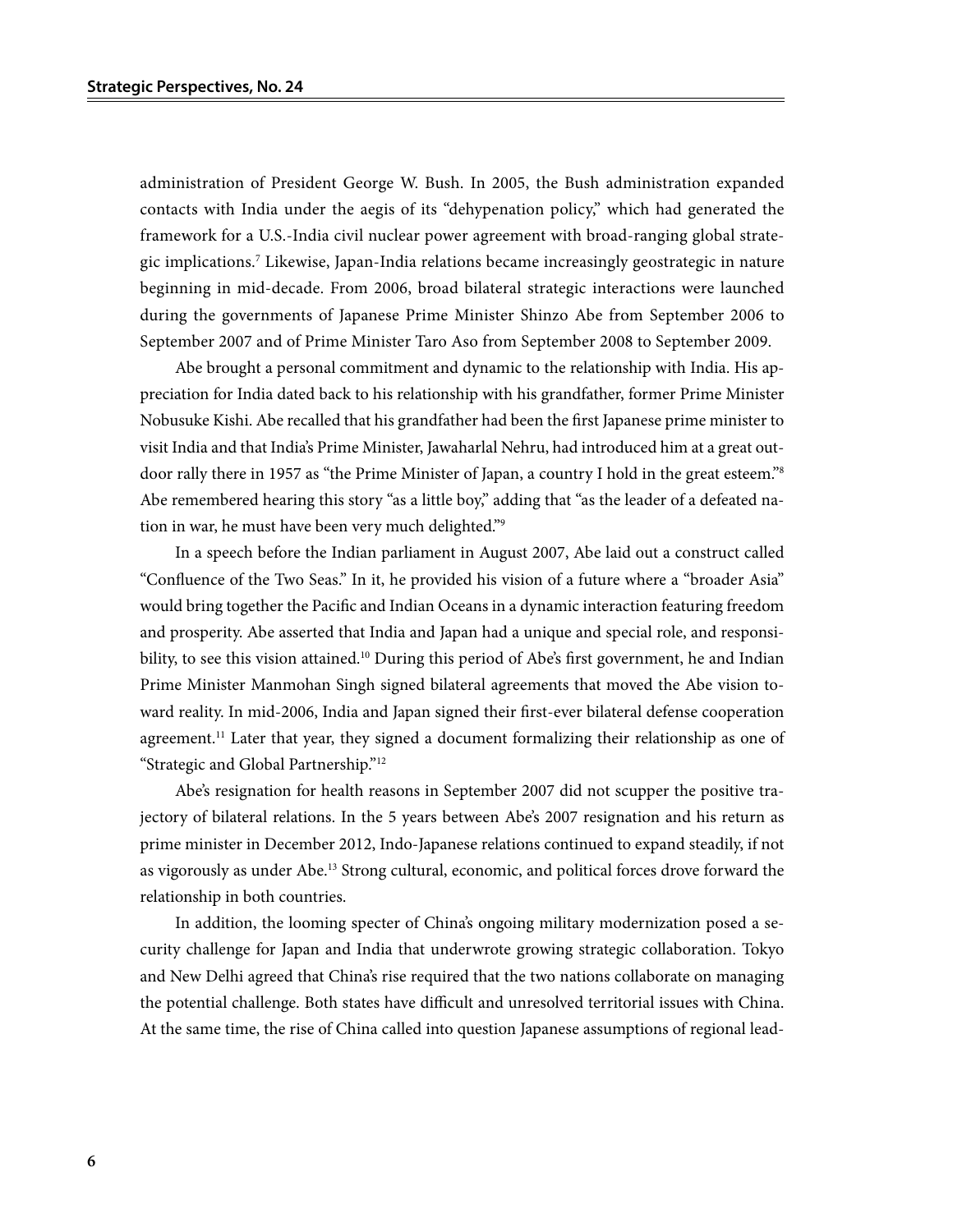administration of President George W. Bush. In 2005, the Bush administration expanded contacts with India under the aegis of its "dehypenation policy," which had generated the framework for a U.S.-India civil nuclear power agreement with broad-ranging global strategic implications.[7] Likewise, Japan-India relations became increasingly geostrategic in nature beginning in mid-decade. From 2006, broad bilateral strategic interactions were launched during the governments of Japanese Prime Minister Shinzo Abe from September 2006 to September 2007 and of Prime Minister Taro Aso from September 2008 to September 2009.

Abe brought a personal commitment and dynamic to the relationship with India. His appreciation for India dated back to his relationship with his grandfather, former Prime Minister Nobusuke Kishi. Abe recalled that his grandfather had been the first Japanese prime minister to visit India and that India's Prime Minister, Jawaharlal Nehru, had introduced him at a great outdoor rally there in 1957 as "the Prime Minister of Japan, a country I hold in the great esteem."[8] Abe remembered hearing this story "as a little boy," adding that "as the leader of a defeated nation in war, he must have been very much delighted."[9]

In a speech before the Indian parliament in August 2007, Abe laid out a construct called "Confluence of the Two Seas." In it, he provided his vision of a future where a "broader Asia" would bring together the Pacific and Indian Oceans in a dynamic interaction featuring freedom and prosperity. Abe asserted that India and Japan had a unique and special role, and responsibility, to see this vision attained.[10] During this period of Abe's first government, he and Indian Prime Minister Manmohan Singh signed bilateral agreements that moved the Abe vision toward reality. In mid-2006, India and Japan signed their first-ever bilateral defense cooperation agreement.[11] Later that year, they signed a document formalizing their relationship as one of "Strategic and Global Partnership."[12]

Abe's resignation for health reasons in September 2007 did not scupper the positive trajectory of bilateral relations. In the 5 years between Abe's 2007 resignation and his return as prime minister in December 2012, Indo-Japanese relations continued to expand steadily, if not as vigorously as under Abe.[13] Strong cultural, economic, and political forces drove forward the relationship in both countries.

In addition, the looming specter of China's ongoing military modernization posed a security challenge for Japan and India that underwrote growing strategic collaboration. Tokyo and New Delhi agreed that China's rise required that the two nations collaborate on managing the potential challenge. Both states have difficult and unresolved territorial issues with China. At the same time, the rise of China called into question Japanese assumptions of regional lead-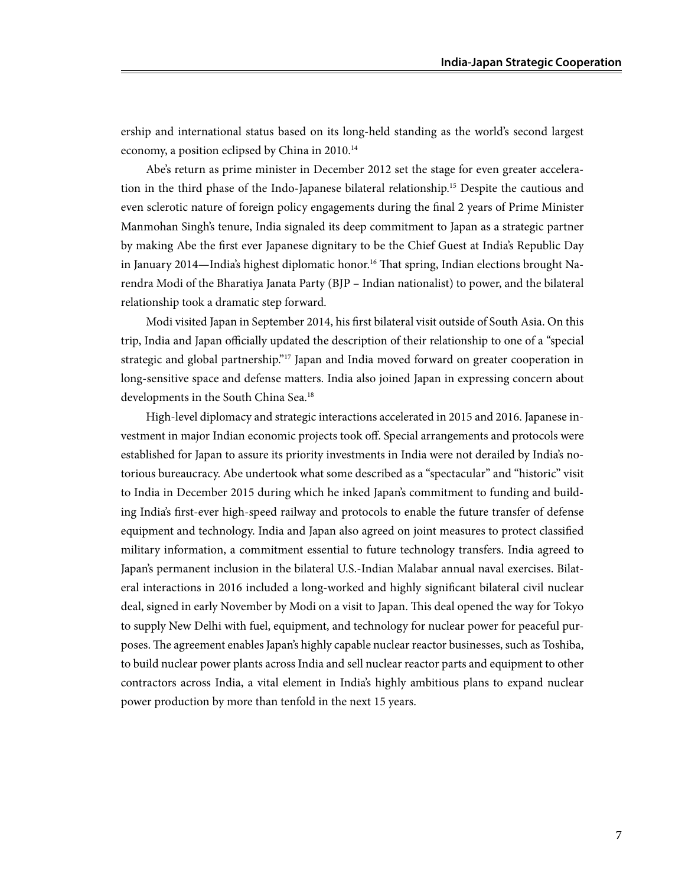ership and international status based on its long-held standing as the world's second largest economy, a position eclipsed by China in 2010.[14]

Abe's return as prime minister in December 2012 set the stage for even greater acceleration in the third phase of the Indo-Japanese bilateral relationship.[15] Despite the cautious and even sclerotic nature of foreign policy engagements during the final 2 years of Prime Minister Manmohan Singh's tenure, India signaled its deep commitment to Japan as a strategic partner by making Abe the first ever Japanese dignitary to be the Chief Guest at India's Republic Day in January 2014—India's highest diplomatic honor.[16] That spring, Indian elections brought Narendra Modi of the Bharatiya Janata Party (BJP – Indian nationalist) to power, and the bilateral relationship took a dramatic step forward.

Modi visited Japan in September 2014, his first bilateral visit outside of South Asia. On this trip, India and Japan officially updated the description of their relationship to one of a "special strategic and global partnership."[17] Japan and India moved forward on greater cooperation in long-sensitive space and defense matters. India also joined Japan in expressing concern about developments in the South China Sea.[18]

High-level diplomacy and strategic interactions accelerated in 2015 and 2016. Japanese investment in major Indian economic projects took off. Special arrangements and protocols were established for Japan to assure its priority investments in India were not derailed by India's notorious bureaucracy. Abe undertook what some described as a "spectacular" and "historic" visit to India in December 2015 during which he inked Japan's commitment to funding and building India's first-ever high-speed railway and protocols to enable the future transfer of defense equipment and technology. India and Japan also agreed on joint measures to protect classified military information, a commitment essential to future technology transfers. India agreed to Japan's permanent inclusion in the bilateral U.S.-Indian Malabar annual naval exercises. Bilateral interactions in 2016 included a long-worked and highly significant bilateral civil nuclear deal, signed in early November by Modi on a visit to Japan. This deal opened the way for Tokyo to supply New Delhi with fuel, equipment, and technology for nuclear power for peaceful purposes. The agreement enables Japan's highly capable nuclear reactor businesses, such as Toshiba, to build nuclear power plants across India and sell nuclear reactor parts and equipment to other contractors across India, a vital element in India's highly ambitious plans to expand nuclear power production by more than tenfold in the next 15 years.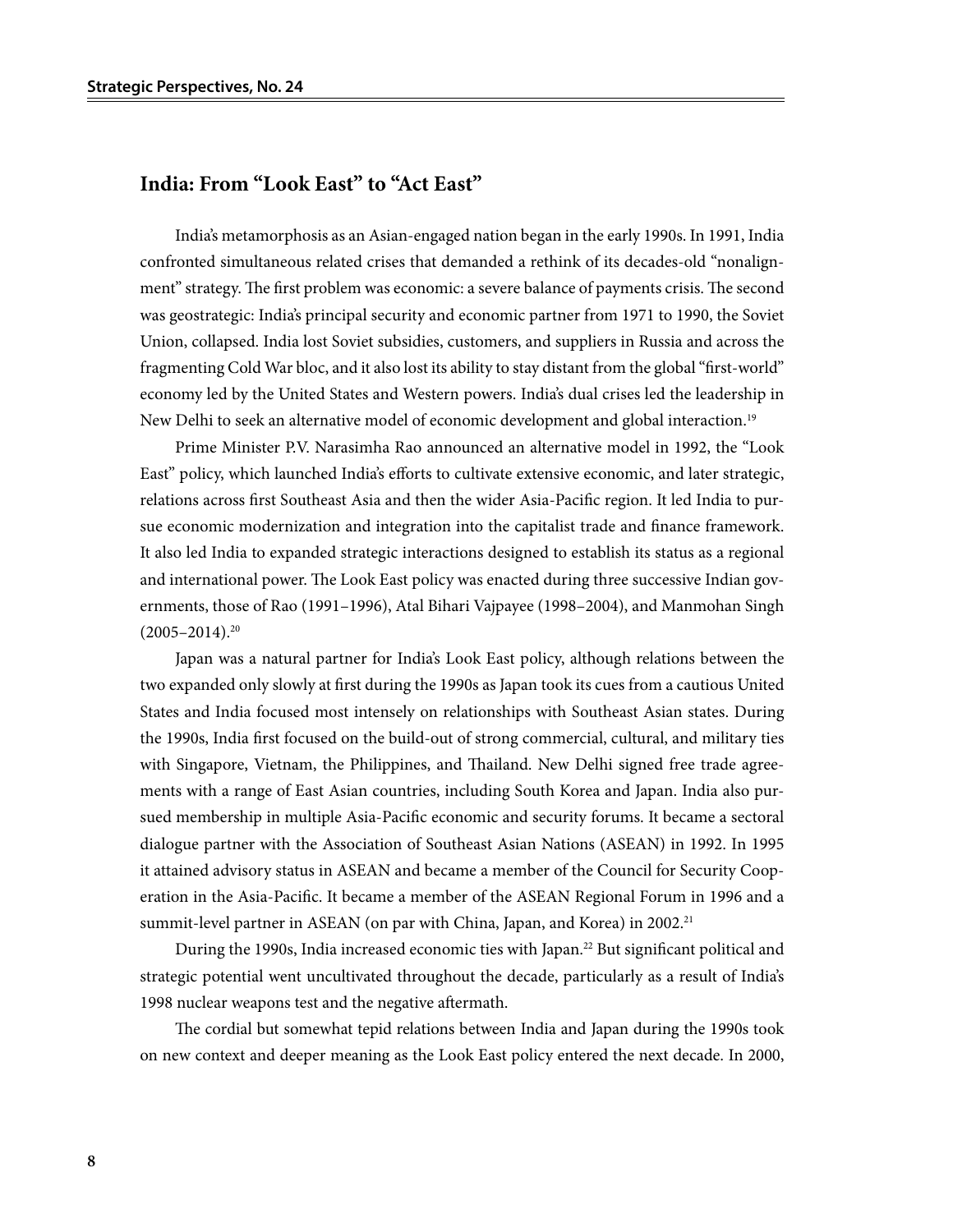## India: From "Look East" to "Act East"

India's metamorphosis as an Asian-engaged nation began in the early 1990s. In 1991, India confronted simultaneous related crises that demanded a rethink of its decades-old "nonalignment" strategy. The first problem was economic: a severe balance of payments crisis. The second was geostrategic: India's principal security and economic partner from 1971 to 1990, the Soviet Union, collapsed. India lost Soviet subsidies, customers, and suppliers in Russia and across the fragmenting Cold War bloc, and it also lost its ability to stay distant from the global "first-world" economy led by the United States and Western powers. India's dual crises led the leadership in New Delhi to seek an alternative model of economic development and global interaction.[19]

Prime Minister P.V. Narasimha Rao announced an alternative model in 1992, the "Look East" policy, which launched India's efforts to cultivate extensive economic, and later strategic, relations across first Southeast Asia and then the wider Asia-Pacific region. It led India to pursue economic modernization and integration into the capitalist trade and finance framework. It also led India to expanded strategic interactions designed to establish its status as a regional and international power. The Look East policy was enacted during three successive Indian governments, those of Rao (1991–1996), Atal Bihari Vajpayee (1998–2004), and Manmohan Singh (2005–2014).[20]

Japan was a natural partner for India's Look East policy, although relations between the two expanded only slowly at first during the 1990s as Japan took its cues from a cautious United States and India focused most intensely on relationships with Southeast Asian states. During the 1990s, India first focused on the build-out of strong commercial, cultural, and military ties with Singapore, Vietnam, the Philippines, and Thailand. New Delhi signed free trade agreements with a range of East Asian countries, including South Korea and Japan. India also pursued membership in multiple Asia-Pacific economic and security forums. It became a sectoral dialogue partner with the Association of Southeast Asian Nations (ASEAN) in 1992. In 1995 it attained advisory status in ASEAN and became a member of the Council for Security Cooperation in the Asia-Pacific. It became a member of the ASEAN Regional Forum in 1996 and a summit-level partner in ASEAN (on par with China, Japan, and Korea) in 2002.[21]

During the 1990s, India increased economic ties with Japan.[22] But significant political and strategic potential went uncultivated throughout the decade, particularly as a result of India's 1998 nuclear weapons test and the negative aftermath.

The cordial but somewhat tepid relations between India and Japan during the 1990s took on new context and deeper meaning as the Look East policy entered the next decade. In 2000,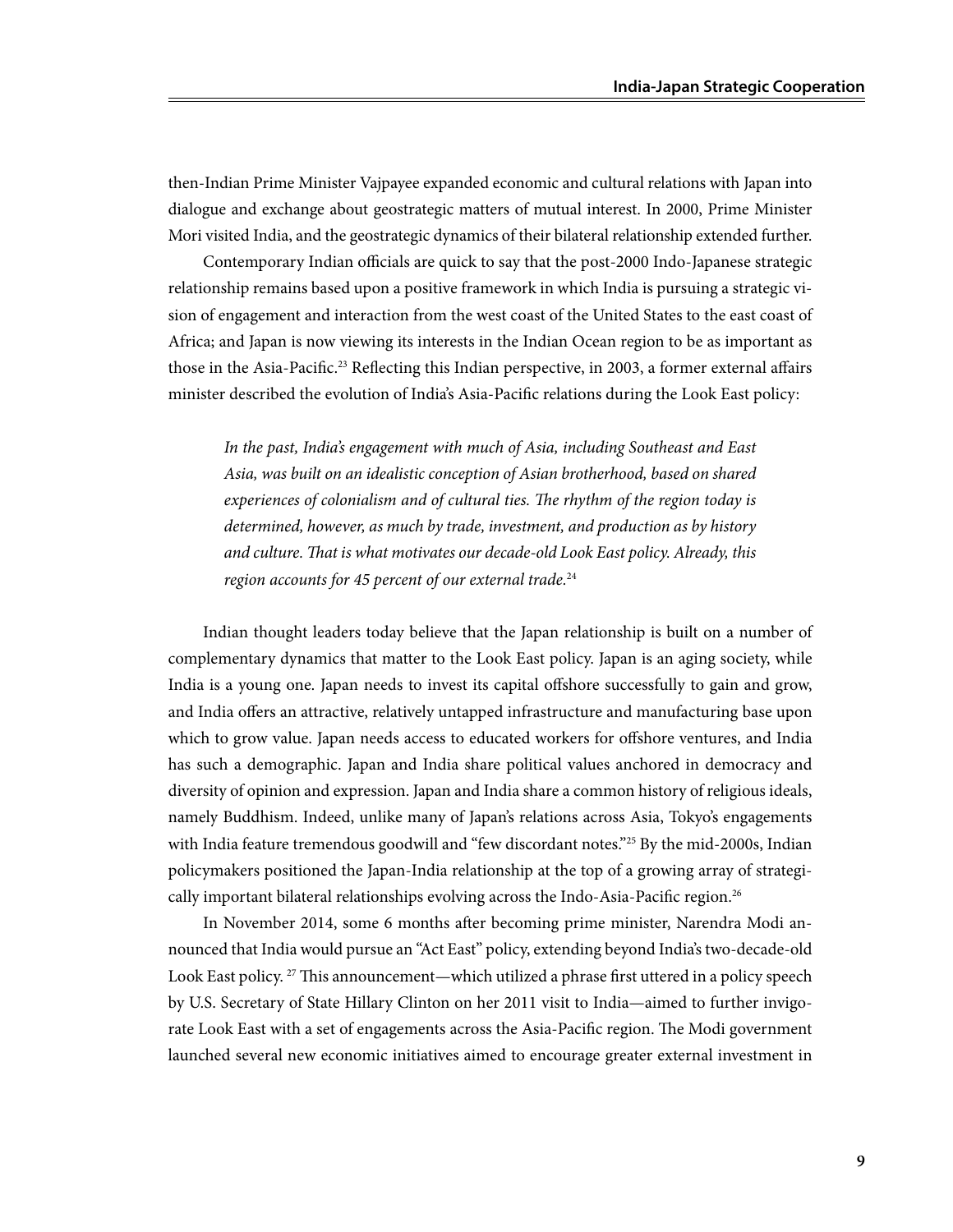then-Indian Prime Minister Vajpayee expanded economic and cultural relations with Japan into dialogue and exchange about geostrategic matters of mutual interest. In 2000, Prime Minister Mori visited India, and the geostrategic dynamics of their bilateral relationship extended further.

Contemporary Indian officials are quick to say that the post-2000 Indo-Japanese strategic relationship remains based upon a positive framework in which India is pursuing a strategic vision of engagement and interaction from the west coast of the United States to the east coast of Africa; and Japan is now viewing its interests in the Indian Ocean region to be as important as those in the Asia-Pacific.[23] Reflecting this Indian perspective, in 2003, a former external affairs minister described the evolution of India's Asia-Pacific relations during the Look East policy:

> *In the past, India's engagement with much of Asia, including Southeast and East Asia, was built on an idealistic conception of Asian brotherhood, based on shared experiences of colonialism and of cultural ties. The rhythm of the region today is determined, however, as much by trade, investment, and production as by history and culture. That is what motivates our decade-old Look East policy. Already, this region accounts for 45 percent of our external trade.*[24]

Indian thought leaders today believe that the Japan relationship is built on a number of complementary dynamics that matter to the Look East policy. Japan is an aging society, while India is a young one. Japan needs to invest its capital offshore successfully to gain and grow, and India offers an attractive, relatively untapped infrastructure and manufacturing base upon which to grow value. Japan needs access to educated workers for offshore ventures, and India has such a demographic. Japan and India share political values anchored in democracy and diversity of opinion and expression. Japan and India share a common history of religious ideals, namely Buddhism. Indeed, unlike many of Japan's relations across Asia, Tokyo's engagements with India feature tremendous goodwill and "few discordant notes."[25] By the mid-2000s, Indian policymakers positioned the Japan-India relationship at the top of a growing array of strategically important bilateral relationships evolving across the Indo-Asia-Pacific region.[26]

In November 2014, some 6 months after becoming prime minister, Narendra Modi announced that India would pursue an "Act East" policy, extending beyond India's two-decade-old Look East policy.[27] This announcement—which utilized a phrase first uttered in a policy speech by U.S. Secretary of State Hillary Clinton on her 2011 visit to India—aimed to further invigorate Look East with a set of engagements across the Asia-Pacific region. The Modi government launched several new economic initiatives aimed to encourage greater external investment in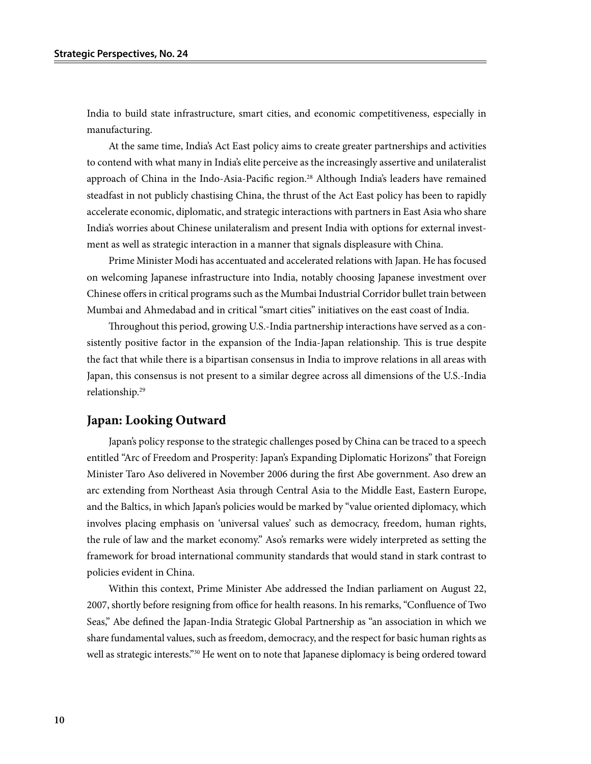India to build state infrastructure, smart cities, and economic competitiveness, especially in manufacturing.

At the same time, India's Act East policy aims to create greater partnerships and activities to contend with what many in India's elite perceive as the increasingly assertive and unilateralist approach of China in the Indo-Asia-Pacific region.[28] Although India's leaders have remained steadfast in not publicly chastising China, the thrust of the Act East policy has been to rapidly accelerate economic, diplomatic, and strategic interactions with partners in East Asia who share India's worries about Chinese unilateralism and present India with options for external investment as well as strategic interaction in a manner that signals displeasure with China.

Prime Minister Modi has accentuated and accelerated relations with Japan. He has focused on welcoming Japanese infrastructure into India, notably choosing Japanese investment over Chinese offers in critical programs such as the Mumbai Industrial Corridor bullet train between Mumbai and Ahmedabad and in critical "smart cities" initiatives on the east coast of India.

Throughout this period, growing U.S.-India partnership interactions have served as a consistently positive factor in the expansion of the India-Japan relationship. This is true despite the fact that while there is a bipartisan consensus in India to improve relations in all areas with Japan, this consensus is not present to a similar degree across all dimensions of the U.S.-India relationship.[29]

## Japan: Looking Outward

Japan's policy response to the strategic challenges posed by China can be traced to a speech entitled "Arc of Freedom and Prosperity: Japan's Expanding Diplomatic Horizons" that Foreign Minister Taro Aso delivered in November 2006 during the first Abe government. Aso drew an arc extending from Northeast Asia through Central Asia to the Middle East, Eastern Europe, and the Baltics, in which Japan's policies would be marked by "value oriented diplomacy, which involves placing emphasis on 'universal values' such as democracy, freedom, human rights, the rule of law and the market economy." Aso's remarks were widely interpreted as setting the framework for broad international community standards that would stand in stark contrast to policies evident in China.

Within this context, Prime Minister Abe addressed the Indian parliament on August 22, 2007, shortly before resigning from office for health reasons. In his remarks, "Confluence of Two Seas," Abe defined the Japan-India Strategic Global Partnership as "an association in which we share fundamental values, such as freedom, democracy, and the respect for basic human rights as well as strategic interests."[30] He went on to note that Japanese diplomacy is being ordered toward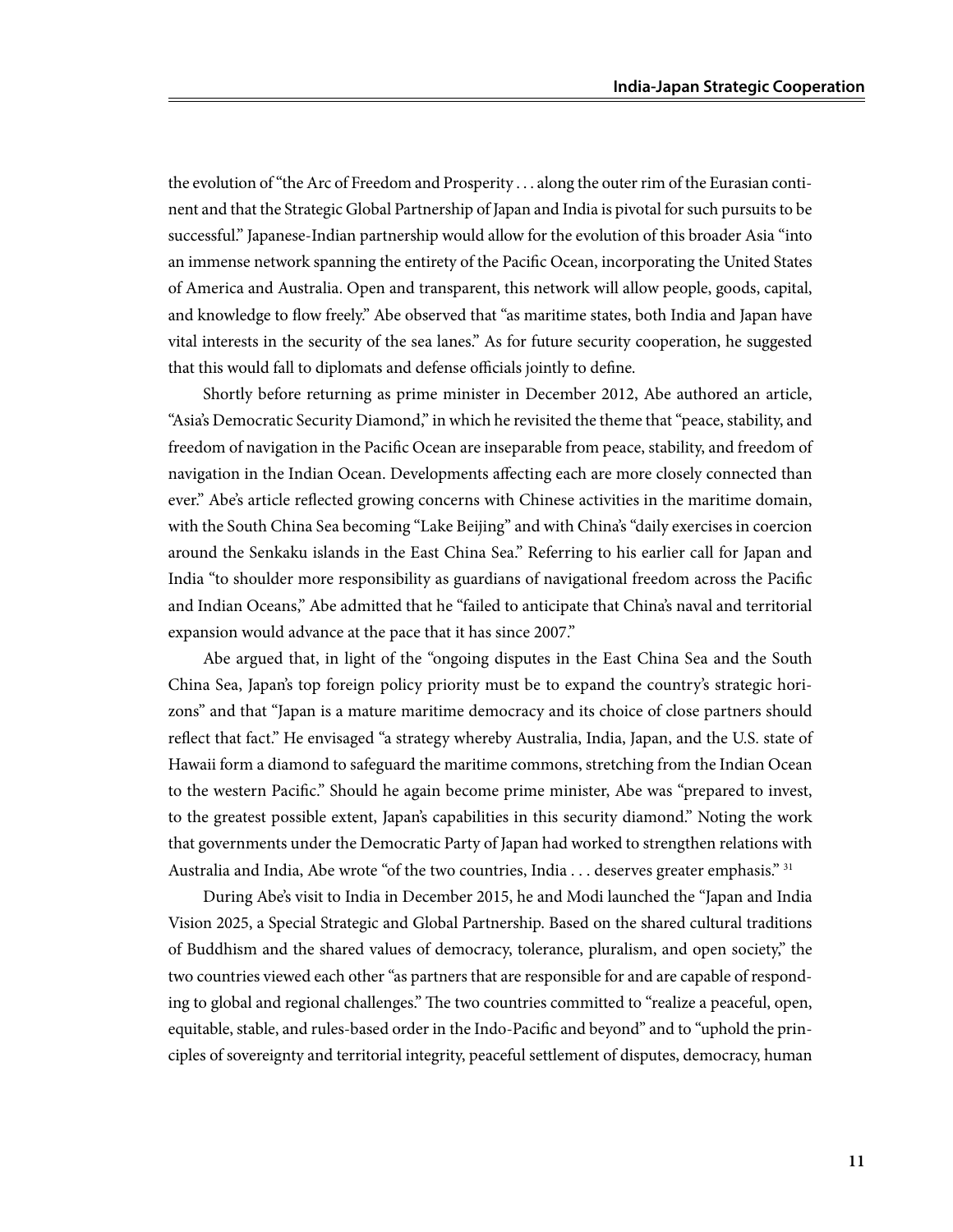the evolution of "the Arc of Freedom and Prosperity . . . along the outer rim of the Eurasian continent and that the Strategic Global Partnership of Japan and India is pivotal for such pursuits to be successful." Japanese-Indian partnership would allow for the evolution of this broader Asia "into an immense network spanning the entirety of the Pacific Ocean, incorporating the United States of America and Australia. Open and transparent, this network will allow people, goods, capital, and knowledge to flow freely." Abe observed that "as maritime states, both India and Japan have vital interests in the security of the sea lanes." As for future security cooperation, he suggested that this would fall to diplomats and defense officials jointly to define.

Shortly before returning as prime minister in December 2012, Abe authored an article, "Asia's Democratic Security Diamond," in which he revisited the theme that "peace, stability, and freedom of navigation in the Pacific Ocean are inseparable from peace, stability, and freedom of navigation in the Indian Ocean. Developments affecting each are more closely connected than ever." Abe's article reflected growing concerns with Chinese activities in the maritime domain, with the South China Sea becoming "Lake Beijing" and with China's "daily exercises in coercion around the Senkaku islands in the East China Sea." Referring to his earlier call for Japan and India "to shoulder more responsibility as guardians of navigational freedom across the Pacific and Indian Oceans," Abe admitted that he "failed to anticipate that China's naval and territorial expansion would advance at the pace that it has since 2007."

Abe argued that, in light of the "ongoing disputes in the East China Sea and the South China Sea, Japan's top foreign policy priority must be to expand the country's strategic horizons" and that "Japan is a mature maritime democracy and its choice of close partners should reflect that fact." He envisaged "a strategy whereby Australia, India, Japan, and the U.S. state of Hawaii form a diamond to safeguard the maritime commons, stretching from the Indian Ocean to the western Pacific." Should he again become prime minister, Abe was "prepared to invest, to the greatest possible extent, Japan's capabilities in this security diamond." Noting the work that governments under the Democratic Party of Japan had worked to strengthen relations with Australia and India, Abe wrote "of the two countries, India . . . deserves greater emphasis." [31]

During Abe's visit to India in December 2015, he and Modi launched the "Japan and India Vision 2025, a Special Strategic and Global Partnership. Based on the shared cultural traditions of Buddhism and the shared values of democracy, tolerance, pluralism, and open society," the two countries viewed each other "as partners that are responsible for and are capable of responding to global and regional challenges." The two countries committed to "realize a peaceful, open, equitable, stable, and rules-based order in the Indo-Pacific and beyond" and to "uphold the principles of sovereignty and territorial integrity, peaceful settlement of disputes, democracy, human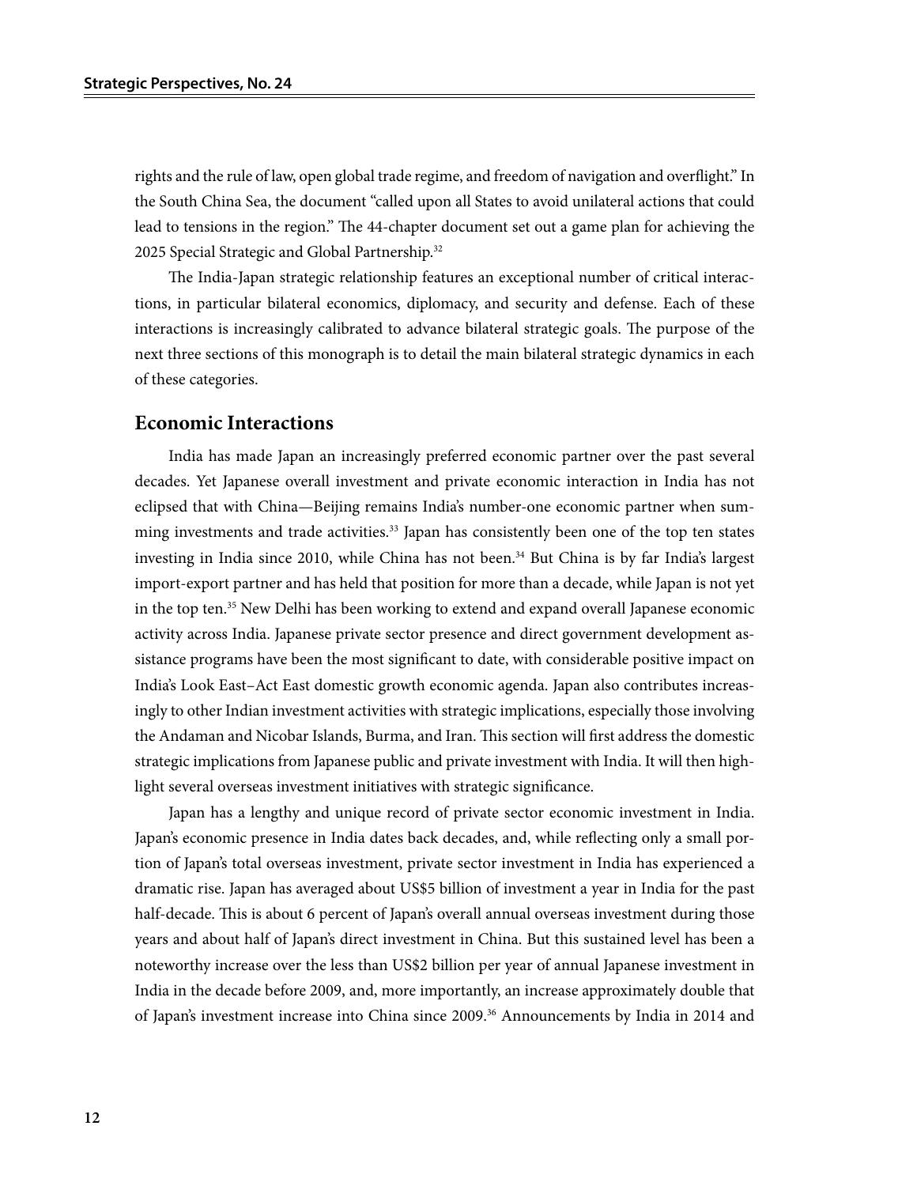rights and the rule of law, open global trade regime, and freedom of navigation and overflight." In the South China Sea, the document "called upon all States to avoid unilateral actions that could lead to tensions in the region." The 44-chapter document set out a game plan for achieving the 2025 Special Strategic and Global Partnership.[32]

The India-Japan strategic relationship features an exceptional number of critical interactions, in particular bilateral economics, diplomacy, and security and defense. Each of these interactions is increasingly calibrated to advance bilateral strategic goals. The purpose of the next three sections of this monograph is to detail the main bilateral strategic dynamics in each of these categories.

## Economic Interactions

India has made Japan an increasingly preferred economic partner over the past several decades. Yet Japanese overall investment and private economic interaction in India has not eclipsed that with China—Beijing remains India's number-one economic partner when summing investments and trade activities.[33] Japan has consistently been one of the top ten states investing in India since 2010, while China has not been.[34] But China is by far India's largest import-export partner and has held that position for more than a decade, while Japan is not yet in the top ten.[35] New Delhi has been working to extend and expand overall Japanese economic activity across India. Japanese private sector presence and direct government development assistance programs have been the most significant to date, with considerable positive impact on India's Look East–Act East domestic growth economic agenda. Japan also contributes increasingly to other Indian investment activities with strategic implications, especially those involving the Andaman and Nicobar Islands, Burma, and Iran. This section will first address the domestic strategic implications from Japanese public and private investment with India. It will then highlight several overseas investment initiatives with strategic significance.

Japan has a lengthy and unique record of private sector economic investment in India. Japan's economic presence in India dates back decades, and, while reflecting only a small portion of Japan's total overseas investment, private sector investment in India has experienced a dramatic rise. Japan has averaged about US$5 billion of investment a year in India for the past half-decade. This is about 6 percent of Japan's overall annual overseas investment during those years and about half of Japan's direct investment in China. But this sustained level has been a noteworthy increase over the less than US$2 billion per year of annual Japanese investment in India in the decade before 2009, and, more importantly, an increase approximately double that of Japan's investment increase into China since 2009.[36] Announcements by India in 2014 and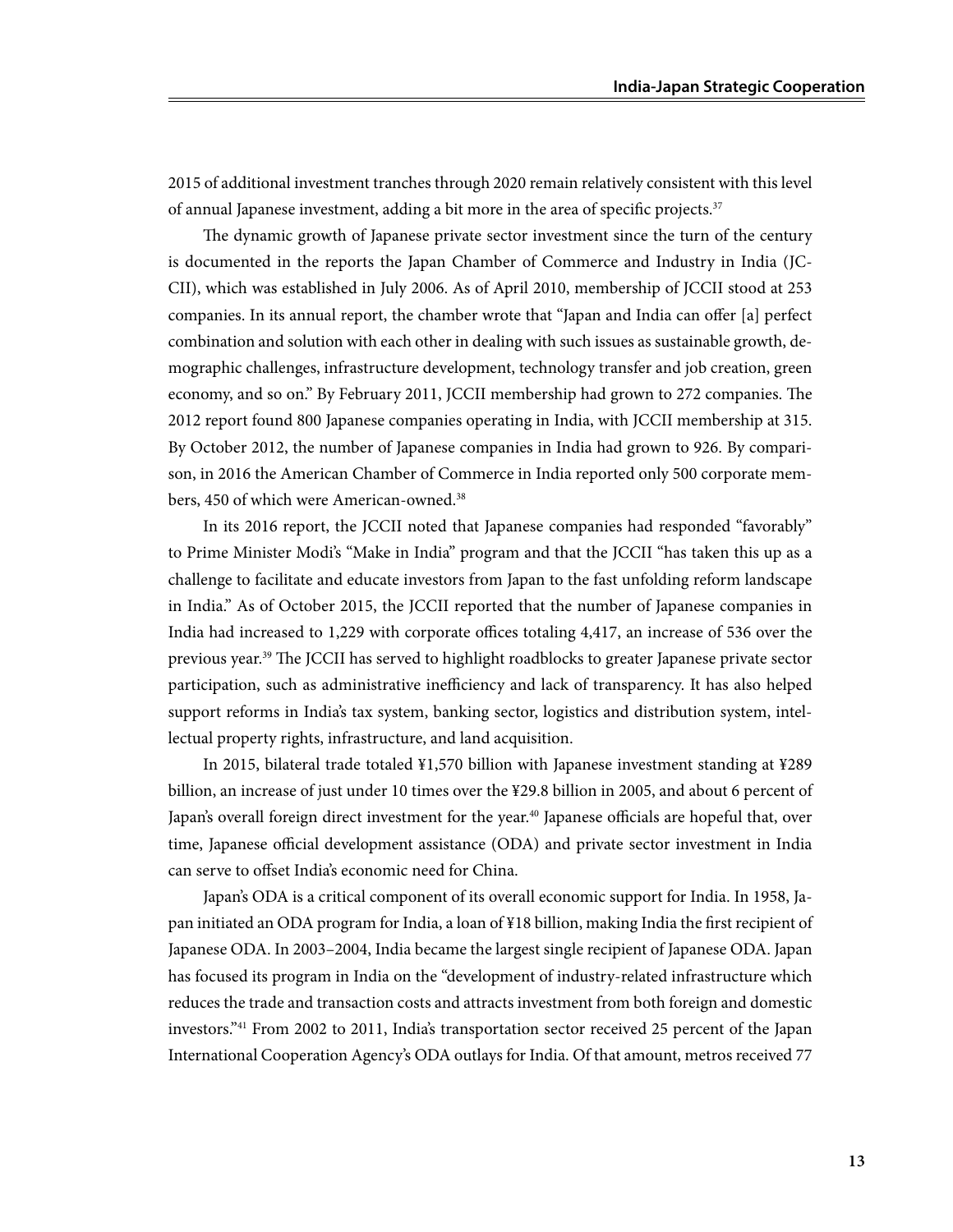2015 of additional investment tranches through 2020 remain relatively consistent with this level of annual Japanese investment, adding a bit more in the area of specific projects.[37]

The dynamic growth of Japanese private sector investment since the turn of the century is documented in the reports the Japan Chamber of Commerce and Industry in India (JCCII), which was established in July 2006. As of April 2010, membership of JCCII stood at 253 companies. In its annual report, the chamber wrote that "Japan and India can offer [a] perfect combination and solution with each other in dealing with such issues as sustainable growth, demographic challenges, infrastructure development, technology transfer and job creation, green economy, and so on." By February 2011, JCCII membership had grown to 272 companies. The 2012 report found 800 Japanese companies operating in India, with JCCII membership at 315. By October 2012, the number of Japanese companies in India had grown to 926. By comparison, in 2016 the American Chamber of Commerce in India reported only 500 corporate members, 450 of which were American-owned.[38]

In its 2016 report, the JCCII noted that Japanese companies had responded "favorably" to Prime Minister Modi's "Make in India" program and that the JCCII "has taken this up as a challenge to facilitate and educate investors from Japan to the fast unfolding reform landscape in India." As of October 2015, the JCCII reported that the number of Japanese companies in India had increased to 1,229 with corporate offices totaling 4,417, an increase of 536 over the previous year.[39] The JCCII has served to highlight roadblocks to greater Japanese private sector participation, such as administrative inefficiency and lack of transparency. It has also helped support reforms in India's tax system, banking sector, logistics and distribution system, intellectual property rights, infrastructure, and land acquisition.

In 2015, bilateral trade totaled ¥1,570 billion with Japanese investment standing at ¥289 billion, an increase of just under 10 times over the ¥29.8 billion in 2005, and about 6 percent of Japan's overall foreign direct investment for the year.[40] Japanese officials are hopeful that, over time, Japanese official development assistance (ODA) and private sector investment in India can serve to offset India's economic need for China.

Japan's ODA is a critical component of its overall economic support for India. In 1958, Japan initiated an ODA program for India, a loan of ¥18 billion, making India the first recipient of Japanese ODA. In 2003–2004, India became the largest single recipient of Japanese ODA. Japan has focused its program in India on the "development of industry-related infrastructure which reduces the trade and transaction costs and attracts investment from both foreign and domestic investors."[41] From 2002 to 2011, India's transportation sector received 25 percent of the Japan International Cooperation Agency's ODA outlays for India. Of that amount, metros received 77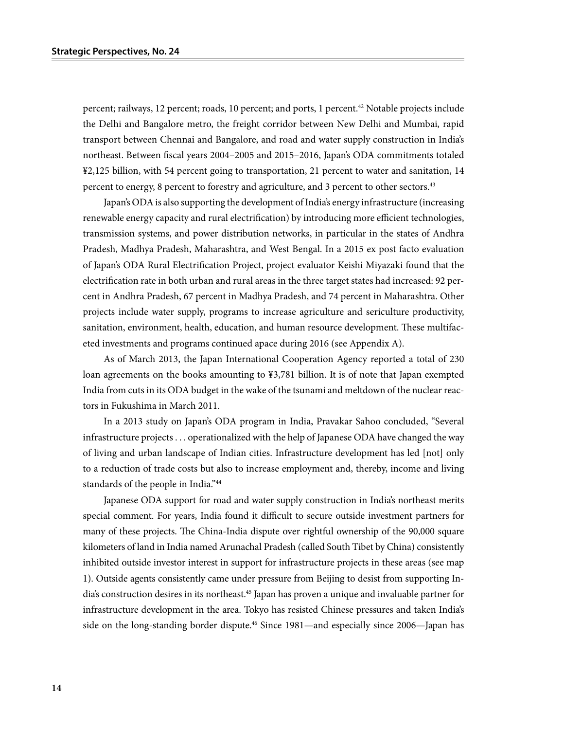percent; railways, 12 percent; roads, 10 percent; and ports, 1 percent.[42] Notable projects include the Delhi and Bangalore metro, the freight corridor between New Delhi and Mumbai, rapid transport between Chennai and Bangalore, and road and water supply construction in India's northeast. Between fiscal years 2004–2005 and 2015–2016, Japan's ODA commitments totaled ¥2,125 billion, with 54 percent going to transportation, 21 percent to water and sanitation, 14 percent to energy, 8 percent to forestry and agriculture, and 3 percent to other sectors.[43]

Japan's ODA is also supporting the development of India's energy infrastructure (increasing renewable energy capacity and rural electrification) by introducing more efficient technologies, transmission systems, and power distribution networks, in particular in the states of Andhra Pradesh, Madhya Pradesh, Maharashtra, and West Bengal. In a 2015 ex post facto evaluation of Japan's ODA Rural Electrification Project, project evaluator Keishi Miyazaki found that the electrification rate in both urban and rural areas in the three target states had increased: 92 percent in Andhra Pradesh, 67 percent in Madhya Pradesh, and 74 percent in Maharashtra. Other projects include water supply, programs to increase agriculture and sericulture productivity, sanitation, environment, health, education, and human resource development. These multifaceted investments and programs continued apace during 2016 (see Appendix A).

As of March 2013, the Japan International Cooperation Agency reported a total of 230 loan agreements on the books amounting to ¥3,781 billion. It is of note that Japan exempted India from cuts in its ODA budget in the wake of the tsunami and meltdown of the nuclear reactors in Fukushima in March 2011.

In a 2013 study on Japan's ODA program in India, Pravakar Sahoo concluded, "Several infrastructure projects . . . operationalized with the help of Japanese ODA have changed the way of living and urban landscape of Indian cities. Infrastructure development has led [not] only to a reduction of trade costs but also to increase employment and, thereby, income and living standards of the people in India."[44]

Japanese ODA support for road and water supply construction in India's northeast merits special comment. For years, India found it difficult to secure outside investment partners for many of these projects. The China-India dispute over rightful ownership of the 90,000 square kilometers of land in India named Arunachal Pradesh (called South Tibet by China) consistently inhibited outside investor interest in support for infrastructure projects in these areas (see map 1). Outside agents consistently came under pressure from Beijing to desist from supporting India's construction desires in its northeast.[45] Japan has proven a unique and invaluable partner for infrastructure development in the area. Tokyo has resisted Chinese pressures and taken India's side on the long-standing border dispute.[46] Since 1981—and especially since 2006—Japan has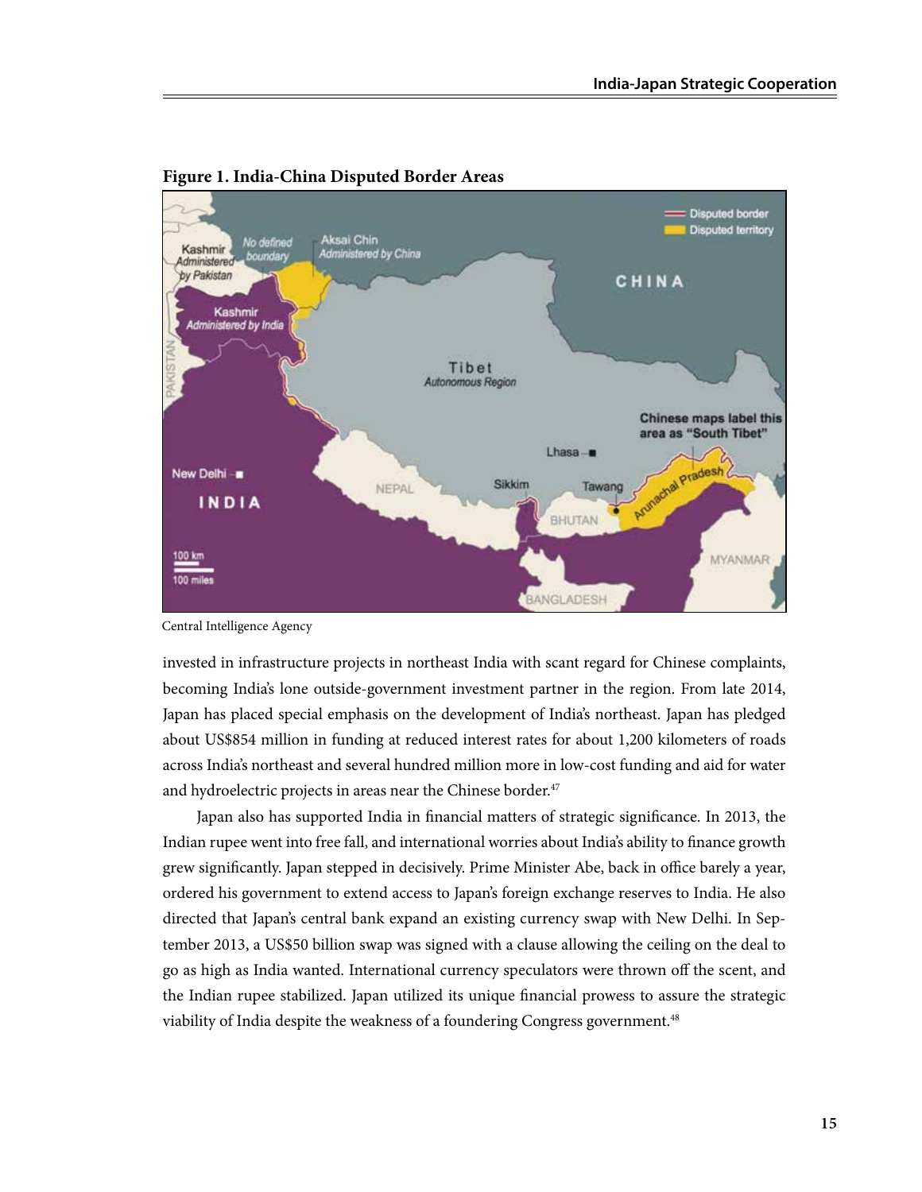**Figure 1. India-China Disputed Border Areas**

Central Intelligence Agency

invested in infrastructure projects in northeast India with scant regard for Chinese complaints, becoming India's lone outside-government investment partner in the region. From late 2014, Japan has placed special emphasis on the development of India's northeast. Japan has pledged about US$854 million in funding at reduced interest rates for about 1,200 kilometers of roads across India's northeast and several hundred million more in low-cost funding and aid for water and hydroelectric projects in areas near the Chinese border.[47]

Japan also has supported India in financial matters of strategic significance. In 2013, the Indian rupee went into free fall, and international worries about India's ability to finance growth grew significantly. Japan stepped in decisively. Prime Minister Abe, back in office barely a year, ordered his government to extend access to Japan's foreign exchange reserves to India. He also directed that Japan's central bank expand an existing currency swap with New Delhi. In September 2013, a US$50 billion swap was signed with a clause allowing the ceiling on the deal to go as high as India wanted. International currency speculators were thrown off the scent, and the Indian rupee stabilized. Japan utilized its unique financial prowess to assure the strategic viability of India despite the weakness of a foundering Congress government.[48]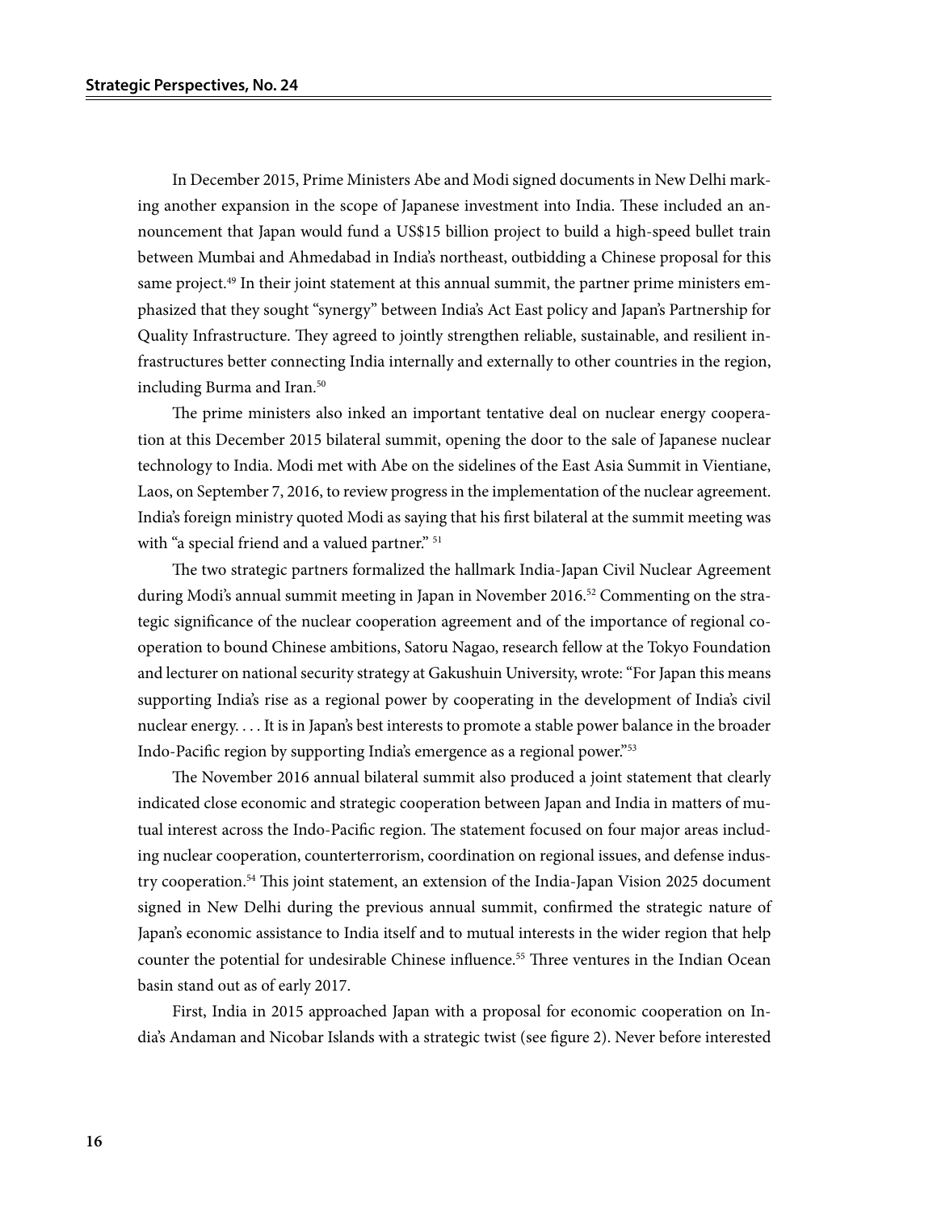In December 2015, Prime Ministers Abe and Modi signed documents in New Delhi marking another expansion in the scope of Japanese investment into India. These included an announcement that Japan would fund a US$15 billion project to build a high-speed bullet train between Mumbai and Ahmedabad in India's northeast, outbidding a Chinese proposal for this same project.[49] In their joint statement at this annual summit, the partner prime ministers emphasized that they sought "synergy" between India's Act East policy and Japan's Partnership for Quality Infrastructure. They agreed to jointly strengthen reliable, sustainable, and resilient infrastructures better connecting India internally and externally to other countries in the region, including Burma and Iran.[50]

The prime ministers also inked an important tentative deal on nuclear energy cooperation at this December 2015 bilateral summit, opening the door to the sale of Japanese nuclear technology to India. Modi met with Abe on the sidelines of the East Asia Summit in Vientiane, Laos, on September 7, 2016, to review progress in the implementation of the nuclear agreement. India's foreign ministry quoted Modi as saying that his first bilateral at the summit meeting was with "a special friend and a valued partner." [51]

The two strategic partners formalized the hallmark India-Japan Civil Nuclear Agreement during Modi's annual summit meeting in Japan in November 2016.[52] Commenting on the strategic significance of the nuclear cooperation agreement and of the importance of regional cooperation to bound Chinese ambitions, Satoru Nagao, research fellow at the Tokyo Foundation and lecturer on national security strategy at Gakushuin University, wrote: "For Japan this means supporting India's rise as a regional power by cooperating in the development of India's civil nuclear energy. . . . It is in Japan's best interests to promote a stable power balance in the broader Indo-Pacific region by supporting India's emergence as a regional power."[53]

The November 2016 annual bilateral summit also produced a joint statement that clearly indicated close economic and strategic cooperation between Japan and India in matters of mutual interest across the Indo-Pacific region. The statement focused on four major areas including nuclear cooperation, counterterrorism, coordination on regional issues, and defense industry cooperation.[54] This joint statement, an extension of the India-Japan Vision 2025 document signed in New Delhi during the previous annual summit, confirmed the strategic nature of Japan's economic assistance to India itself and to mutual interests in the wider region that help counter the potential for undesirable Chinese influence.[55] Three ventures in the Indian Ocean basin stand out as of early 2017.

First, India in 2015 approached Japan with a proposal for economic cooperation on India's Andaman and Nicobar Islands with a strategic twist (see figure 2). Never before interested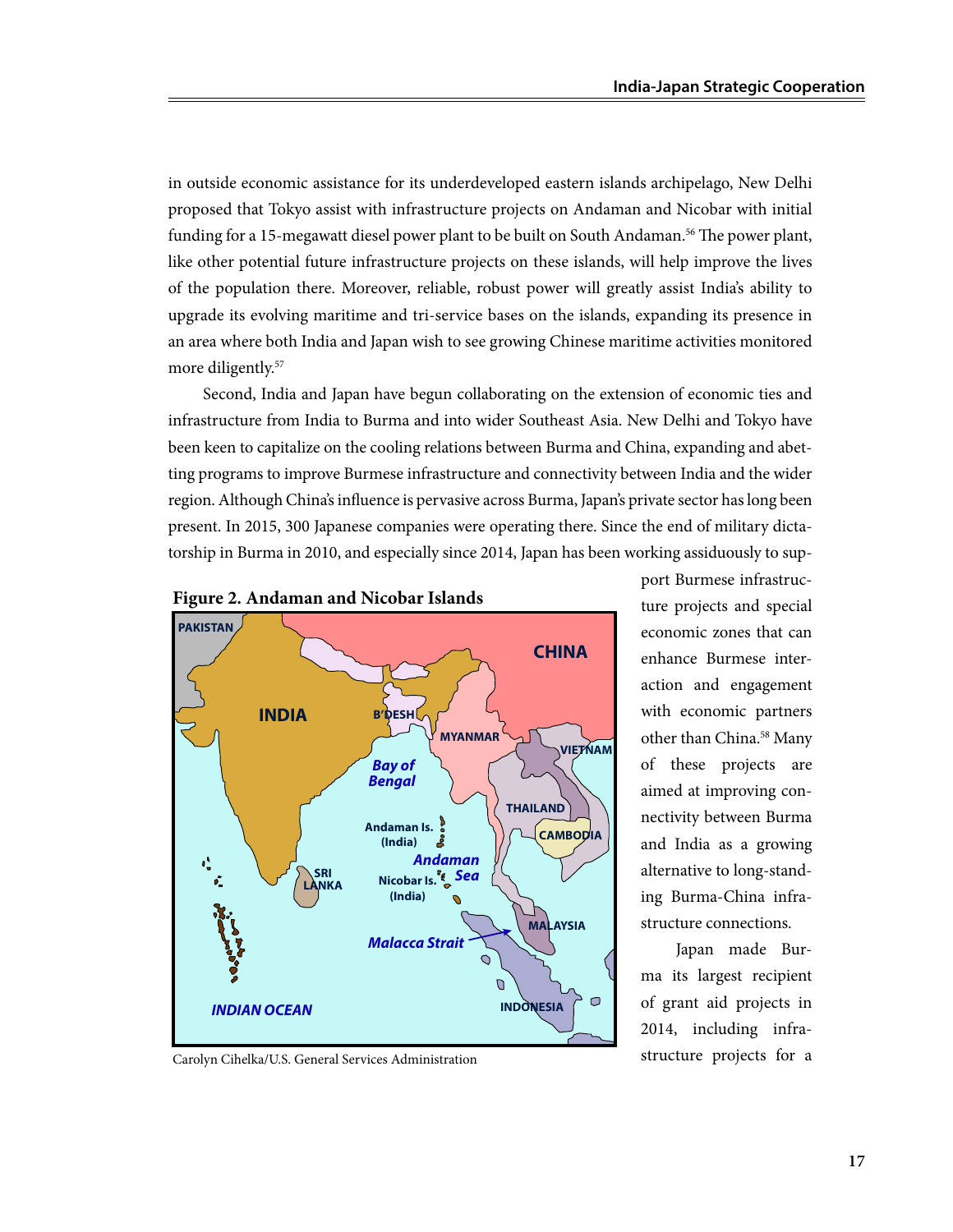in outside economic assistance for its underdeveloped eastern islands archipelago, New Delhi proposed that Tokyo assist with infrastructure projects on Andaman and Nicobar with initial funding for a 15-megawatt diesel power plant to be built on South Andaman.[56] The power plant, like other potential future infrastructure projects on these islands, will help improve the lives of the population there. Moreover, reliable, robust power will greatly assist India's ability to upgrade its evolving maritime and tri-service bases on the islands, expanding its presence in an area where both India and Japan wish to see growing Chinese maritime activities monitored more diligently.[57]

Second, India and Japan have begun collaborating on the extension of economic ties and infrastructure from India to Burma and into wider Southeast Asia. New Delhi and Tokyo have been keen to capitalize on the cooling relations between Burma and China, expanding and abetting programs to improve Burmese infrastructure and connectivity between India and the wider region. Although China's influence is pervasive across Burma, Japan's private sector has long been present. In 2015, 300 Japanese companies were operating there. Since the end of military dictatorship in Burma in 2010, and especially since 2014, Japan has been working assiduously to support Burmese infrastructure projects and special economic zones that can enhance Burmese interaction and engagement with economic partners other than China.[58] Many of these projects are aimed at improving connectivity between Burma and India as a growing alternative to long-standing Burma-China infrastructure connections.

**Figure 2. Andaman and Nicobar Islands**

Carolyn Cihelka/U.S. General Services Administration

Japan made Burma its largest recipient of grant aid projects in 2014, including infrastructure projects for a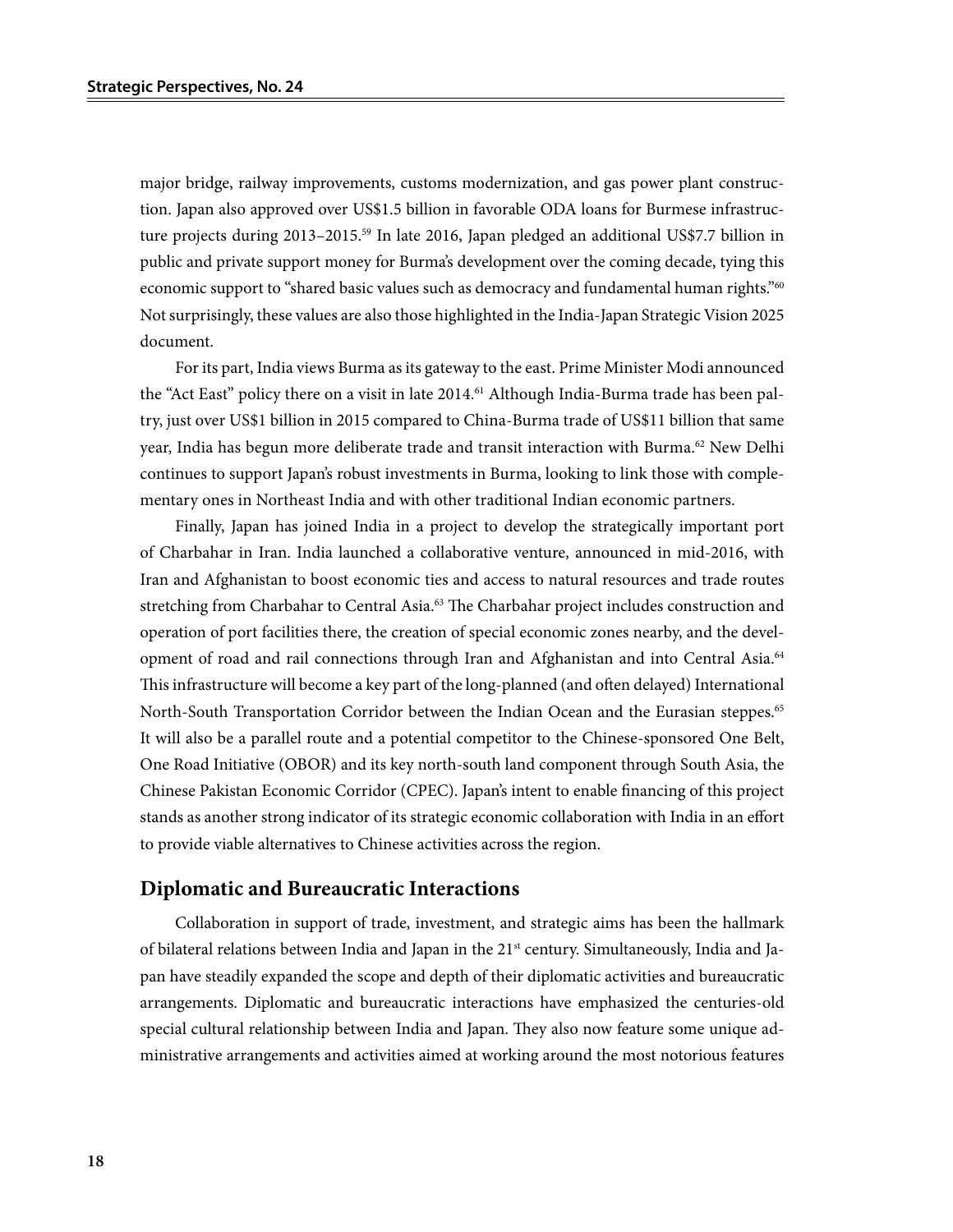major bridge, railway improvements, customs modernization, and gas power plant construction. Japan also approved over US$1.5 billion in favorable ODA loans for Burmese infrastructure projects during 2013–2015.[59] In late 2016, Japan pledged an additional US$7.7 billion in public and private support money for Burma's development over the coming decade, tying this economic support to "shared basic values such as democracy and fundamental human rights."[60] Not surprisingly, these values are also those highlighted in the India-Japan Strategic Vision 2025 document.

For its part, India views Burma as its gateway to the east. Prime Minister Modi announced the "Act East" policy there on a visit in late 2014.[61] Although India-Burma trade has been paltry, just over US$1 billion in 2015 compared to China-Burma trade of US$11 billion that same year, India has begun more deliberate trade and transit interaction with Burma.[62] New Delhi continues to support Japan's robust investments in Burma, looking to link those with complementary ones in Northeast India and with other traditional Indian economic partners.

Finally, Japan has joined India in a project to develop the strategically important port of Charbahar in Iran. India launched a collaborative venture, announced in mid-2016, with Iran and Afghanistan to boost economic ties and access to natural resources and trade routes stretching from Charbahar to Central Asia.[63] The Charbahar project includes construction and operation of port facilities there, the creation of special economic zones nearby, and the development of road and rail connections through Iran and Afghanistan and into Central Asia.[64] This infrastructure will become a key part of the long-planned (and often delayed) International North-South Transportation Corridor between the Indian Ocean and the Eurasian steppes.[65] It will also be a parallel route and a potential competitor to the Chinese-sponsored One Belt, One Road Initiative (OBOR) and its key north-south land component through South Asia, the Chinese Pakistan Economic Corridor (CPEC). Japan's intent to enable financing of this project stands as another strong indicator of its strategic economic collaboration with India in an effort to provide viable alternatives to Chinese activities across the region.

## Diplomatic and Bureaucratic Interactions

Collaboration in support of trade, investment, and strategic aims has been the hallmark of bilateral relations between India and Japan in the 21st century. Simultaneously, India and Japan have steadily expanded the scope and depth of their diplomatic activities and bureaucratic arrangements. Diplomatic and bureaucratic interactions have emphasized the centuries-old special cultural relationship between India and Japan. They also now feature some unique administrative arrangements and activities aimed at working around the most notorious features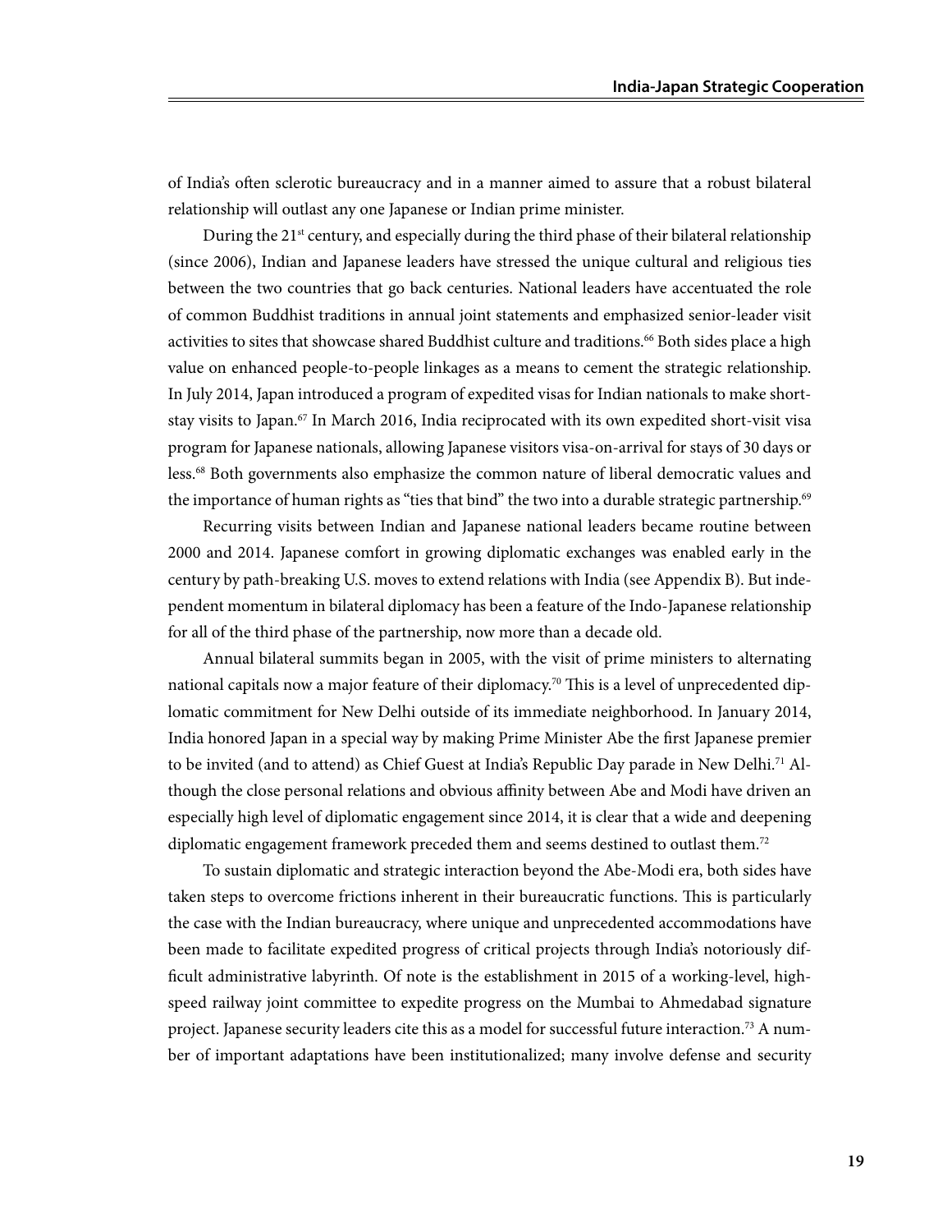of India's often sclerotic bureaucracy and in a manner aimed to assure that a robust bilateral relationship will outlast any one Japanese or Indian prime minister.

During the 21st century, and especially during the third phase of their bilateral relationship (since 2006), Indian and Japanese leaders have stressed the unique cultural and religious ties between the two countries that go back centuries. National leaders have accentuated the role of common Buddhist traditions in annual joint statements and emphasized senior-leader visit activities to sites that showcase shared Buddhist culture and traditions.[66] Both sides place a high value on enhanced people-to-people linkages as a means to cement the strategic relationship. In July 2014, Japan introduced a program of expedited visas for Indian nationals to make short-stay visits to Japan.[67] In March 2016, India reciprocated with its own expedited short-visit visa program for Japanese nationals, allowing Japanese visitors visa-on-arrival for stays of 30 days or less.[68] Both governments also emphasize the common nature of liberal democratic values and the importance of human rights as "ties that bind" the two into a durable strategic partnership.[69]

Recurring visits between Indian and Japanese national leaders became routine between 2000 and 2014. Japanese comfort in growing diplomatic exchanges was enabled early in the century by path-breaking U.S. moves to extend relations with India (see Appendix B). But independent momentum in bilateral diplomacy has been a feature of the Indo-Japanese relationship for all of the third phase of the partnership, now more than a decade old.

Annual bilateral summits began in 2005, with the visit of prime ministers to alternating national capitals now a major feature of their diplomacy.[70] This is a level of unprecedented diplomatic commitment for New Delhi outside of its immediate neighborhood. In January 2014, India honored Japan in a special way by making Prime Minister Abe the first Japanese premier to be invited (and to attend) as Chief Guest at India's Republic Day parade in New Delhi.[71] Although the close personal relations and obvious affinity between Abe and Modi have driven an especially high level of diplomatic engagement since 2014, it is clear that a wide and deepening diplomatic engagement framework preceded them and seems destined to outlast them.[72]

To sustain diplomatic and strategic interaction beyond the Abe-Modi era, both sides have taken steps to overcome frictions inherent in their bureaucratic functions. This is particularly the case with the Indian bureaucracy, where unique and unprecedented accommodations have been made to facilitate expedited progress of critical projects through India's notoriously difficult administrative labyrinth. Of note is the establishment in 2015 of a working-level, high-speed railway joint committee to expedite progress on the Mumbai to Ahmedabad signature project. Japanese security leaders cite this as a model for successful future interaction.[73] A number of important adaptations have been institutionalized; many involve defense and security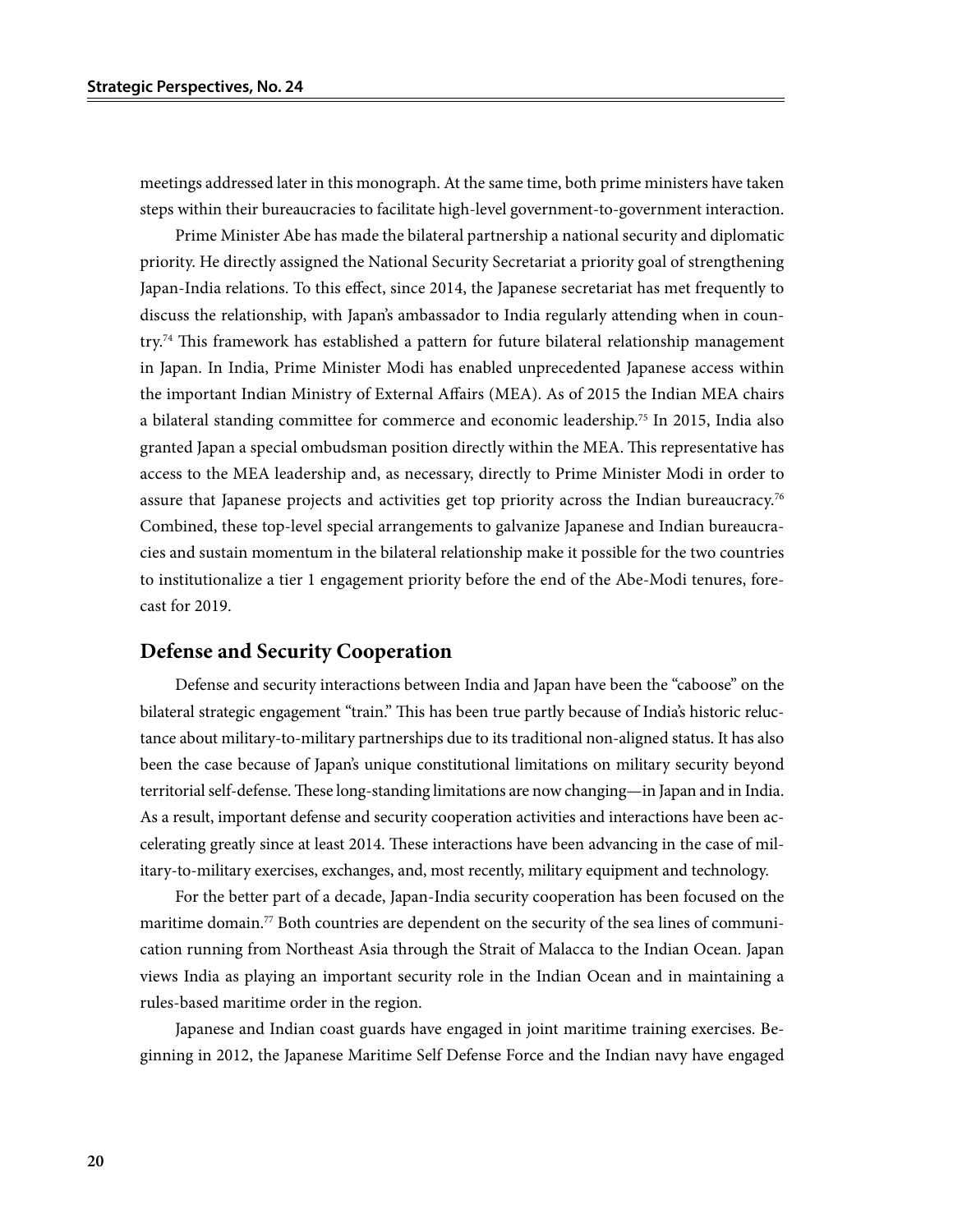meetings addressed later in this monograph. At the same time, both prime ministers have taken steps within their bureaucracies to facilitate high-level government-to-government interaction.

Prime Minister Abe has made the bilateral partnership a national security and diplomatic priority. He directly assigned the National Security Secretariat a priority goal of strengthening Japan-India relations. To this effect, since 2014, the Japanese secretariat has met frequently to discuss the relationship, with Japan's ambassador to India regularly attending when in country.[74] This framework has established a pattern for future bilateral relationship management in Japan. In India, Prime Minister Modi has enabled unprecedented Japanese access within the important Indian Ministry of External Affairs (MEA). As of 2015 the Indian MEA chairs a bilateral standing committee for commerce and economic leadership.[75] In 2015, India also granted Japan a special ombudsman position directly within the MEA. This representative has access to the MEA leadership and, as necessary, directly to Prime Minister Modi in order to assure that Japanese projects and activities get top priority across the Indian bureaucracy.[76] Combined, these top-level special arrangements to galvanize Japanese and Indian bureaucracies and sustain momentum in the bilateral relationship make it possible for the two countries to institutionalize a tier 1 engagement priority before the end of the Abe-Modi tenures, forecast for 2019.

## Defense and Security Cooperation

Defense and security interactions between India and Japan have been the "caboose" on the bilateral strategic engagement "train." This has been true partly because of India's historic reluctance about military-to-military partnerships due to its traditional non-aligned status. It has also been the case because of Japan's unique constitutional limitations on military security beyond territorial self-defense. These long-standing limitations are now changing—in Japan and in India. As a result, important defense and security cooperation activities and interactions have been accelerating greatly since at least 2014. These interactions have been advancing in the case of military-to-military exercises, exchanges, and, most recently, military equipment and technology.

For the better part of a decade, Japan-India security cooperation has been focused on the maritime domain.[77] Both countries are dependent on the security of the sea lines of communication running from Northeast Asia through the Strait of Malacca to the Indian Ocean. Japan views India as playing an important security role in the Indian Ocean and in maintaining a rules-based maritime order in the region.

Japanese and Indian coast guards have engaged in joint maritime training exercises. Beginning in 2012, the Japanese Maritime Self Defense Force and the Indian navy have engaged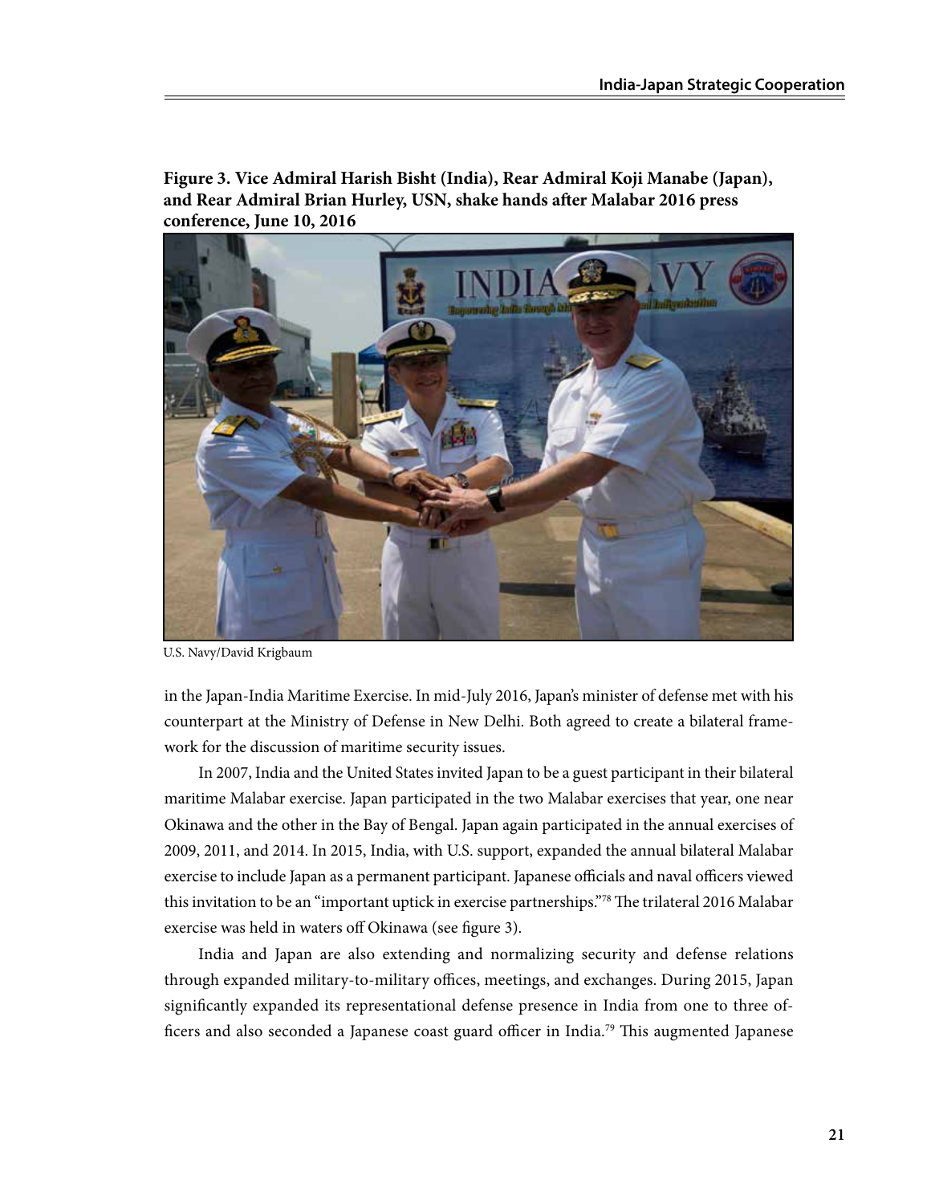**Figure 3. Vice Admiral Harish Bisht (India), Rear Admiral Koji Manabe (Japan), and Rear Admiral Brian Hurley, USN, shake hands after Malabar 2016 press conference, June 10, 2016**

U.S. Navy/David Krigbaum

in the Japan-India Maritime Exercise. In mid-July 2016, Japan's minister of defense met with his counterpart at the Ministry of Defense in New Delhi. Both agreed to create a bilateral framework for the discussion of maritime security issues.

In 2007, India and the United States invited Japan to be a guest participant in their bilateral maritime Malabar exercise. Japan participated in the two Malabar exercises that year, one near Okinawa and the other in the Bay of Bengal. Japan again participated in the annual exercises of 2009, 2011, and 2014. In 2015, India, with U.S. support, expanded the annual bilateral Malabar exercise to include Japan as a permanent participant. Japanese officials and naval officers viewed this invitation to be an "important uptick in exercise partnerships."[78] The trilateral 2016 Malabar exercise was held in waters off Okinawa (see figure 3).

India and Japan are also extending and normalizing security and defense relations through expanded military-to-military offices, meetings, and exchanges. During 2015, Japan significantly expanded its representational defense presence in India from one to three officers and also seconded a Japanese coast guard officer in India.[79] This augmented Japanese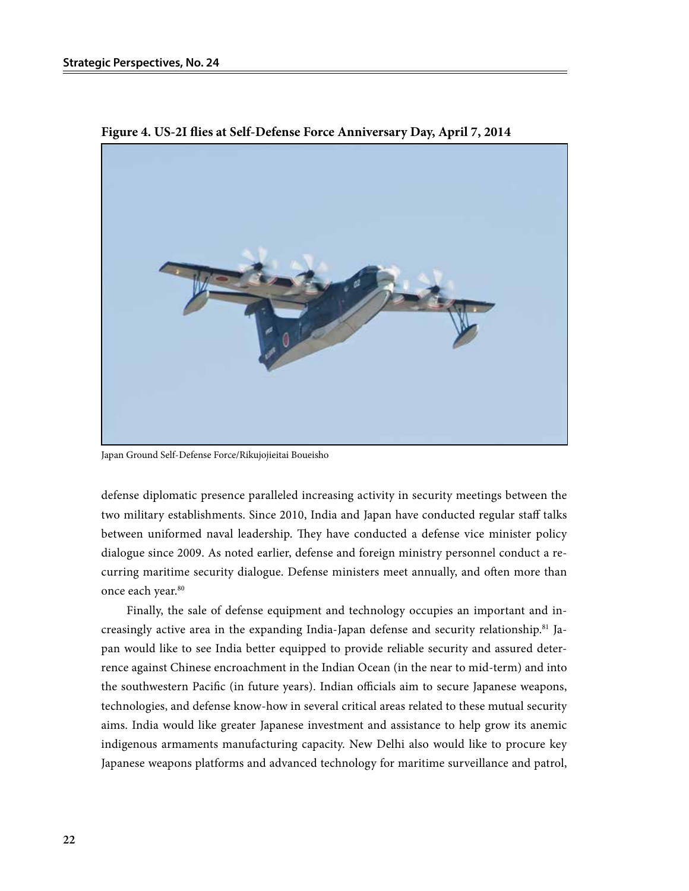**Figure 4. US-2I flies at Self-Defense Force Anniversary Day, April 7, 2014**

Japan Ground Self-Defense Force/Rikujojieitai Boueisho

defense diplomatic presence paralleled increasing activity in security meetings between the two military establishments. Since 2010, India and Japan have conducted regular staff talks between uniformed naval leadership. They have conducted a defense vice minister policy dialogue since 2009. As noted earlier, defense and foreign ministry personnel conduct a recurring maritime security dialogue. Defense ministers meet annually, and often more than once each year.[80]

Finally, the sale of defense equipment and technology occupies an important and increasingly active area in the expanding India-Japan defense and security relationship.[81] Japan would like to see India better equipped to provide reliable security and assured deterrence against Chinese encroachment in the Indian Ocean (in the near to mid-term) and into the southwestern Pacific (in future years). Indian officials aim to secure Japanese weapons, technologies, and defense know-how in several critical areas related to these mutual security aims. India would like greater Japanese investment and assistance to help grow its anemic indigenous armaments manufacturing capacity. New Delhi also would like to procure key Japanese weapons platforms and advanced technology for maritime surveillance and patrol,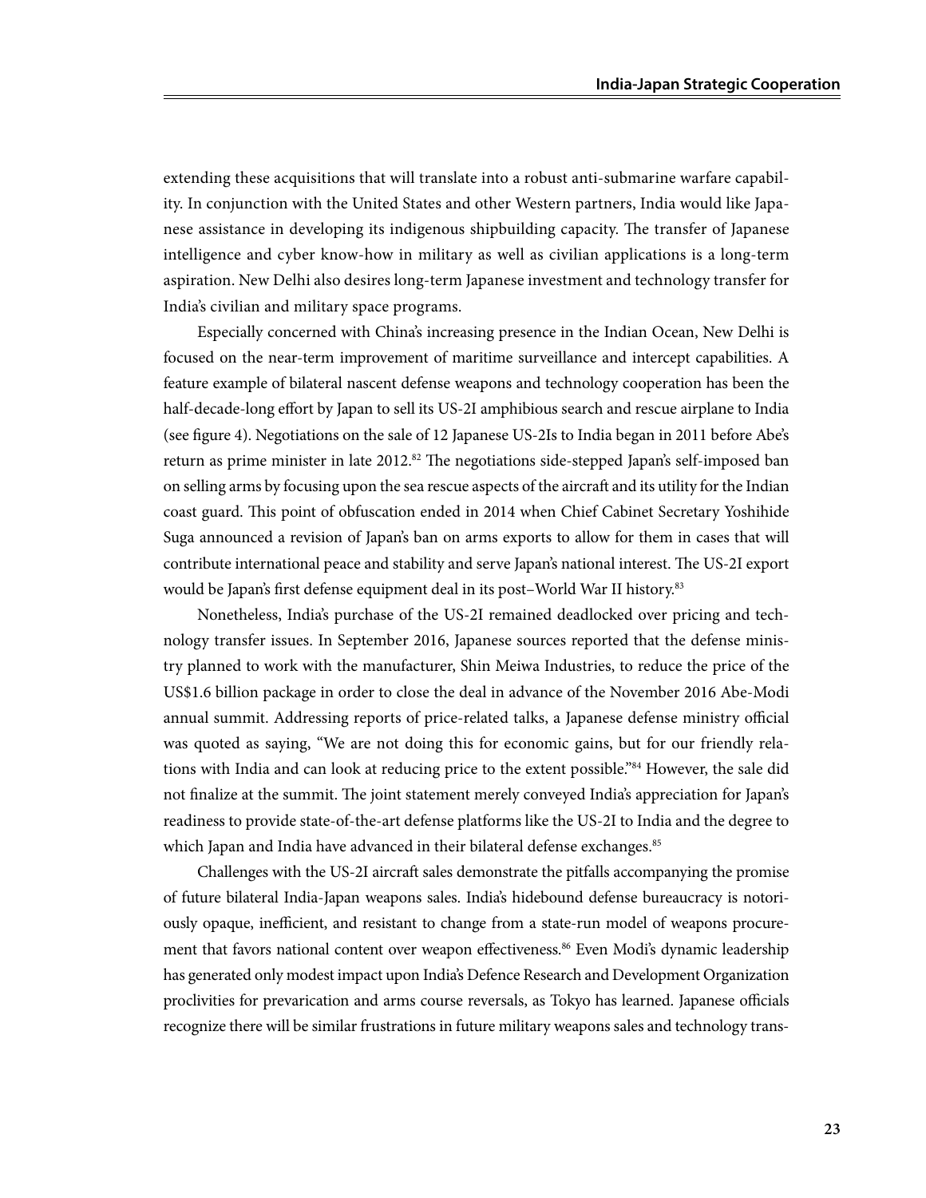extending these acquisitions that will translate into a robust anti-submarine warfare capability. In conjunction with the United States and other Western partners, India would like Japanese assistance in developing its indigenous shipbuilding capacity. The transfer of Japanese intelligence and cyber know-how in military as well as civilian applications is a long-term aspiration. New Delhi also desires long-term Japanese investment and technology transfer for India's civilian and military space programs.

Especially concerned with China's increasing presence in the Indian Ocean, New Delhi is focused on the near-term improvement of maritime surveillance and intercept capabilities. A feature example of bilateral nascent defense weapons and technology cooperation has been the half-decade-long effort by Japan to sell its US-2I amphibious search and rescue airplane to India (see figure 4). Negotiations on the sale of 12 Japanese US-2Is to India began in 2011 before Abe's return as prime minister in late 2012.[82] The negotiations side-stepped Japan's self-imposed ban on selling arms by focusing upon the sea rescue aspects of the aircraft and its utility for the Indian coast guard. This point of obfuscation ended in 2014 when Chief Cabinet Secretary Yoshihide Suga announced a revision of Japan's ban on arms exports to allow for them in cases that will contribute international peace and stability and serve Japan's national interest. The US-2I export would be Japan's first defense equipment deal in its post–World War II history.[83]

Nonetheless, India's purchase of the US-2I remained deadlocked over pricing and technology transfer issues. In September 2016, Japanese sources reported that the defense ministry planned to work with the manufacturer, Shin Meiwa Industries, to reduce the price of the US$1.6 billion package in order to close the deal in advance of the November 2016 Abe-Modi annual summit. Addressing reports of price-related talks, a Japanese defense ministry official was quoted as saying, "We are not doing this for economic gains, but for our friendly relations with India and can look at reducing price to the extent possible."[84] However, the sale did not finalize at the summit. The joint statement merely conveyed India's appreciation for Japan's readiness to provide state-of-the-art defense platforms like the US-2I to India and the degree to which Japan and India have advanced in their bilateral defense exchanges.[85]

Challenges with the US-2I aircraft sales demonstrate the pitfalls accompanying the promise of future bilateral India-Japan weapons sales. India's hidebound defense bureaucracy is notoriously opaque, inefficient, and resistant to change from a state-run model of weapons procurement that favors national content over weapon effectiveness.[86] Even Modi's dynamic leadership has generated only modest impact upon India's Defence Research and Development Organization proclivities for prevarication and arms course reversals, as Tokyo has learned. Japanese officials recognize there will be similar frustrations in future military weapons sales and technology trans-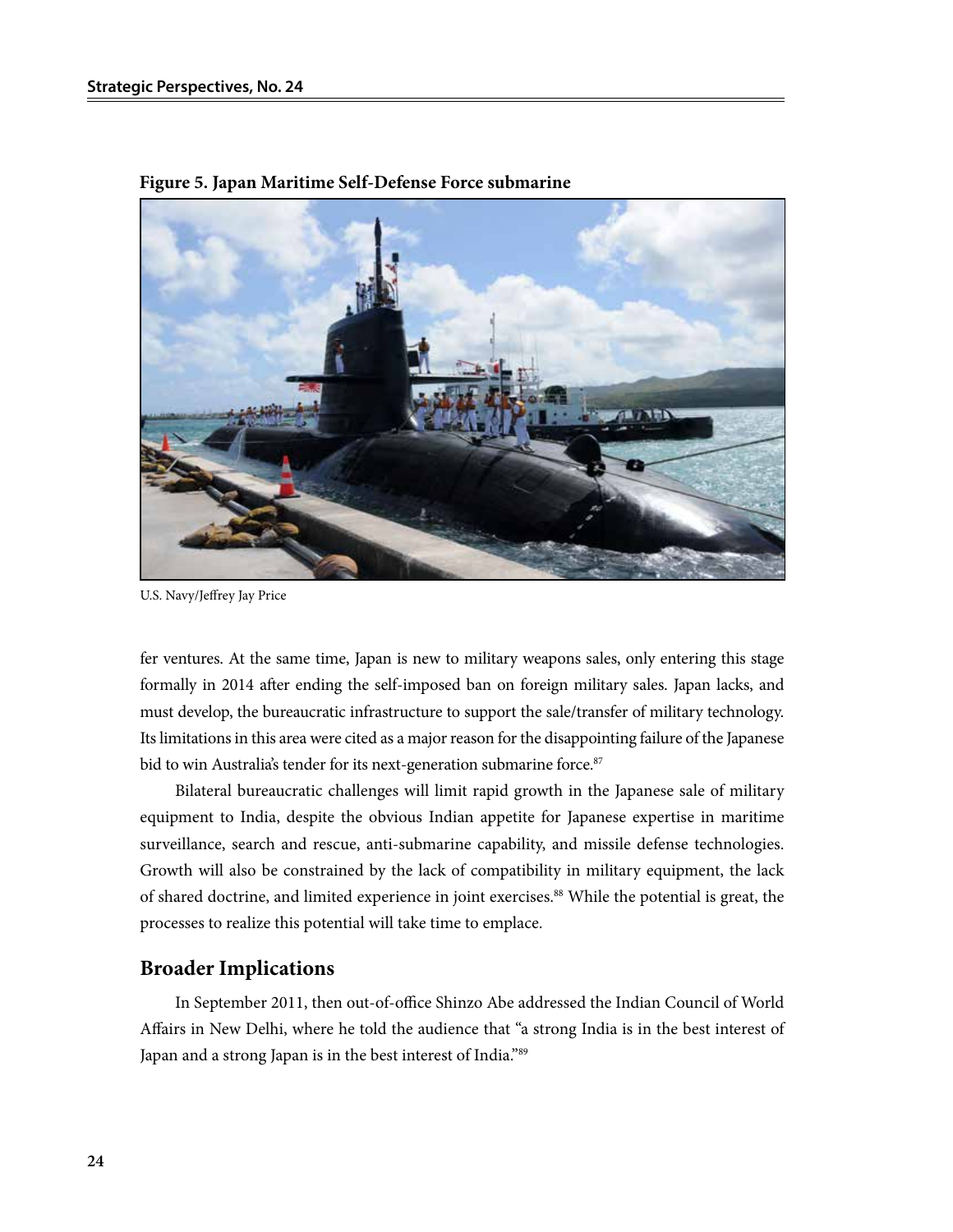**Figure 5. Japan Maritime Self-Defense Force submarine**

U.S. Navy/Jeffrey Jay Price

fer ventures. At the same time, Japan is new to military weapons sales, only entering this stage formally in 2014 after ending the self-imposed ban on foreign military sales. Japan lacks, and must develop, the bureaucratic infrastructure to support the sale/transfer of military technology. Its limitations in this area were cited as a major reason for the disappointing failure of the Japanese bid to win Australia's tender for its next-generation submarine force.[87]

Bilateral bureaucratic challenges will limit rapid growth in the Japanese sale of military equipment to India, despite the obvious Indian appetite for Japanese expertise in maritime surveillance, search and rescue, anti-submarine capability, and missile defense technologies. Growth will also be constrained by the lack of compatibility in military equipment, the lack of shared doctrine, and limited experience in joint exercises.[88] While the potential is great, the processes to realize this potential will take time to emplace.

## Broader Implications

In September 2011, then out-of-office Shinzo Abe addressed the Indian Council of World Affairs in New Delhi, where he told the audience that "a strong India is in the best interest of Japan and a strong Japan is in the best interest of India."[89]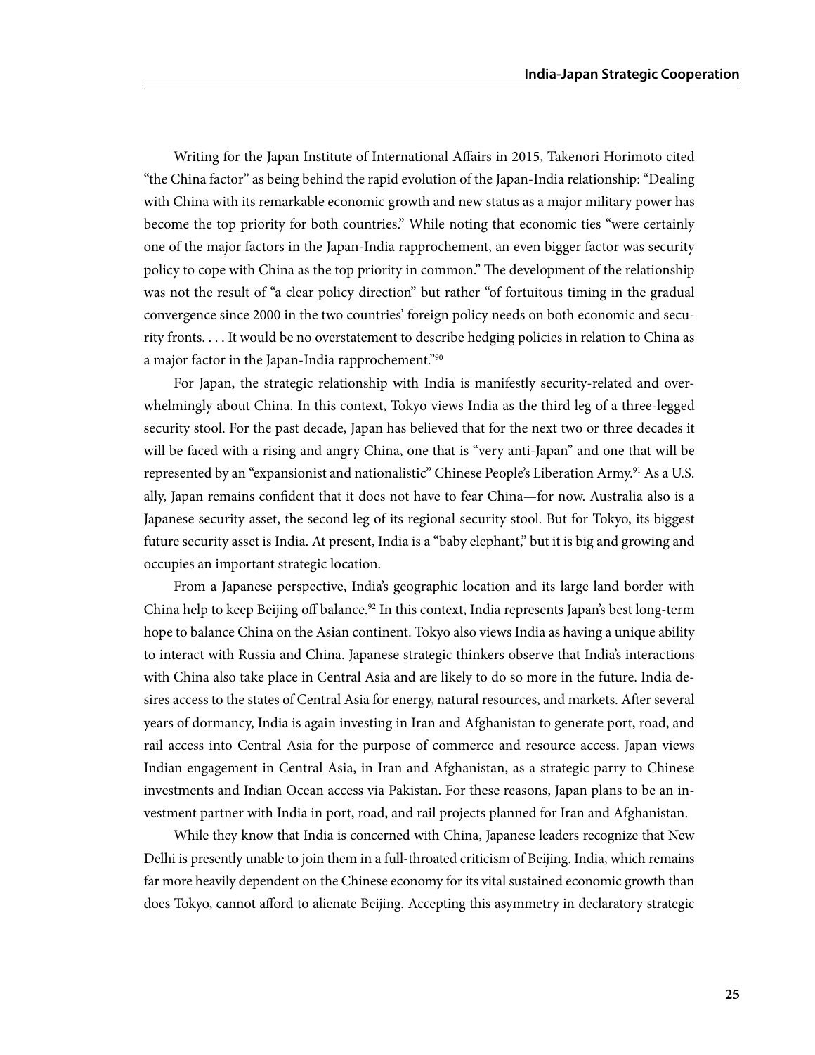Writing for the Japan Institute of International Affairs in 2015, Takenori Horimoto cited "the China factor" as being behind the rapid evolution of the Japan-India relationship: "Dealing with China with its remarkable economic growth and new status as a major military power has become the top priority for both countries." While noting that economic ties "were certainly one of the major factors in the Japan-India rapprochement, an even bigger factor was security policy to cope with China as the top priority in common." The development of the relationship was not the result of "a clear policy direction" but rather "of fortuitous timing in the gradual convergence since 2000 in the two countries' foreign policy needs on both economic and security fronts. . . . It would be no overstatement to describe hedging policies in relation to China as a major factor in the Japan-India rapprochement."[90]

For Japan, the strategic relationship with India is manifestly security-related and overwhelmingly about China. In this context, Tokyo views India as the third leg of a three-legged security stool. For the past decade, Japan has believed that for the next two or three decades it will be faced with a rising and angry China, one that is "very anti-Japan" and one that will be represented by an "expansionist and nationalistic" Chinese People's Liberation Army.[91] As a U.S. ally, Japan remains confident that it does not have to fear China—for now. Australia also is a Japanese security asset, the second leg of its regional security stool. But for Tokyo, its biggest future security asset is India. At present, India is a "baby elephant," but it is big and growing and occupies an important strategic location.

From a Japanese perspective, India's geographic location and its large land border with China help to keep Beijing off balance.[92] In this context, India represents Japan's best long-term hope to balance China on the Asian continent. Tokyo also views India as having a unique ability to interact with Russia and China. Japanese strategic thinkers observe that India's interactions with China also take place in Central Asia and are likely to do so more in the future. India desires access to the states of Central Asia for energy, natural resources, and markets. After several years of dormancy, India is again investing in Iran and Afghanistan to generate port, road, and rail access into Central Asia for the purpose of commerce and resource access. Japan views Indian engagement in Central Asia, in Iran and Afghanistan, as a strategic parry to Chinese investments and Indian Ocean access via Pakistan. For these reasons, Japan plans to be an investment partner with India in port, road, and rail projects planned for Iran and Afghanistan.

While they know that India is concerned with China, Japanese leaders recognize that New Delhi is presently unable to join them in a full-throated criticism of Beijing. India, which remains far more heavily dependent on the Chinese economy for its vital sustained economic growth than does Tokyo, cannot afford to alienate Beijing. Accepting this asymmetry in declaratory strategic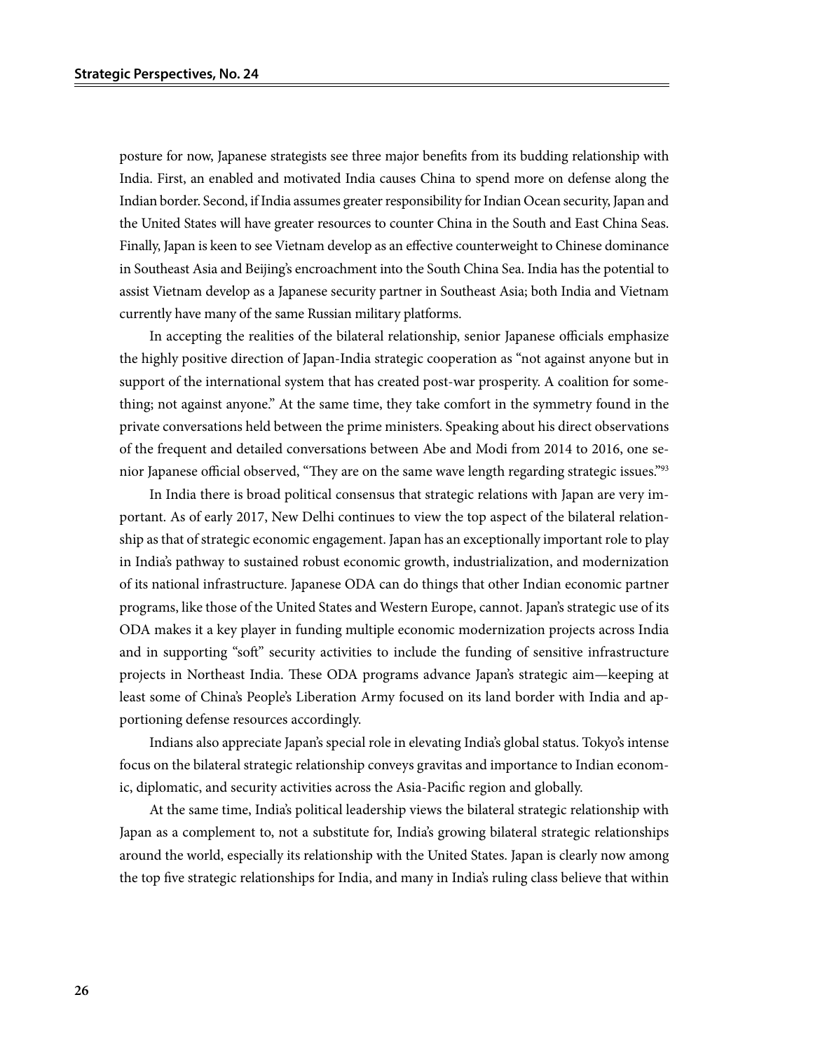posture for now, Japanese strategists see three major benefits from its budding relationship with India. First, an enabled and motivated India causes China to spend more on defense along the Indian border. Second, if India assumes greater responsibility for Indian Ocean security, Japan and the United States will have greater resources to counter China in the South and East China Seas. Finally, Japan is keen to see Vietnam develop as an effective counterweight to Chinese dominance in Southeast Asia and Beijing's encroachment into the South China Sea. India has the potential to assist Vietnam develop as a Japanese security partner in Southeast Asia; both India and Vietnam currently have many of the same Russian military platforms.

In accepting the realities of the bilateral relationship, senior Japanese officials emphasize the highly positive direction of Japan-India strategic cooperation as "not against anyone but in support of the international system that has created post-war prosperity. A coalition for something; not against anyone." At the same time, they take comfort in the symmetry found in the private conversations held between the prime ministers. Speaking about his direct observations of the frequent and detailed conversations between Abe and Modi from 2014 to 2016, one senior Japanese official observed, "They are on the same wave length regarding strategic issues."[93]

In India there is broad political consensus that strategic relations with Japan are very important. As of early 2017, New Delhi continues to view the top aspect of the bilateral relationship as that of strategic economic engagement. Japan has an exceptionally important role to play in India's pathway to sustained robust economic growth, industrialization, and modernization of its national infrastructure. Japanese ODA can do things that other Indian economic partner programs, like those of the United States and Western Europe, cannot. Japan's strategic use of its ODA makes it a key player in funding multiple economic modernization projects across India and in supporting "soft" security activities to include the funding of sensitive infrastructure projects in Northeast India. These ODA programs advance Japan's strategic aim—keeping at least some of China's People's Liberation Army focused on its land border with India and apportioning defense resources accordingly.

Indians also appreciate Japan's special role in elevating India's global status. Tokyo's intense focus on the bilateral strategic relationship conveys gravitas and importance to Indian economic, diplomatic, and security activities across the Asia-Pacific region and globally.

At the same time, India's political leadership views the bilateral strategic relationship with Japan as a complement to, not a substitute for, India's growing bilateral strategic relationships around the world, especially its relationship with the United States. Japan is clearly now among the top five strategic relationships for India, and many in India's ruling class believe that within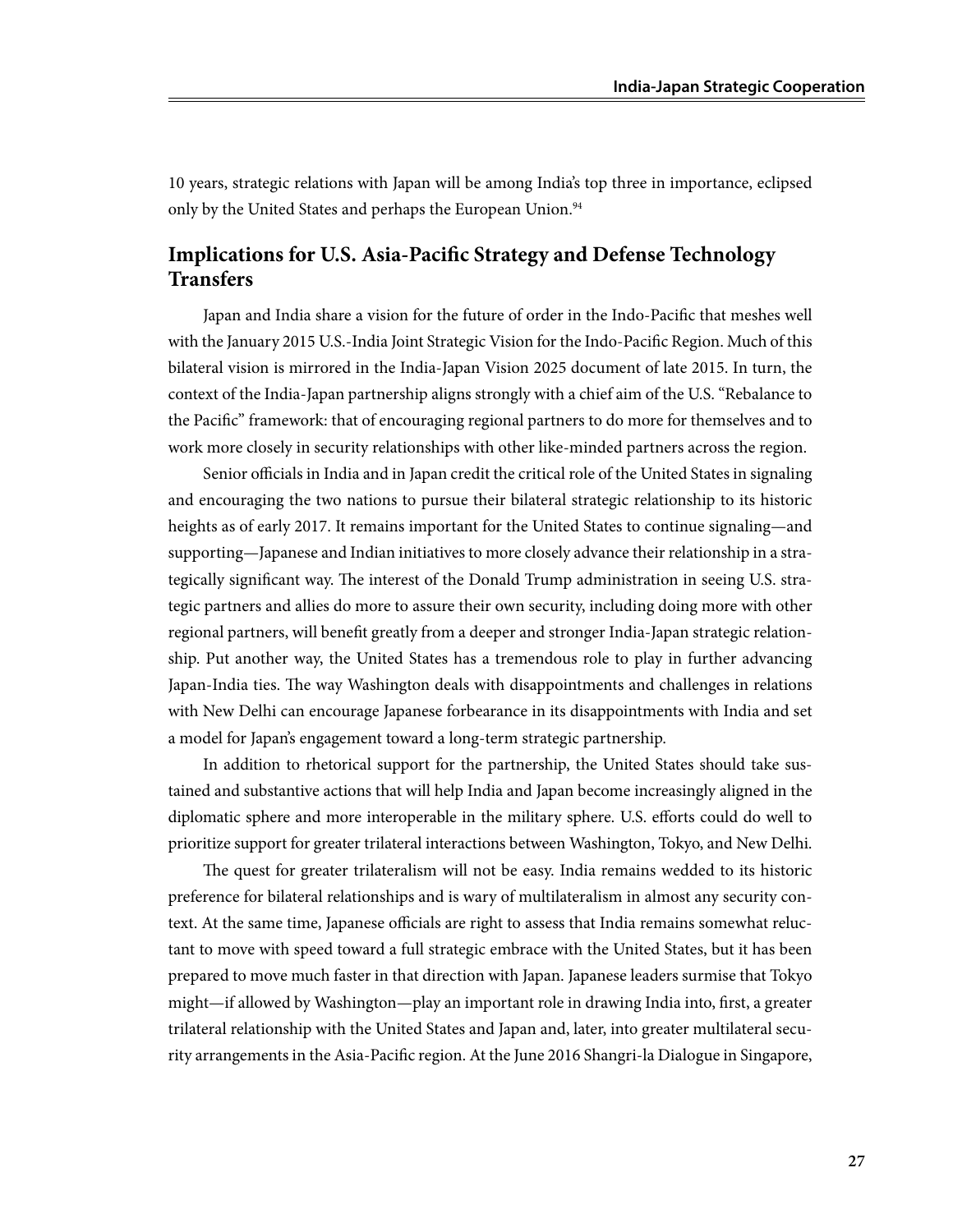10 years, strategic relations with Japan will be among India's top three in importance, eclipsed only by the United States and perhaps the European Union.[94]

## Implications for U.S. Asia-Pacific Strategy and Defense Technology Transfers

Japan and India share a vision for the future of order in the Indo-Pacific that meshes well with the January 2015 U.S.-India Joint Strategic Vision for the Indo-Pacific Region. Much of this bilateral vision is mirrored in the India-Japan Vision 2025 document of late 2015. In turn, the context of the India-Japan partnership aligns strongly with a chief aim of the U.S. "Rebalance to the Pacific" framework: that of encouraging regional partners to do more for themselves and to work more closely in security relationships with other like-minded partners across the region.

Senior officials in India and in Japan credit the critical role of the United States in signaling and encouraging the two nations to pursue their bilateral strategic relationship to its historic heights as of early 2017. It remains important for the United States to continue signaling—and supporting—Japanese and Indian initiatives to more closely advance their relationship in a strategically significant way. The interest of the Donald Trump administration in seeing U.S. strategic partners and allies do more to assure their own security, including doing more with other regional partners, will benefit greatly from a deeper and stronger India-Japan strategic relationship. Put another way, the United States has a tremendous role to play in further advancing Japan-India ties. The way Washington deals with disappointments and challenges in relations with New Delhi can encourage Japanese forbearance in its disappointments with India and set a model for Japan's engagement toward a long-term strategic partnership.

In addition to rhetorical support for the partnership, the United States should take sustained and substantive actions that will help India and Japan become increasingly aligned in the diplomatic sphere and more interoperable in the military sphere. U.S. efforts could do well to prioritize support for greater trilateral interactions between Washington, Tokyo, and New Delhi.

The quest for greater trilateralism will not be easy. India remains wedded to its historic preference for bilateral relationships and is wary of multilateralism in almost any security context. At the same time, Japanese officials are right to assess that India remains somewhat reluctant to move with speed toward a full strategic embrace with the United States, but it has been prepared to move much faster in that direction with Japan. Japanese leaders surmise that Tokyo might—if allowed by Washington—play an important role in drawing India into, first, a greater trilateral relationship with the United States and Japan and, later, into greater multilateral security arrangements in the Asia-Pacific region. At the June 2016 Shangri-la Dialogue in Singapore,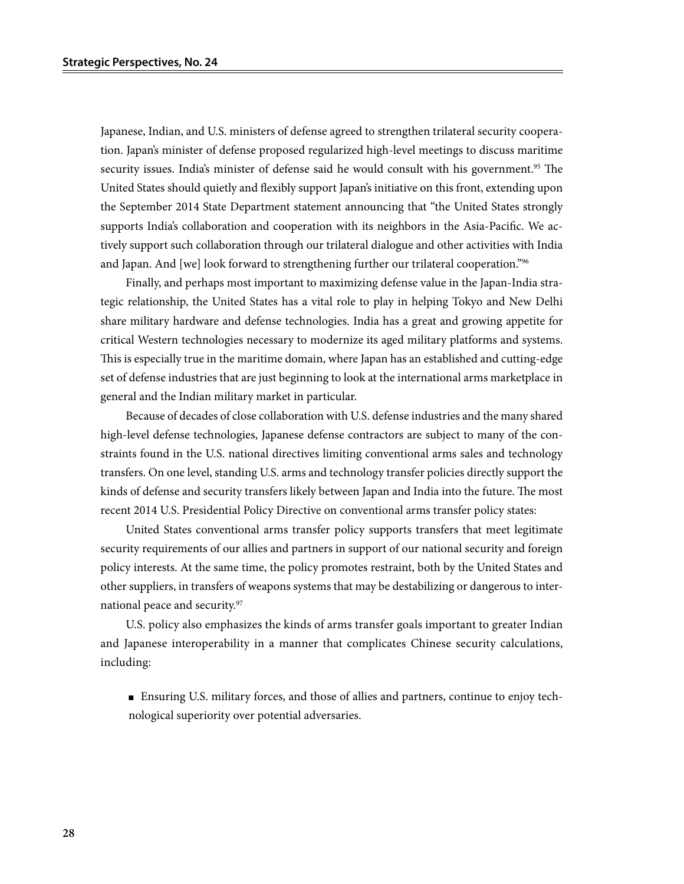Japanese, Indian, and U.S. ministers of defense agreed to strengthen trilateral security cooperation. Japan's minister of defense proposed regularized high-level meetings to discuss maritime security issues. India's minister of defense said he would consult with his government.[95] The United States should quietly and flexibly support Japan's initiative on this front, extending upon the September 2014 State Department statement announcing that "the United States strongly supports India's collaboration and cooperation with its neighbors in the Asia-Pacific. We actively support such collaboration through our trilateral dialogue and other activities with India and Japan. And [we] look forward to strengthening further our trilateral cooperation."[96]

Finally, and perhaps most important to maximizing defense value in the Japan-India strategic relationship, the United States has a vital role to play in helping Tokyo and New Delhi share military hardware and defense technologies. India has a great and growing appetite for critical Western technologies necessary to modernize its aged military platforms and systems. This is especially true in the maritime domain, where Japan has an established and cutting-edge set of defense industries that are just beginning to look at the international arms marketplace in general and the Indian military market in particular.

Because of decades of close collaboration with U.S. defense industries and the many shared high-level defense technologies, Japanese defense contractors are subject to many of the constraints found in the U.S. national directives limiting conventional arms sales and technology transfers. On one level, standing U.S. arms and technology transfer policies directly support the kinds of defense and security transfers likely between Japan and India into the future. The most recent 2014 U.S. Presidential Policy Directive on conventional arms transfer policy states:

United States conventional arms transfer policy supports transfers that meet legitimate security requirements of our allies and partners in support of our national security and foreign policy interests. At the same time, the policy promotes restraint, both by the United States and other suppliers, in transfers of weapons systems that may be destabilizing or dangerous to international peace and security.[97]

U.S. policy also emphasizes the kinds of arms transfer goals important to greater Indian and Japanese interoperability in a manner that complicates Chinese security calculations, including:

- Ensuring U.S. military forces, and those of allies and partners, continue to enjoy technological superiority over potential adversaries.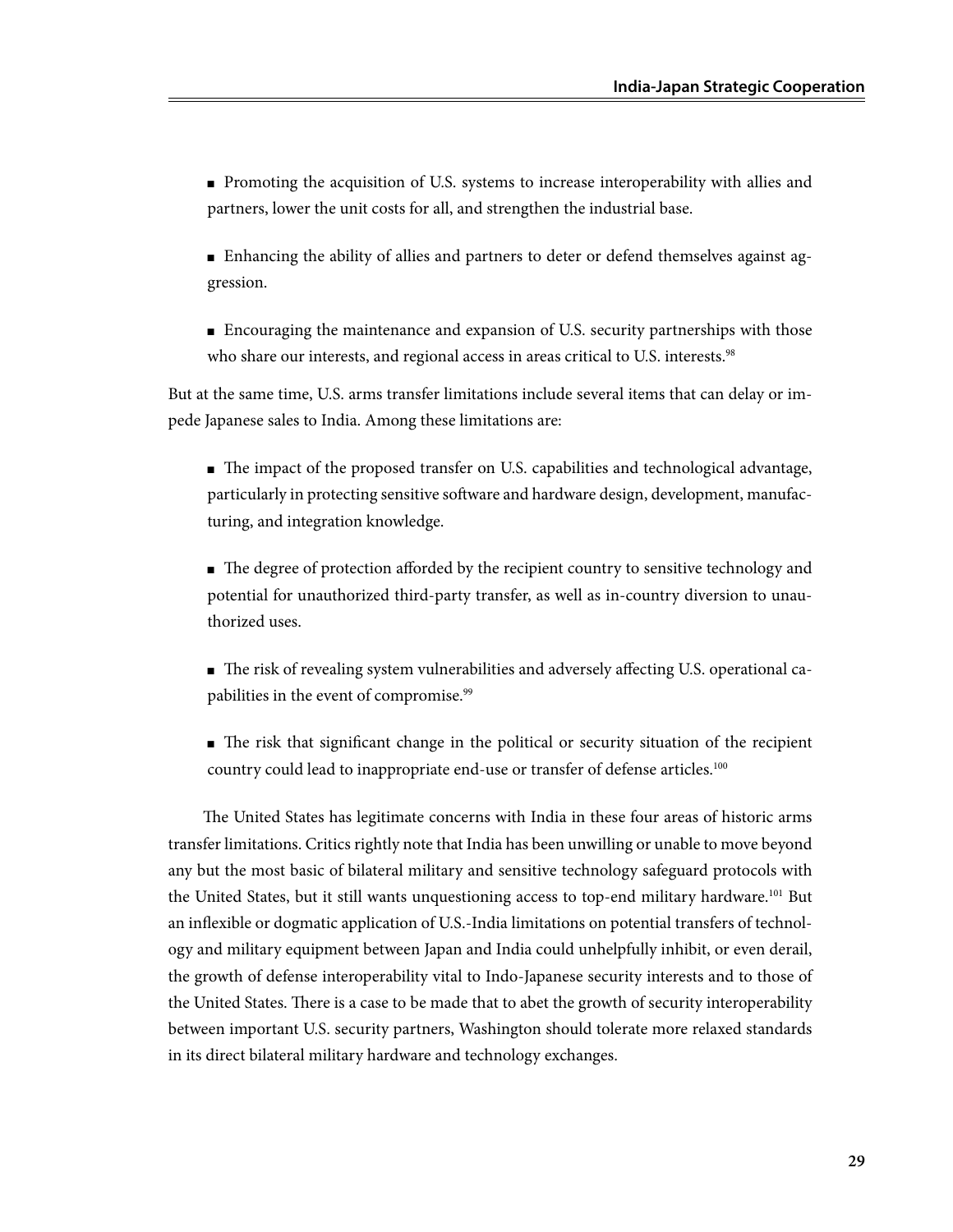- Promoting the acquisition of U.S. systems to increase interoperability with allies and partners, lower the unit costs for all, and strengthen the industrial base.
- Enhancing the ability of allies and partners to deter or defend themselves against aggression.
- Encouraging the maintenance and expansion of U.S. security partnerships with those who share our interests, and regional access in areas critical to U.S. interests.[98]

But at the same time, U.S. arms transfer limitations include several items that can delay or impede Japanese sales to India. Among these limitations are:

- The impact of the proposed transfer on U.S. capabilities and technological advantage, particularly in protecting sensitive software and hardware design, development, manufacturing, and integration knowledge.
- The degree of protection afforded by the recipient country to sensitive technology and potential for unauthorized third-party transfer, as well as in-country diversion to unauthorized uses.
- The risk of revealing system vulnerabilities and adversely affecting U.S. operational capabilities in the event of compromise.[99]
- The risk that significant change in the political or security situation of the recipient country could lead to inappropriate end-use or transfer of defense articles.[100]

The United States has legitimate concerns with India in these four areas of historic arms transfer limitations. Critics rightly note that India has been unwilling or unable to move beyond any but the most basic of bilateral military and sensitive technology safeguard protocols with the United States, but it still wants unquestioning access to top-end military hardware.[101] But an inflexible or dogmatic application of U.S.-India limitations on potential transfers of technology and military equipment between Japan and India could unhelpfully inhibit, or even derail, the growth of defense interoperability vital to Indo-Japanese security interests and to those of the United States. There is a case to be made that to abet the growth of security interoperability between important U.S. security partners, Washington should tolerate more relaxed standards in its direct bilateral military hardware and technology exchanges.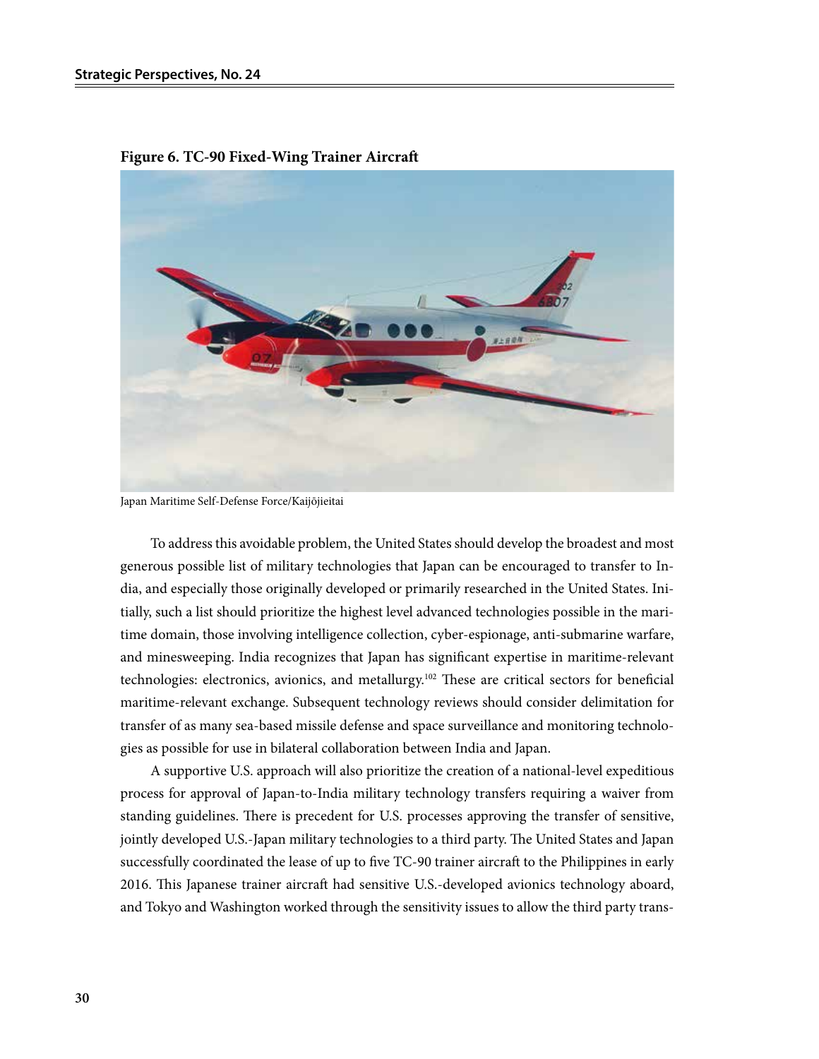**Figure 6. TC-90 Fixed-Wing Trainer Aircraft**

Japan Maritime Self-Defense Force/Kaijōjieitai

To address this avoidable problem, the United States should develop the broadest and most generous possible list of military technologies that Japan can be encouraged to transfer to India, and especially those originally developed or primarily researched in the United States. Initially, such a list should prioritize the highest level advanced technologies possible in the maritime domain, those involving intelligence collection, cyber-espionage, anti-submarine warfare, and minesweeping. India recognizes that Japan has significant expertise in maritime-relevant technologies: electronics, avionics, and metallurgy.[102] These are critical sectors for beneficial maritime-relevant exchange. Subsequent technology reviews should consider delimitation for transfer of as many sea-based missile defense and space surveillance and monitoring technologies as possible for use in bilateral collaboration between India and Japan.

A supportive U.S. approach will also prioritize the creation of a national-level expeditious process for approval of Japan-to-India military technology transfers requiring a waiver from standing guidelines. There is precedent for U.S. processes approving the transfer of sensitive, jointly developed U.S.-Japan military technologies to a third party. The United States and Japan successfully coordinated the lease of up to five TC-90 trainer aircraft to the Philippines in early 2016. This Japanese trainer aircraft had sensitive U.S.-developed avionics technology aboard, and Tokyo and Washington worked through the sensitivity issues to allow the third party trans-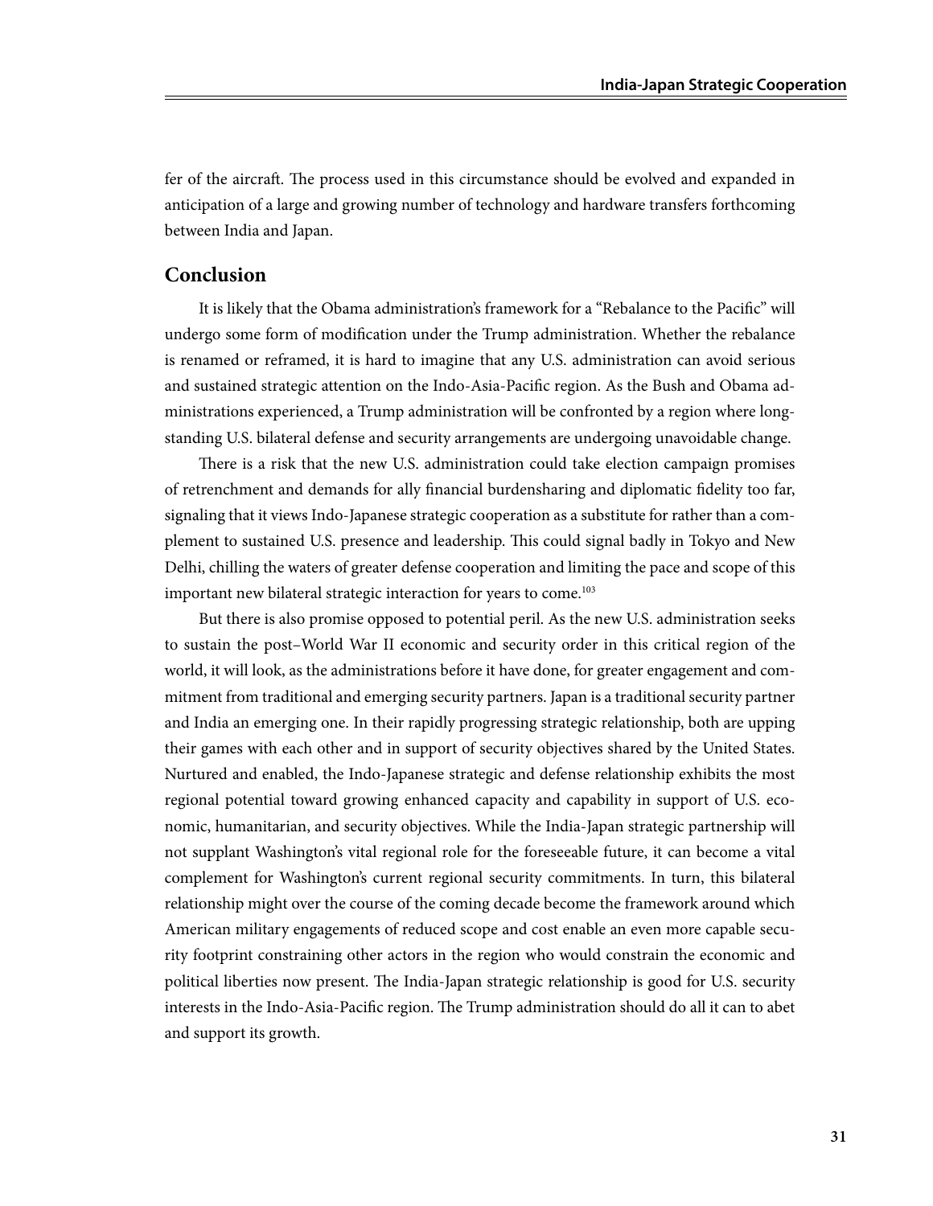fer of the aircraft. The process used in this circumstance should be evolved and expanded in anticipation of a large and growing number of technology and hardware transfers forthcoming between India and Japan.

## Conclusion

It is likely that the Obama administration's framework for a "Rebalance to the Pacific" will undergo some form of modification under the Trump administration. Whether the rebalance is renamed or reframed, it is hard to imagine that any U.S. administration can avoid serious and sustained strategic attention on the Indo-Asia-Pacific region. As the Bush and Obama administrations experienced, a Trump administration will be confronted by a region where longstanding U.S. bilateral defense and security arrangements are undergoing unavoidable change.

There is a risk that the new U.S. administration could take election campaign promises of retrenchment and demands for ally financial burdensharing and diplomatic fidelity too far, signaling that it views Indo-Japanese strategic cooperation as a substitute for rather than a complement to sustained U.S. presence and leadership. This could signal badly in Tokyo and New Delhi, chilling the waters of greater defense cooperation and limiting the pace and scope of this important new bilateral strategic interaction for years to come.[103]

But there is also promise opposed to potential peril. As the new U.S. administration seeks to sustain the post–World War II economic and security order in this critical region of the world, it will look, as the administrations before it have done, for greater engagement and commitment from traditional and emerging security partners. Japan is a traditional security partner and India an emerging one. In their rapidly progressing strategic relationship, both are upping their games with each other and in support of security objectives shared by the United States. Nurtured and enabled, the Indo-Japanese strategic and defense relationship exhibits the most regional potential toward growing enhanced capacity and capability in support of U.S. economic, humanitarian, and security objectives. While the India-Japan strategic partnership will not supplant Washington's vital regional role for the foreseeable future, it can become a vital complement for Washington's current regional security commitments. In turn, this bilateral relationship might over the course of the coming decade become the framework around which American military engagements of reduced scope and cost enable an even more capable security footprint constraining other actors in the region who would constrain the economic and political liberties now present. The India-Japan strategic relationship is good for U.S. security interests in the Indo-Asia-Pacific region. The Trump administration should do all it can to abet and support its growth.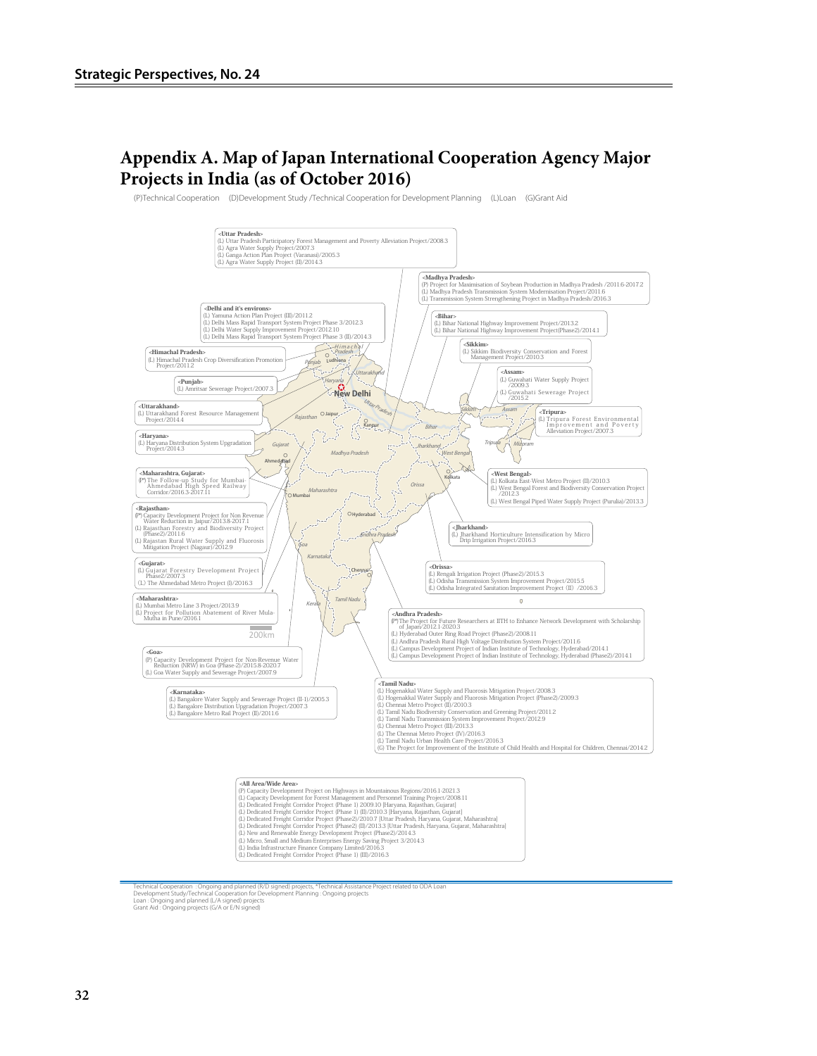# Appendix A. Map of Japan International Cooperation Agency Major Projects in India (as of October 2016)

(P)Technical Cooperation (D)Development Study /Technical Cooperation for Development Planning (L)Loan (G)Grant Aid

**<Uttar Pradesh>**
(L) Uttar Pradesh Participatory Forest Management and Poverty Alleviation Project/2008.3
(L) Agra Water Supply Project/2007.3
(L) Ganga Action Plan Project (Varanasi)/2005.3
(L) Agra Water Supply Project (II)/2014.3

**<Madhya Pradesh>**
(P) Project for Maximisation of Soybean Production in Madhya Pradesh /2011.6-2017.2
(L) Madhya Pradesh Transmission System Modernisation Project/2011.6
(L) Transmission System Strengthening Project in Madhya Pradesh/2016.3

**<Delhi and it's environs>**
(L) Yamuna Action Plan Project (III)/2011.2
(L) Delhi Mass Rapid Transport System Project Phase 3/2012.3
(L) Delhi Water Supply Improvement Project/2012.10
(L) Delhi Mass Rapid Transport System Project Phase 3 (II)/2014.3

**<Bihar>**
(L) Bihar National Highway Improvement Project/2013.2
(L) Bihar National Highway Improvement Project(Phase2)/2014.1

**<Himachal Pradesh>**
(L) Himachal Pradesh Crop Diversification Promotion Project/2011.2

**<Sikkim>**
(L) Sikkim Biodiversity Conservation and Forest Management Project/2010.3

**<Punjab>**
(L) Amritsar Sewerage Project/2007.3

**<Assam>**
(L) Guwahati Water Supply Project /2009.3
(L) Guwahati Sewerage Project /2015.2

**<Uttarakhand>**
(L) Uttarakhand Forest Resource Management Project/2014.4

**<Tripura>**
(L) Tripura Forest Environmental Improvement and Poverty Alleviation Project/2007.3

**<Haryana>**
(L) Haryana Distribution System Upgradation Project/2014.3

**<Maharashtra, Gujarat>**
(P\*) The Follow-up Study for Mumbai-Ahmedabad High Speed Railway Corridor/2016.3-2017.11

**<West Bengal>**
(L) Kolkata East-West Metro Project (II)/2010.3
(L) West Bengal Forest and Biodiversity Conservation Project /2012.3
(L) West Bengal Piped Water Supply Project (Purulia)/2013.3

**<Rajasthan>**
(P\*) Capacity Development Project for Non Revenue Water Reduction in Jaipur/2013.8-2017.1
(L) Rajasthan Forestry and Biodiversity Project (Phase2)/2011.6
(L) Rajastan Rural Water Supply and Fluorosis Mitigation Project (Nagaur)/2012.9

**<Jharkhand>**
(L) Jharkhand Horticulture Intensification by Micro Drip Irrigation Project/2016.3

**<Gujarat>**
(L) Gujarat Forestry Development Project Phase2/2007.3
(L) The Ahmedabad Metro Project (I)/2016.3

**<Orissa>**
(L) Rengali Irrigation Project (Phase2)/2015.3
(L) Odisha Transmission System Improvement Project/2015.5
(L) Odisha Integrated Sanitation Improvement Project (II) /2016.3

**<Maharashtra>**
(L) Mumbai Metro Line 3 Project/2013.9
(L) Project for Pollution Abatement of River Mula-Mutha in Pune/2016.1

**<Andhra Pradesh>**
(P\*) The Project for Future Researchers at IITH to Enhance Network Development with Scholarship of Japan/2012.1-2020.3
(L) Hyderabad Outer Ring Road Project (Phase2)/2008.11
(L) Andhra Pradesh Rural High Voltage Distribution System Project/2011.6
(L) Campus Development Project of Indian Institute of Technology, Hyderabad/2014.1
(L) Campus Development Project of Indian Institute of Technology, Hyderabad (Phase2)/2014.1

**<Goa>**
(P) Capacity Development Project for Non-Revenue Water Reduction (NRW) in Goa (Phase-2)/2015.8-2020.7
(L) Goa Water Supply and Sewerage Project/2007.9

**<Karnataka>**
(L) Bangalore Water Supply and Sewerage Project (II-1)/2005.3
(L) Bangalore Distribution Upgradation Project/2007.3
(L) Bangalore Metro Rail Project (II)/2011.6

**<Tamil Nadu>**
(L) Hogenakkal Water Supply and Fluorosis Mitigation Project/2008.3
(L) Hogenakkal Water Supply and Fluorosis Mitigation Project (Phase2)/2009.3
(L) Chennai Metro Project (II)/2010.3
(L) Tamil Nadu Biodiversity Conservation and Greening Project/2011.2
(L) Tamil Nadu Transmission System Improvement Project/2012.9
(L) Chennai Metro Project (III)/2013.3
(L) The Chennai Metro Project (IV)/2016.3
(L) Tamil Nadu Urban Health Care Project/2016.3
(G) The Project for Improvement of the Institute of Child Health and Hospital for Children, Chennai/2014.2

**<All Area/Wide Area>**
(P) Capacity Development Project on Highways in Mountainous Regions/2016.1-2021.3
(L) Capacity Development for Forest Management and Personnel Training Project/2008.11
(L) Dedicated Freight Corridor Project (Phase 1) 2009.10 [Haryana, Rajasthan, Gujarat]
(L) Dedicated Freight Corridor Project (Phase 1) (II)/2010.3 [Haryana, Rajasthan, Gujarat]
(L) Dedicated Freight Corridor Project (Phase2)/2010.7 [Uttar Pradesh, Haryana, Gujarat, Maharashtra]
(L) Dedicated Freight Corridor Project (Phase2) (II)/2013.3 [Uttar Pradesh, Haryana, Gujarat, Maharashtra]
(L) New and Renewable Energy Development Project (Phase2)/2014.3
(L) Micro, Small and Medium Enterprises Energy Saving Project 3/2014.3
(L) India Infrastructure Finance Company Limited/2016.3
(L) Dedicated Freight Corridor Project (Phase 1) (III)/2016.3

Technical Cooperation : Ongoing and planned (R/D signed) projects, \*Technical Assistance Project related to ODA Loan
Development Study/Technical Cooperation for Development Planning : Ongoing projects
Loan : Ongoing and planned (L/A signed) projects
Grant Aid : Ongoing projects (G/A or E/N signed)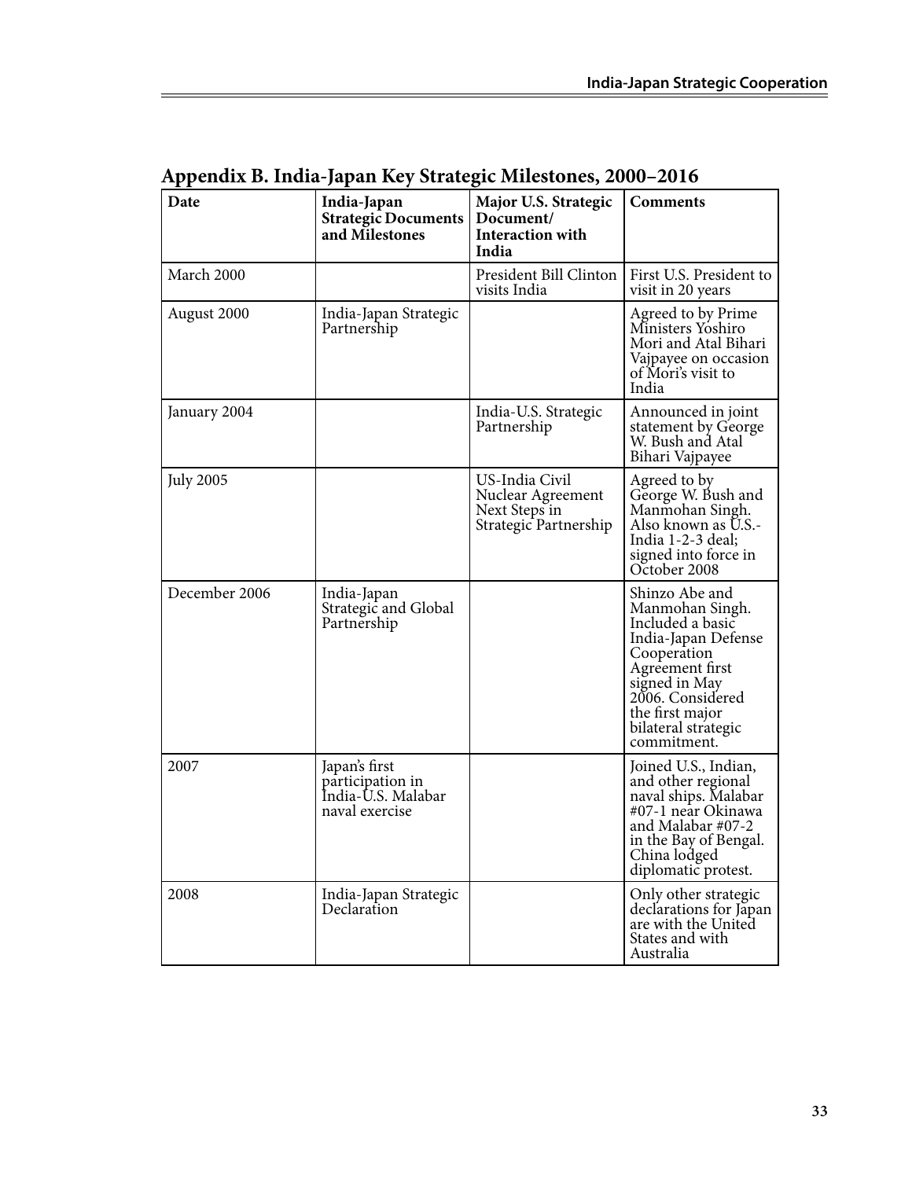## Appendix B. India-Japan Key Strategic Milestones, 2000–2016

| Date | India-Japan Strategic Documents and Milestones | Major U.S. Strategic Document/ Interaction with India | Comments |
|---|---|---|---|
| March 2000 | | President Bill Clinton visits India | First U.S. President to visit in 20 years |
| August 2000 | India-Japan Strategic Partnership | | Agreed to by Prime Ministers Yoshiro Mori and Atal Bihari Vajpayee on occasion of Mori's visit to India |
| January 2004 | | India-U.S. Strategic Partnership | Announced in joint statement by George W. Bush and Atal Bihari Vajpayee |
| July 2005 | | US-India Civil Nuclear Agreement Next Steps in Strategic Partnership | Agreed to by George W. Bush and Manmohan Singh. Also known as U.S.-India 1-2-3 deal; signed into force in October 2008 |
| December 2006 | India-Japan Strategic and Global Partnership | | Shinzo Abe and Manmohan Singh. Included a basic India-Japan Defense Cooperation Agreement first signed in May 2006. Considered the first major bilateral strategic commitment. |
| 2007 | Japan's first participation in India-U.S. Malabar naval exercise | | Joined U.S., Indian, and other regional naval ships. Malabar #07-1 near Okinawa and Malabar #07-2 in the Bay of Bengal. China lodged diplomatic protest. |
| 2008 | India-Japan Strategic Declaration | | Only other strategic declarations for Japan are with the United States and with Australia |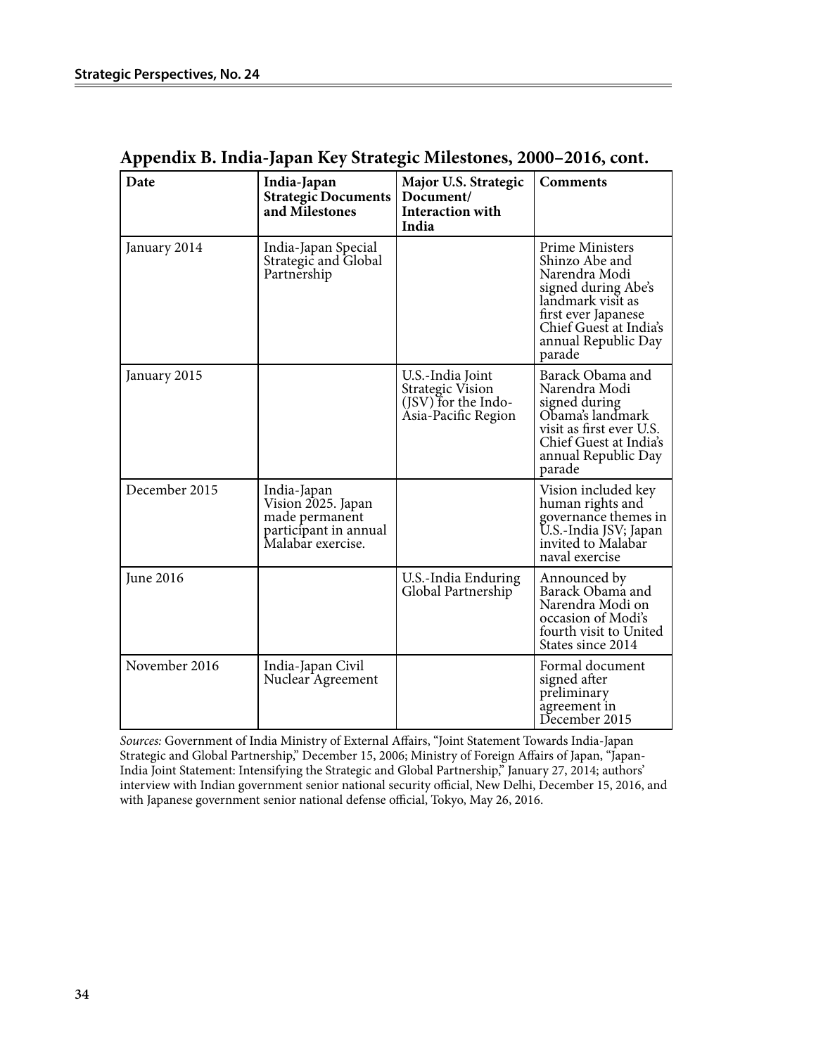## Appendix B. India-Japan Key Strategic Milestones, 2000–2016, cont.

| Date | India-Japan Strategic Documents and Milestones | Major U.S. Strategic Document/ Interaction with India | Comments |
|---|---|---|---|
| January 2014 | India-Japan Special Strategic and Global Partnership | | Prime Ministers Shinzo Abe and Narendra Modi signed during Abe's landmark visit as first ever Japanese Chief Guest at India's annual Republic Day parade |
| January 2015 | | U.S.-India Joint Strategic Vision (JSV) for the Indo-Asia-Pacific Region | Barack Obama and Narendra Modi signed during Obama's landmark visit as first ever U.S. Chief Guest at India's annual Republic Day parade |
| December 2015 | India-Japan Vision 2025. Japan made permanent participant in annual Malabar exercise. | | Vision included key human rights and governance themes in U.S.-India JSV; Japan invited to Malabar naval exercise |
| June 2016 | | U.S.-India Enduring Global Partnership | Announced by Barack Obama and Narendra Modi on occasion of Modi's fourth visit to United States since 2014 |
| November 2016 | India-Japan Civil Nuclear Agreement | | Formal document signed after preliminary agreement in December 2015 |

*Sources:* Government of India Ministry of External Affairs, "Joint Statement Towards India-Japan Strategic and Global Partnership," December 15, 2006; Ministry of Foreign Affairs of Japan, "Japan-India Joint Statement: Intensifying the Strategic and Global Partnership," January 27, 2014; authors' interview with Indian government senior national security official, New Delhi, December 15, 2016, and with Japanese government senior national defense official, Tokyo, May 26, 2016.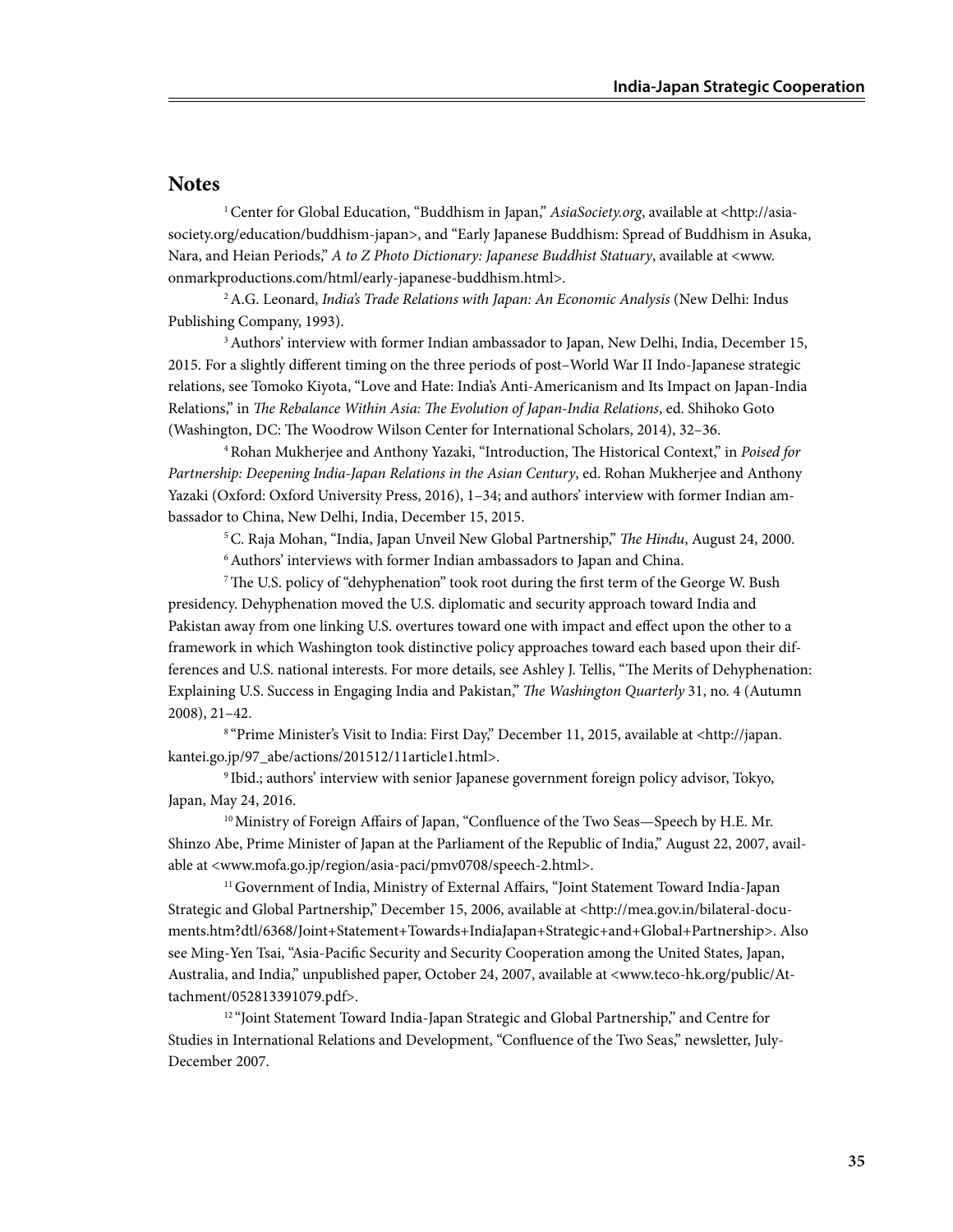## Notes

[1] Center for Global Education, "Buddhism in Japan," *AsiaSociety.org*, available at <http://asiasociety.org/education/buddhism-japan>, and "Early Japanese Buddhism: Spread of Buddhism in Asuka, Nara, and Heian Periods," *A to Z Photo Dictionary: Japanese Buddhist Statuary*, available at <www.onmarkproductions.com/html/early-japanese-buddhism.html>.

[2] A.G. Leonard, *India's Trade Relations with Japan: An Economic Analysis* (New Delhi: Indus Publishing Company, 1993).

[3] Authors' interview with former Indian ambassador to Japan, New Delhi, India, December 15, 2015. For a slightly different timing on the three periods of post–World War II Indo-Japanese strategic relations, see Tomoko Kiyota, "Love and Hate: India's Anti-Americanism and Its Impact on Japan-India Relations," in *The Rebalance Within Asia: The Evolution of Japan-India Relations*, ed. Shihoko Goto (Washington, DC: The Woodrow Wilson Center for International Scholars, 2014), 32–36.

[4] Rohan Mukherjee and Anthony Yazaki, "Introduction, The Historical Context," in *Poised for Partnership: Deepening India-Japan Relations in the Asian Century*, ed. Rohan Mukherjee and Anthony Yazaki (Oxford: Oxford University Press, 2016), 1–34; and authors' interview with former Indian ambassador to China, New Delhi, India, December 15, 2015.

[5] C. Raja Mohan, "India, Japan Unveil New Global Partnership," *The Hindu*, August 24, 2000.

[6] Authors' interviews with former Indian ambassadors to Japan and China.

[7] The U.S. policy of "dehyphenation" took root during the first term of the George W. Bush presidency. Dehyphenation moved the U.S. diplomatic and security approach toward India and Pakistan away from one linking U.S. overtures toward one with impact and effect upon the other to a framework in which Washington took distinctive policy approaches toward each based upon their differences and U.S. national interests. For more details, see Ashley J. Tellis, "The Merits of Dehyphenation: Explaining U.S. Success in Engaging India and Pakistan," *The Washington Quarterly* 31, no. 4 (Autumn 2008), 21–42.

[8] "Prime Minister's Visit to India: First Day," December 11, 2015, available at <http://japan.kantei.go.jp/97_abe/actions/201512/11article1.html>.

[9] Ibid.; authors' interview with senior Japanese government foreign policy advisor, Tokyo, Japan, May 24, 2016.

[10] Ministry of Foreign Affairs of Japan, "Confluence of the Two Seas—Speech by H.E. Mr. Shinzo Abe, Prime Minister of Japan at the Parliament of the Republic of India," August 22, 2007, available at <www.mofa.go.jp/region/asia-paci/pmv0708/speech-2.html>.

[11] Government of India, Ministry of External Affairs, "Joint Statement Toward India-Japan Strategic and Global Partnership," December 15, 2006, available at <http://mea.gov.in/bilateral-documents.htm?dtl/6368/Joint+Statement+Towards+IndiaJapan+Strategic+and+Global+Partnership>. Also see Ming-Yen Tsai, "Asia-Pacific Security and Security Cooperation among the United States, Japan, Australia, and India," unpublished paper, October 24, 2007, available at <www.teco-hk.org/public/Attachment/052813391079.pdf>.

[12] "Joint Statement Toward India-Japan Strategic and Global Partnership," and Centre for Studies in International Relations and Development, "Confluence of the Two Seas," newsletter, July-December 2007.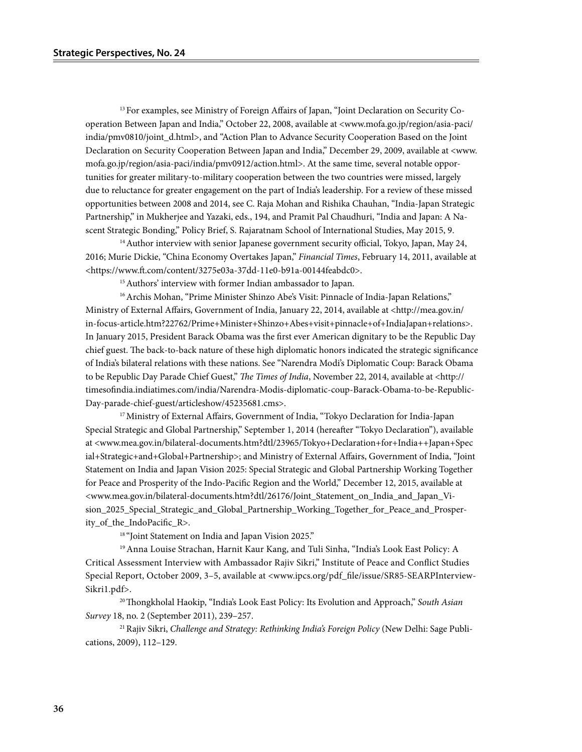[13] For examples, see Ministry of Foreign Affairs of Japan, "Joint Declaration on Security Cooperation Between Japan and India," October 22, 2008, available at <www.mofa.go.jp/region/asia-paci/india/pmv0810/joint_d.html>, and "Action Plan to Advance Security Cooperation Based on the Joint Declaration on Security Cooperation Between Japan and India," December 29, 2009, available at <www.mofa.go.jp/region/asia-paci/india/pmv0912/action.html>. At the same time, several notable opportunities for greater military-to-military cooperation between the two countries were missed, largely due to reluctance for greater engagement on the part of India's leadership. For a review of these missed opportunities between 2008 and 2014, see C. Raja Mohan and Rishika Chauhan, "India-Japan Strategic Partnership," in Mukherjee and Yazaki, eds., 194, and Pramit Pal Chaudhuri, "India and Japan: A Nascent Strategic Bonding," Policy Brief, S. Rajaratnam School of International Studies, May 2015, 9.

[14] Author interview with senior Japanese government security official, Tokyo, Japan, May 24, 2016; Murie Dickie, "China Economy Overtakes Japan," *Financial Times*, February 14, 2011, available at <https://www.ft.com/content/3275e03a-37dd-11e0-b91a-00144feabdc0>.

[15] Authors' interview with former Indian ambassador to Japan.

[16] Archis Mohan, "Prime Minister Shinzo Abe's Visit: Pinnacle of India-Japan Relations," Ministry of External Affairs, Government of India, January 22, 2014, available at <http://mea.gov.in/in-focus-article.htm?22762/Prime+Minister+Shinzo+Abes+visit+pinnacle+of+IndiaJapan+relations>. In January 2015, President Barack Obama was the first ever American dignitary to be the Republic Day chief guest. The back-to-back nature of these high diplomatic honors indicated the strategic significance of India's bilateral relations with these nations. See "Narendra Modi's Diplomatic Coup: Barack Obama to be Republic Day Parade Chief Guest," *The Times of India*, November 22, 2014, available at <http://timesofindia.indiatimes.com/india/Narendra-Modis-diplomatic-coup-Barack-Obama-to-be-Republic-Day-parade-chief-guest/articleshow/45235681.cms>.

[17] Ministry of External Affairs, Government of India, "Tokyo Declaration for India-Japan Special Strategic and Global Partnership," September 1, 2014 (hereafter "Tokyo Declaration"), available at <www.mea.gov.in/bilateral-documents.htm?dtl/23965/Tokyo+Declaration+for+India++Japan+Special+Strategic+and+Global+Partnership>; and Ministry of External Affairs, Government of India, "Joint Statement on India and Japan Vision 2025: Special Strategic and Global Partnership Working Together for Peace and Prosperity of the Indo-Pacific Region and the World," December 12, 2015, available at <www.mea.gov.in/bilateral-documents.htm?dtl/26176/Joint_Statement_on_India_and_Japan_Vision_2025_Special_Strategic_and_Global_Partnership_Working_Together_for_Peace_and_Prosperity_of_the_IndoPacific_R>.

[18] "Joint Statement on India and Japan Vision 2025."

[19] Anna Louise Strachan, Harnit Kaur Kang, and Tuli Sinha, "India's Look East Policy: A Critical Assessment Interview with Ambassador Rajiv Sikri," Institute of Peace and Conflict Studies Special Report, October 2009, 3–5, available at <www.ipcs.org/pdf_file/issue/SR85-SEARPInterview-Sikri1.pdf>.

[20] Thongkholal Haokip, "India's Look East Policy: Its Evolution and Approach," *South Asian Survey* 18, no. 2 (September 2011), 239–257.

[21] Rajiv Sikri, *Challenge and Strategy: Rethinking India's Foreign Policy* (New Delhi: Sage Publications, 2009), 112–129.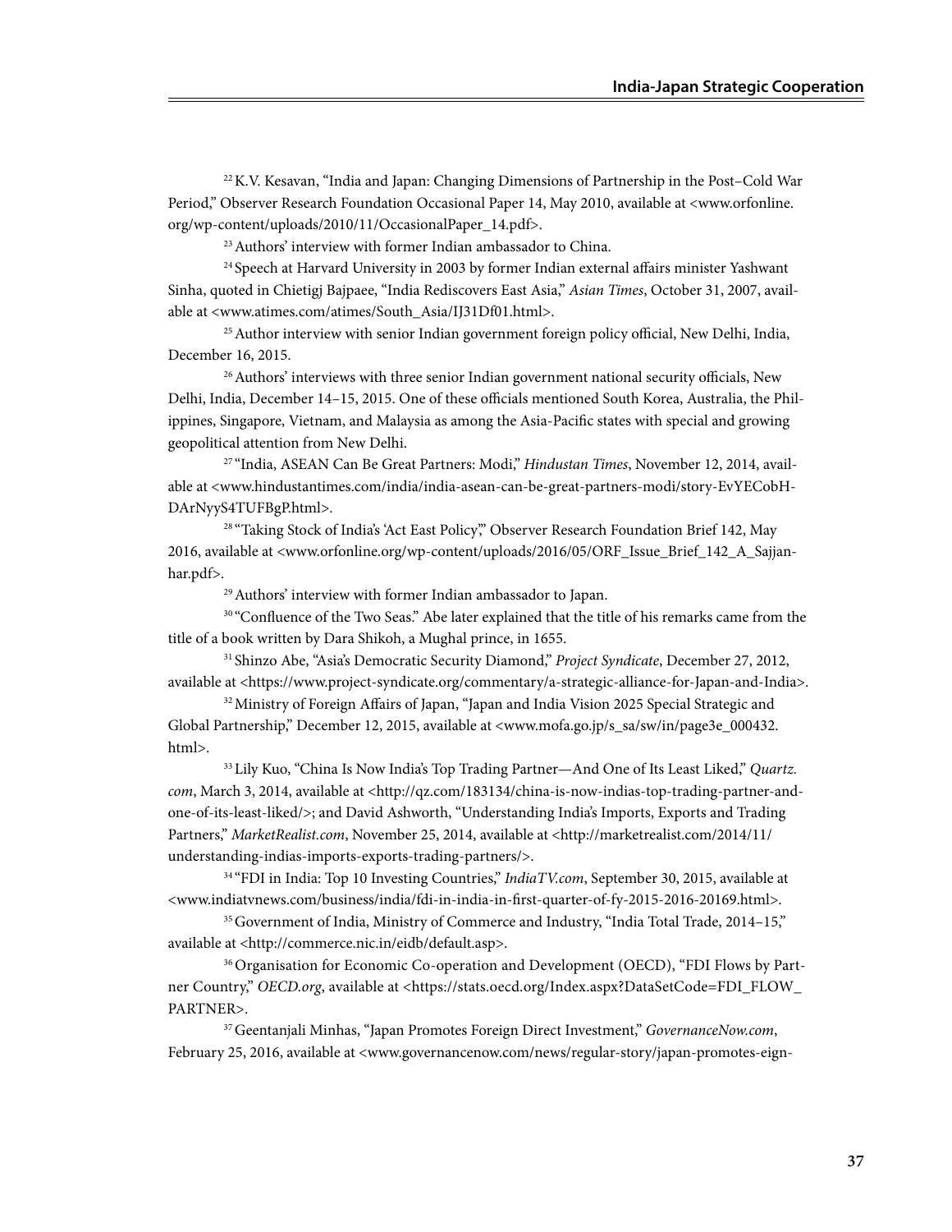[22] K.V. Kesavan, "India and Japan: Changing Dimensions of Partnership in the Post–Cold War Period," Observer Research Foundation Occasional Paper 14, May 2010, available at <www.orfonline.org/wp-content/uploads/2010/11/OccasionalPaper_14.pdf>.

[23] Authors' interview with former Indian ambassador to China.

[24] Speech at Harvard University in 2003 by former Indian external affairs minister Yashwant Sinha, quoted in Chietigj Bajpaee, "India Rediscovers East Asia," *Asian Times*, October 31, 2007, available at <www.atimes.com/atimes/South_Asia/IJ31Df01.html>.

[25] Author interview with senior Indian government foreign policy official, New Delhi, India, December 16, 2015.

[26] Authors' interviews with three senior Indian government national security officials, New Delhi, India, December 14–15, 2015. One of these officials mentioned South Korea, Australia, the Philippines, Singapore, Vietnam, and Malaysia as among the Asia-Pacific states with special and growing geopolitical attention from New Delhi.

[27] "India, ASEAN Can Be Great Partners: Modi," *Hindustan Times*, November 12, 2014, available <www.hindustantimes.com/india/india-asean-can-be-great-partners-modi/story-EvYECobHDArNyyS4TUFBgP.html>.

[28] "Taking Stock of India's 'Act East Policy,'" Observer Research Foundation Brief 142, May 2016, available at <www.orfonline.org/wp-content/uploads/2016/05/ORF_Issue_Brief_142_A_Sajjanhar.pdf>.

[29] Authors' interview with former Indian ambassador to Japan.

[30] "Confluence of the Two Seas." Abe later explained that the title of his remarks came from the title of a book written by Dara Shikoh, a Mughal prince, in 1655.

[31] Shinzo Abe, "Asia's Democratic Security Diamond," *Project Syndicate*, December 27, 2012, available at <https://www.project-syndicate.org/commentary/a-strategic-alliance-for-Japan-and-India>.

[32] Ministry of Foreign Affairs of Japan, "Japan and India Vision 2025 Special Strategic and Global Partnership," December 12, 2015, available at <www.mofa.go.jp/s_sa/sw/in/page3e_000432.html>.

[33] Lily Kuo, "China Is Now India's Top Trading Partner—And One of Its Least Liked," *Quartz.com*, March 3, 2014, available at <http://qz.com/183134/china-is-now-indias-top-trading-partner-and-one-of-its-least-liked/>; and David Ashworth, "Understanding India's Imports, Exports and Trading Partners," *MarketRealist.com*, November 25, 2014, available at <http://marketrealist.com/2014/11/understanding-indias-imports-exports-trading-partners/>.

[34] "FDI in India: Top 10 Investing Countries," *IndiaTV.com*, September 30, 2015, available at <www.indiatvnews.com/business/india/fdi-in-india-in-first-quarter-of-fy-2015-2016-20169.html>.

[35] Government of India, Ministry of Commerce and Industry, "India Total Trade, 2014–15," available at <http://commerce.nic.in/eidb/default.asp>.

[36] Organisation for Economic Co-operation and Development (OECD), "FDI Flows by Partner Country," *OECD.org*, available at <https://stats.oecd.org/Index.aspx?DataSetCode=FDI_FLOW_PARTNER>.

[37] Geentanjali Minhas, "Japan Promotes Foreign Direct Investment," *GovernanceNow.com*, February 25, 2016, available at <www.governancenow.com/news/regular-story/japan-promotes-eign-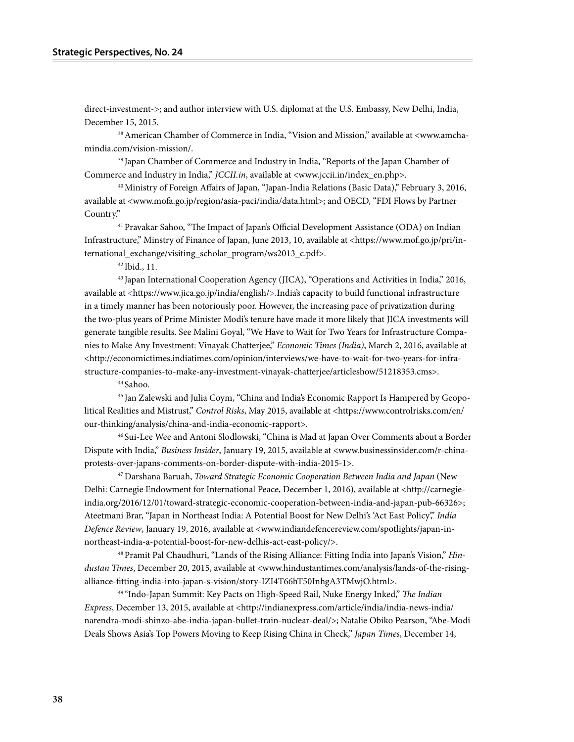direct-investment->; and author interview with U.S. diplomat at the U.S. Embassy, New Delhi, India, December 15, 2015.

[38] American Chamber of Commerce in India, "Vision and Mission," available at <www.amchamindia.com/vision-mission/.

[39] Japan Chamber of Commerce and Industry in India, "Reports of the Japan Chamber of Commerce and Industry in India," *JCCII.in*, available at <www.jccii.in/index_en.php>.

[40] Ministry of Foreign Affairs of Japan, "Japan-India Relations (Basic Data)," February 3, 2016, available at <www.mofa.go.jp/region/asia-paci/india/data.html>; and OECD, "FDI Flows by Partner Country."

[41] Pravakar Sahoo, "The Impact of Japan's Official Development Assistance (ODA) on Indian Infrastructure," Minstry of Finance of Japan, June 2013, 10, available at <https://www.mof.go.jp/pri/international_exchange/visiting_scholar_program/ws2013_c.pdf>.

[42] Ibid., 11.

[43] Japan International Cooperation Agency (JICA), "Operations and Activities in India," 2016, available at <https://www.jica.go.jp/india/english/>.India's capacity to build functional infrastructure in a timely manner has been notoriously poor. However, the increasing pace of privatization during the two-plus years of Prime Minister Modi's tenure have made it more likely that JICA investments will generate tangible results. See Malini Goyal, "We Have to Wait for Two Years for Infrastructure Companies to Make Any Investment: Vinayak Chatterjee," *Economic Times (India)*, March 2, 2016, available at <http://economictimes.indiatimes.com/opinion/interviews/we-have-to-wait-for-two-years-for-infrastructure-companies-to-make-any-investment-vinayak-chatterjee/articleshow/51218353.cms>.

[44] Sahoo.

[45] Jan Zalewski and Julia Coym, "China and India's Economic Rapport Is Hampered by Geopolitical Realities and Mistrust," *Control Risks*, May 2015, available at <https://www.controlrisks.com/en/our-thinking/analysis/china-and-india-economic-rapport>.

[46] Sui-Lee Wee and Antoni Slodlowski, "China is Mad at Japan Over Comments about a Border Dispute with India," *Business Insider*, January 19, 2015, available at <www.businessinsider.com/r-china-protests-over-japans-comments-on-border-dispute-with-india-2015-1>.

[47] Darshana Baruah, *Toward Strategic Economic Cooperation Between India and Japan* (New Delhi: Carnegie Endowment for International Peace, December 1, 2016), available at <http://carnegieindia.org/2016/12/01/toward-strategic-economic-cooperation-between-india-and-japan-pub-66326>; Ateetmani Brar, "Japan in Northeast India: A Potential Boost for New Delhi's 'Act East Policy'," *India Defence Review*, January 19, 2016, available at <www.indiandefencereview.com/spotlights/japan-in-northeast-india-a-potential-boost-for-new-delhis-act-east-policy/>.

[48] Pramit Pal Chaudhuri, "Lands of the Rising Alliance: Fitting India into Japan's Vision," *Hindustan Times*, December 20, 2015, available at <www.hindustantimes.com/analysis/lands-of-the-rising-alliance-fitting-india-into-japan-s-vision/story-IZI4T66hT50InhgA3TMwjO.html>.

[49] "Indo-Japan Summit: Key Pacts on High-Speed Rail, Nuke Energy Inked," *The Indian Express*, December 13, 2015, available at <http://indianexpress.com/article/india/india-news-india/narendra-modi-shinzo-abe-india-japan-bullet-train-nuclear-deal/>; Natalie Obiko Pearson, "Abe-Modi Deals Shows Asia's Top Powers Moving to Keep Rising China in Check," *Japan Times*, December 14,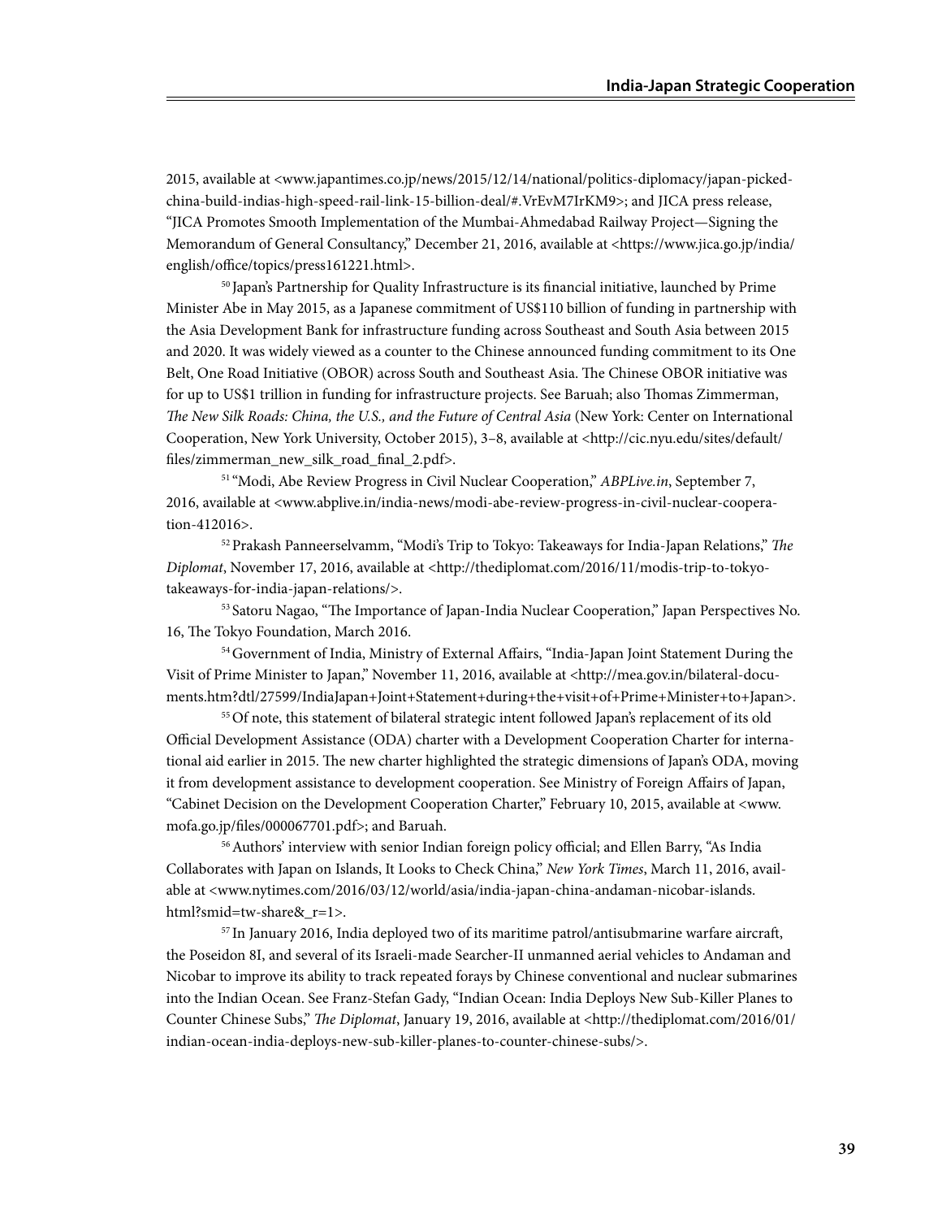2015, available at <www.japantimes.co.jp/news/2015/12/14/national/politics-diplomacy/japan-picked-china-build-indias-high-speed-rail-link-15-billion-deal/#.VrEvM7IrKM9>; and JICA press release, "JICA Promotes Smooth Implementation of the Mumbai-Ahmedabad Railway Project—Signing the Memorandum of General Consultancy," December 21, 2016, available at <https://www.jica.go.jp/india/english/office/topics/press161221.html>.

[50] Japan's Partnership for Quality Infrastructure is its financial initiative, launched by Prime Minister Abe in May 2015, as a Japanese commitment of US$110 billion of funding in partnership with the Asia Development Bank for infrastructure funding across Southeast and South Asia between 2015 and 2020. It was widely viewed as a counter to the Chinese announced funding commitment to its One Belt, One Road Initiative (OBOR) across South and Southeast Asia. The Chinese OBOR initiative was for up to US$1 trillion in funding for infrastructure projects. See Baruah; also Thomas Zimmerman, *The New Silk Roads: China, the U.S., and the Future of Central Asia* (New York: Center on International Cooperation, New York University, October 2015), 3–8, available at <http://cic.nyu.edu/sites/default/files/zimmerman_new_silk_road_final_2.pdf>.

[51] "Modi, Abe Review Progress in Civil Nuclear Cooperation," *ABPLive.in*, September 7, 2016, available at <www.abplive.in/india-news/modi-abe-review-progress-in-civil-nuclear-cooperation-412016>.

[52] Prakash Panneerselvamm, "Modi's Trip to Tokyo: Takeaways for India-Japan Relations," *The Diplomat*, November 17, 2016, available at <http://thediplomat.com/2016/11/modis-trip-to-tokyo-takeaways-for-india-japan-relations/>.

[53] Satoru Nagao, "The Importance of Japan-India Nuclear Cooperation," Japan Perspectives No. 16, The Tokyo Foundation, March 2016.

[54] Government of India, Ministry of External Affairs, "India-Japan Joint Statement During the Visit of Prime Minister to Japan," November 11, 2016, available at <http://mea.gov.in/bilateral-documents.htm?dtl/27599/IndiaJapan+Joint+Statement+during+the+visit+of+Prime+Minister+to+Japan>.

[55] Of note, this statement of bilateral strategic intent followed Japan's replacement of its old Official Development Assistance (ODA) charter with a Development Cooperation Charter for international aid earlier in 2015. The new charter highlighted the strategic dimensions of Japan's ODA, moving it from development assistance to development cooperation. See Ministry of Foreign Affairs of Japan, "Cabinet Decision on the Development Cooperation Charter," February 10, 2015, available at <www.mofa.go.jp/files/000067701.pdf>; and Baruah.

[56] Authors' interview with senior Indian foreign policy official; and Ellen Barry, "As India Collaborates with Japan on Islands, It Looks to Check China," *New York Times*, March 11, 2016, available at <www.nytimes.com/2016/03/12/world/asia/india-japan-china-andaman-nicobar-islands.html?smid=tw-share&_r=1>.

[57] In January 2016, India deployed two of its maritime patrol/antisubmarine warfare aircraft, the Poseidon 8I, and several of its Israeli-made Searcher-II unmanned aerial vehicles to Andaman and Nicobar to improve its ability to track repeated forays by Chinese conventional and nuclear submarines into the Indian Ocean. See Franz-Stefan Gady, "Indian Ocean: India Deploys New Sub-Killer Planes to Counter Chinese Subs," *The Diplomat*, January 19, 2016, available at <http://thediplomat.com/2016/01/indian-ocean-india-deploys-new-sub-killer-planes-to-counter-chinese-subs/>.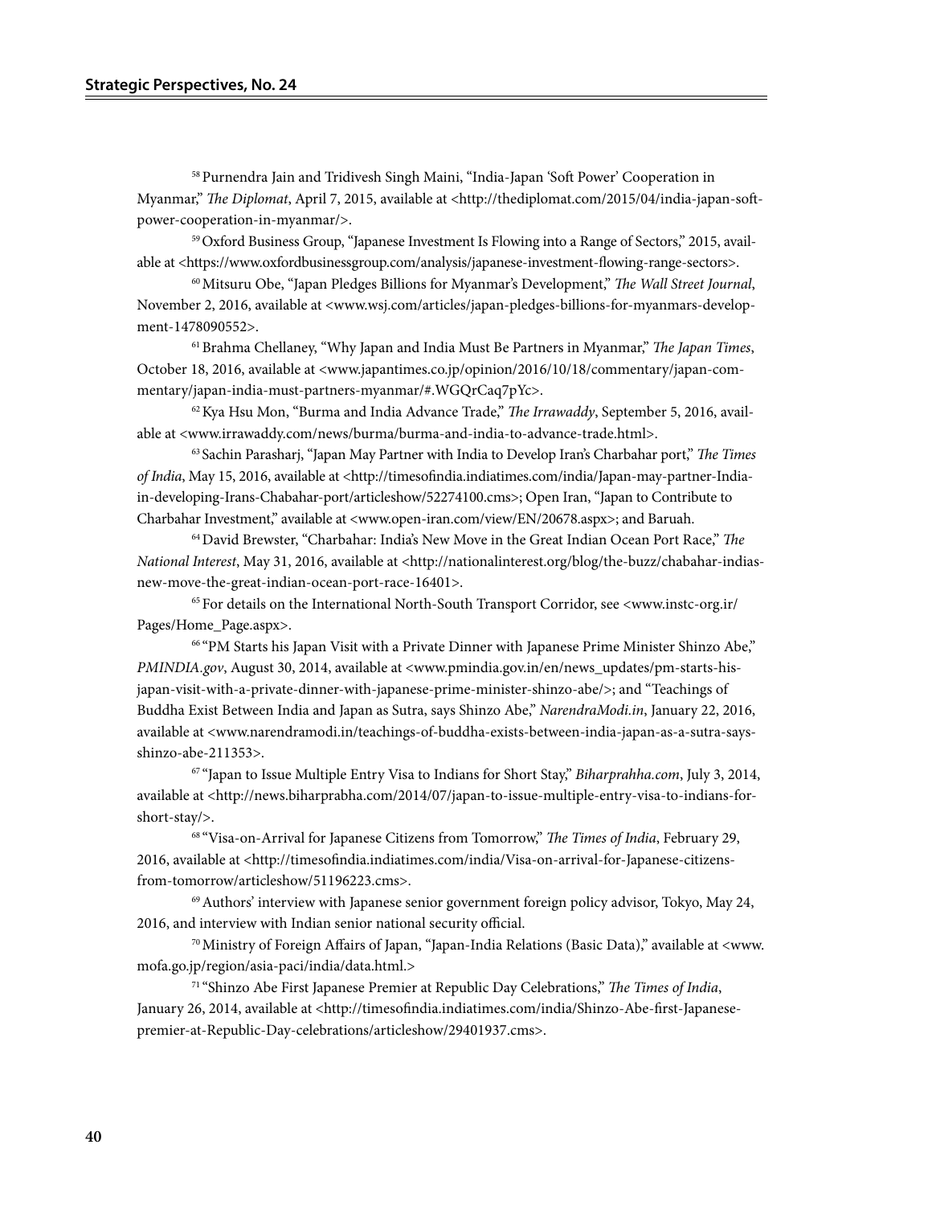[58] Purnendra Jain and Tridivesh Singh Maini, "India-Japan 'Soft Power' Cooperation in Myanmar," *The Diplomat*, April 7, 2015, available at <http://thediplomat.com/2015/04/india-japan-soft-power-cooperation-in-myanmar/>.

[59] Oxford Business Group, "Japanese Investment Is Flowing into a Range of Sectors," 2015, available at <https://www.oxfordbusinessgroup.com/analysis/japanese-investment-flowing-range-sectors>.

[60] Mitsuru Obe, "Japan Pledges Billions for Myanmar's Development," *The Wall Street Journal*, November 2, 2016, available at <www.wsj.com/articles/japan-pledges-billions-for-myanmars-development-1478090552>.

[61] Brahma Chellaney, "Why Japan and India Must Be Partners in Myanmar," *The Japan Times*, October 18, 2016, available at <www.japantimes.co.jp/opinion/2016/10/18/commentary/japan-commentary/japan-india-must-partners-myanmar/#.WGQrCaq7pYc>.

[62] Kya Hsu Mon, "Burma and India Advance Trade," *The Irrawaddy*, September 5, 2016, available at <www.irrawaddy.com/news/burma/burma-and-india-to-advance-trade.html>.

[63] Sachin Parasharj, "Japan May Partner with India to Develop Iran's Charbahar port," *The Times of India*, May 15, 2016, available at <http://timesofindia.indiatimes.com/india/Japan-may-partner-India-in-developing-Irans-Chabahar-port/articleshow/52274100.cms>; Open Iran, "Japan to Contribute to Charbahar Investment," available at <www.open-iran.com/view/EN/20678.aspx>; and Baruah.

[64] David Brewster, "Charbahar: India's New Move in the Great Indian Ocean Port Race," *The National Interest*, May 31, 2016, available at <http://nationalinterest.org/blog/the-buzz/chabahar-indias-new-move-the-great-indian-ocean-port-race-16401>.

[65] For details on the International North-South Transport Corridor, see <www.instc-org.ir/Pages/Home_Page.aspx>.

[66] "PM Starts his Japan Visit with a Private Dinner with Japanese Prime Minister Shinzo Abe," *PMINDIA.gov*, August 30, 2014, available at <www.pmindia.gov.in/en/news_updates/pm-starts-his-japan-visit-with-a-private-dinner-with-japanese-prime-minister-shinzo-abe/>; and "Teachings of Buddha Exist Between India and Japan as Sutra, says Shinzo Abe," *NarendraModi.in*, January 22, 2016, available at <www.narendramodi.in/teachings-of-buddha-exists-between-india-japan-as-a-sutra-says-shinzo-abe-211353>.

[67] "Japan to Issue Multiple Entry Visa to Indians for Short Stay," *Biharprahha.com*, July 3, 2014, available at <http://news.biharprabha.com/2014/07/japan-to-issue-multiple-entry-visa-to-indians-for-short-stay/>.

[68] "Visa-on-Arrival for Japanese Citizens from Tomorrow," *The Times of India*, February 29, 2016, available at <http://timesofindia.indiatimes.com/india/Visa-on-arrival-for-Japanese-citizens-from-tomorrow/articleshow/51196223.cms>.

[69] Authors' interview with Japanese senior government foreign policy advisor, Tokyo, May 24, 2016, and interview with Indian senior national security official.

[70] Ministry of Foreign Affairs of Japan, "Japan-India Relations (Basic Data)," available at <www.mofa.go.jp/region/asia-paci/india/data.html.>

[71] "Shinzo Abe First Japanese Premier at Republic Day Celebrations," *The Times of India*, January 26, 2014, available at <http://timesofindia.indiatimes.com/india/Shinzo-Abe-first-Japanese-premier-at-Republic-Day-celebrations/articleshow/29401937.cms>.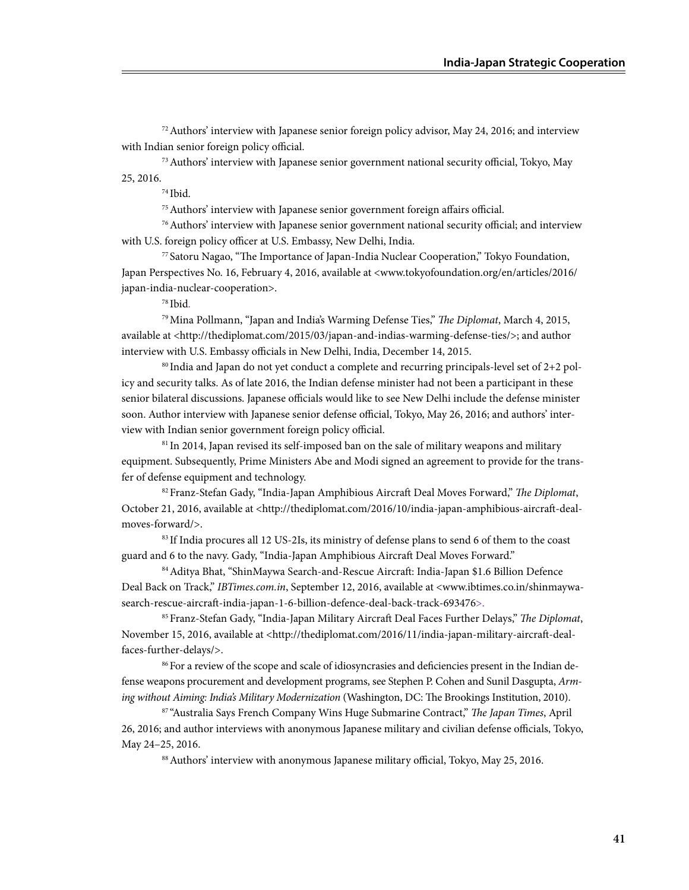[72] Authors' interview with Japanese senior foreign policy advisor, May 24, 2016; and interview with Indian senior foreign policy official.

[73] Authors' interview with Japanese senior government national security official, Tokyo, May 25, 2016.

[74] Ibid.

[75] Authors' interview with Japanese senior government foreign affairs official.

[76] Authors' interview with Japanese senior government national security official; and interview with U.S. foreign policy officer at U.S. Embassy, New Delhi, India.

[77] Satoru Nagao, "The Importance of Japan-India Nuclear Cooperation," Tokyo Foundation, Japan Perspectives No. 16, February 4, 2016, available at <www.tokyofoundation.org/en/articles/2016/japan-india-nuclear-cooperation>.

[78] Ibid.

[79] Mina Pollmann, "Japan and India's Warming Defense Ties," *The Diplomat*, March 4, 2015, available at <http://thediplomat.com/2015/03/japan-and-indias-warming-defense-ties/>; and author interview with U.S. Embassy officials in New Delhi, India, December 14, 2015.

[80] India and Japan do not yet conduct a complete and recurring principals-level set of 2+2 policy and security talks. As of late 2016, the Indian defense minister had not been a participant in these senior bilateral discussions. Japanese officials would like to see New Delhi include the defense minister soon. Author interview with Japanese senior defense official, Tokyo, May 26, 2016; and authors' interview with Indian senior government foreign policy official.

[81] In 2014, Japan revised its self-imposed ban on the sale of military weapons and military equipment. Subsequently, Prime Ministers Abe and Modi signed an agreement to provide for the transfer of defense equipment and technology.

[82] Franz-Stefan Gady, "India-Japan Amphibious Aircraft Deal Moves Forward," *The Diplomat*, October 21, 2016, available at <http://thediplomat.com/2016/10/india-japan-amphibious-aircraft-deal-moves-forward/>.

[83] If India procures all 12 US-2Is, its ministry of defense plans to send 6 of them to the coast guard and 6 to the navy. Gady, "India-Japan Amphibious Aircraft Deal Moves Forward."

[84] Aditya Bhat, "ShinMaywa Search-and-Rescue Aircraft: India-Japan $1.6 Billion Defence Deal Back on Track," *IBTimes.com.in*, September 12, 2016, available at <www.ibtimes.co.in/shinmaywa-search-rescue-aircraft-india-japan-1-6-billion-defence-deal-back-track-693476>.

[85] Franz-Stefan Gady, "India-Japan Military Aircraft Deal Faces Further Delays," *The Diplomat*, November 15, 2016, available at <http://thediplomat.com/2016/11/india-japan-military-aircraft-deal-faces-further-delays/>.

[86] For a review of the scope and scale of idiosyncrasies and deficiencies present in the Indian defense weapons procurement and development programs, see Stephen P. Cohen and Sunil Dasgupta, *Arming without Aiming: India's Military Modernization* (Washington, DC: The Brookings Institution, 2010).

[87] "Australia Says French Company Wins Huge Submarine Contract," *The Japan Times*, April 26, 2016; and author interviews with anonymous Japanese military and civilian defense officials, Tokyo, May 24–25, 2016.

[88] Authors' interview with anonymous Japanese military official, Tokyo, May 25, 2016.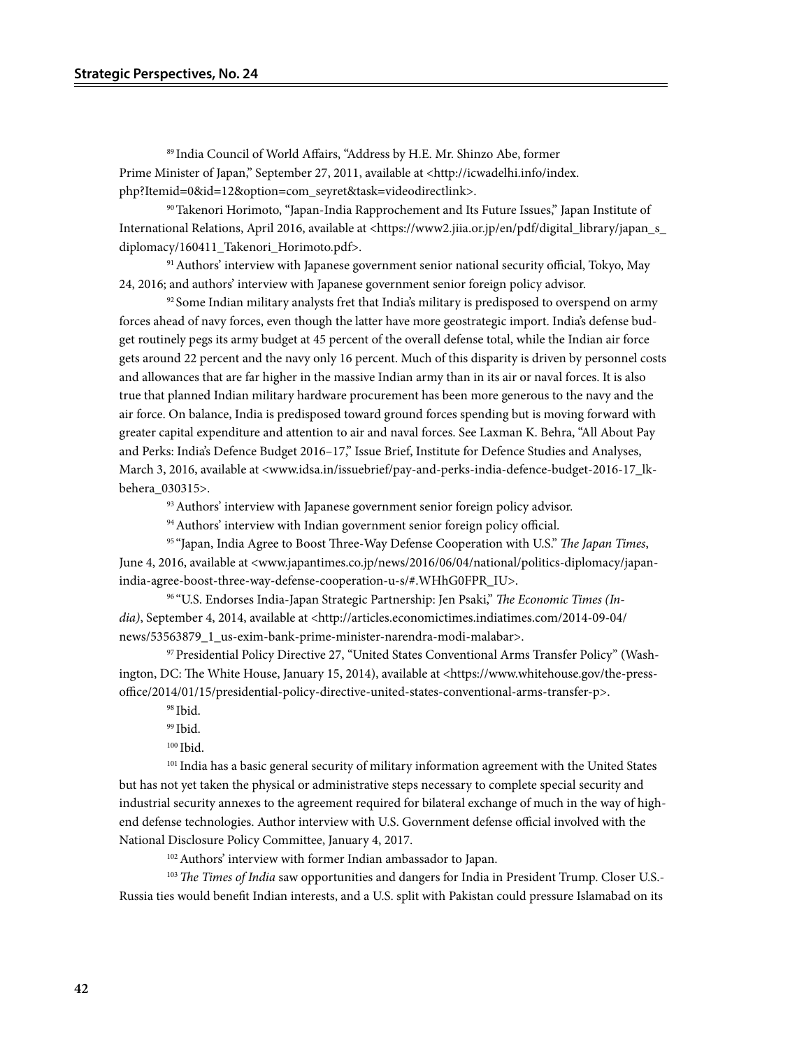[89] India Council of World Affairs, "Address by H.E. Mr. Shinzo Abe, former Prime Minister of Japan," September 27, 2011, available at <http://icwadelhi.info/index.php?Itemid=0&id=12&option=com_seyret&task=videodirectlink>.

[90] Takenori Horimoto, "Japan-India Rapprochement and Its Future Issues," Japan Institute of International Relations, April 2016, available at <https://www2.jiia.or.jp/en/pdf/digital_library/japan_s_diplomacy/160411_Takenori_Horimoto.pdf>.

[91] Authors' interview with Japanese government senior national security official, Tokyo, May 24, 2016; and authors' interview with Japanese government senior foreign policy advisor.

[92] Some Indian military analysts fret that India's military is predisposed to overspend on army forces ahead of navy forces, even though the latter have more geostrategic import. India's defense budget routinely pegs its army budget at 45 percent of the overall defense total, while the Indian air force gets around 22 percent and the navy only 16 percent. Much of this disparity is driven by personnel costs and allowances that are far higher in the massive Indian army than in its air or naval forces. It is also true that planned Indian military hardware procurement has been more generous to the navy and the air force. On balance, India is predisposed toward ground forces spending but is moving forward with greater capital expenditure and attention to air and naval forces. See Laxman K. Behra, "All About Pay and Perks: India's Defence Budget 2016–17," Issue Brief, Institute for Defence Studies and Analyses, March 3, 2016, available at <www.idsa.in/issuebrief/pay-and-perks-india-defence-budget-2016-17_lkbehera_030315>.

[93] Authors' interview with Japanese government senior foreign policy advisor.

[94] Authors' interview with Indian government senior foreign policy official.

[95] "Japan, India Agree to Boost Three-Way Defense Cooperation with U.S." *The Japan Times*, June 4, 2016, available at <www.japantimes.co.jp/news/2016/06/04/national/politics-diplomacy/japan-india-agree-boost-three-way-defense-cooperation-u-s/#.WHhG0FPR_IU>.

[96] "U.S. Endorses India-Japan Strategic Partnership: Jen Psaki," *The Economic Times (India)*, September 4, 2014, available at <http://articles.economictimes.indiatimes.com/2014-09-04/news/53563879_1_us-exim-bank-prime-minister-narendra-modi-malabar>.

[97] Presidential Policy Directive 27, "United States Conventional Arms Transfer Policy" (Washington, DC: The White House, January 15, 2014), available at <https://www.whitehouse.gov/the-press-office/2014/01/15/presidential-policy-directive-united-states-conventional-arms-transfer-p>.

[98] Ibid.

[99] Ibid.

[100] Ibid.

[101] India has a basic general security of military information agreement with the United States but has not yet taken the physical or administrative steps necessary to complete special security and industrial security annexes to the agreement required for bilateral exchange of much in the way of high-end defense technologies. Author interview with U.S. Government defense official involved with the National Disclosure Policy Committee, January 4, 2017.

[102] Authors' interview with former Indian ambassador to Japan.

[103] *The Times of India* saw opportunities and dangers for India in President Trump. Closer U.S.-Russia ties would benefit Indian interests, and a U.S. split with Pakistan could pressure Islamabad on its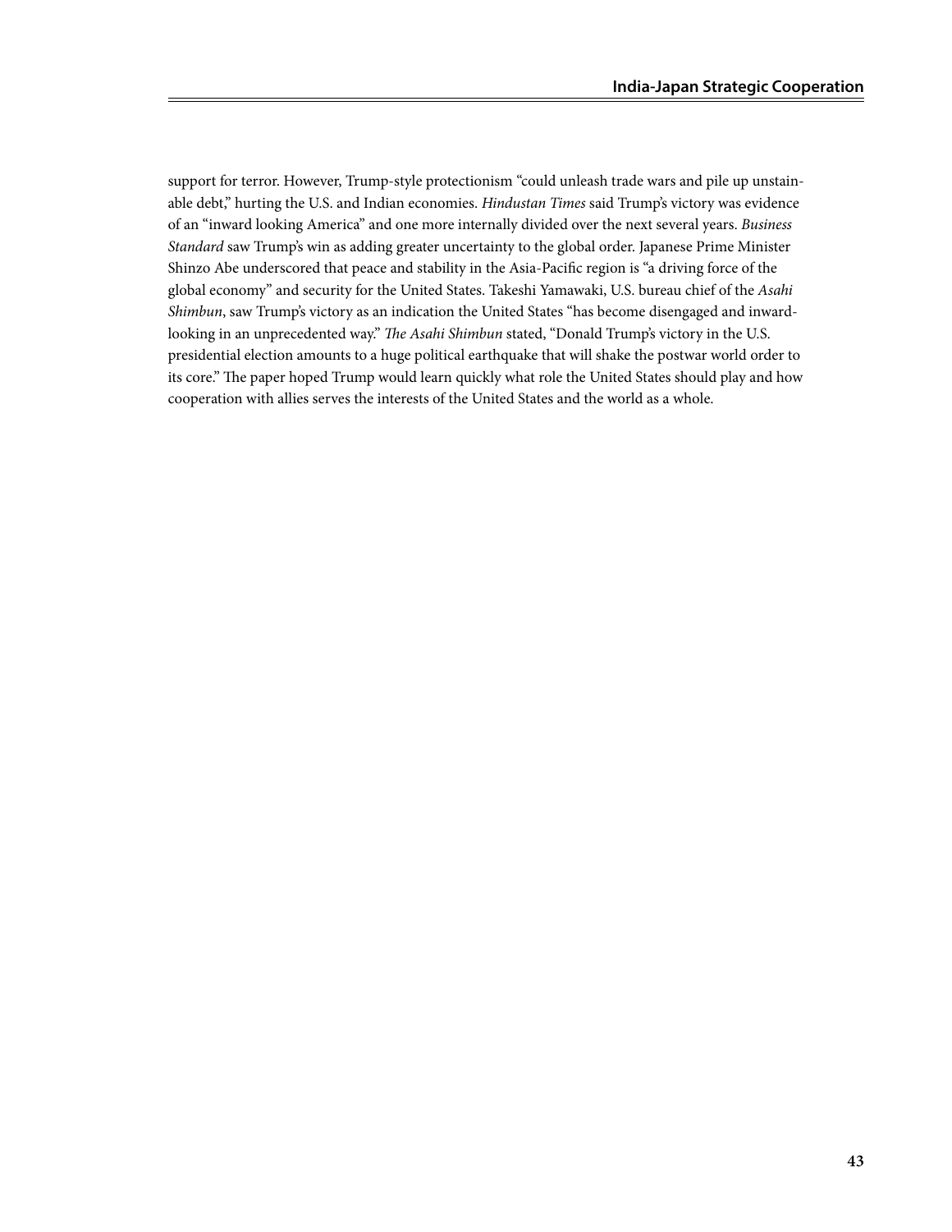support for terror. However, Trump-style protectionism "could unleash trade wars and pile up unstainable debt," hurting the U.S. and Indian economies. *Hindustan Times* said Trump's victory was evidence of an "inward looking America" and one more internally divided over the next several years. *Business Standard* saw Trump's win as adding greater uncertainty to the global order. Japanese Prime Minister Shinzo Abe underscored that peace and stability in the Asia-Pacific region is "a driving force of the global economy" and security for the United States. Takeshi Yamawaki, U.S. bureau chief of the *Asahi Shimbun*, saw Trump's victory as an indication the United States "has become disengaged and inward-looking in an unprecedented way." *The Asahi Shimbun* stated, "Donald Trump's victory in the U.S. presidential election amounts to a huge political earthquake that will shake the postwar world order to its core." The paper hoped Trump would learn quickly what role the United States should play and how cooperation with allies serves the interests of the United States and the world as a whole.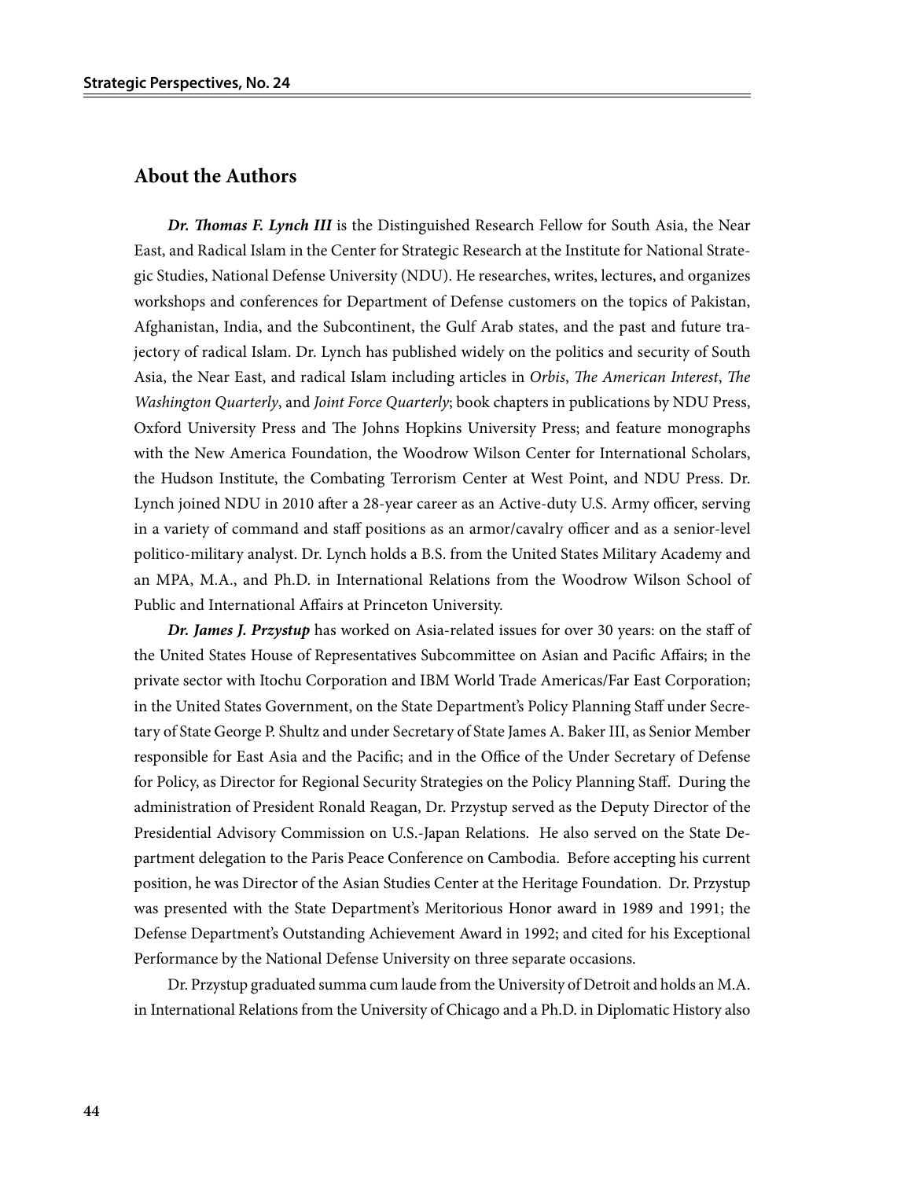## About the Authors

***Dr. Thomas F. Lynch III*** is the Distinguished Research Fellow for South Asia, the Near East, and Radical Islam in the Center for Strategic Research at the Institute for National Strategic Studies, National Defense University (NDU). He researches, writes, lectures, and organizes workshops and conferences for Department of Defense customers on the topics of Pakistan, Afghanistan, India, and the Subcontinent, the Gulf Arab states, and the past and future trajectory of radical Islam. Dr. Lynch has published widely on the politics and security of South Asia, the Near East, and radical Islam including articles in *Orbis*, *The American Interest*, *The Washington Quarterly*, and *Joint Force Quarterly*; book chapters in publications by NDU Press, Oxford University Press and The Johns Hopkins University Press; and feature monographs with the New America Foundation, the Woodrow Wilson Center for International Scholars, the Hudson Institute, the Combating Terrorism Center at West Point, and NDU Press. Dr. Lynch joined NDU in 2010 after a 28-year career as an Active-duty U.S. Army officer, serving in a variety of command and staff positions as an armor/cavalry officer and as a senior-level politico-military analyst. Dr. Lynch holds a B.S. from the United States Military Academy and an MPA, M.A., and Ph.D. in International Relations from the Woodrow Wilson School of Public and International Affairs at Princeton University.

***Dr. James J. Przystup*** has worked on Asia-related issues for over 30 years: on the staff of the United States House of Representatives Subcommittee on Asian and Pacific Affairs; in the private sector with Itochu Corporation and IBM World Trade Americas/Far East Corporation; in the United States Government, on the State Department's Policy Planning Staff under Secretary of State George P. Shultz and under Secretary of State James A. Baker III, as Senior Member responsible for East Asia and the Pacific; and in the Office of the Under Secretary of Defense for Policy, as Director for Regional Security Strategies on the Policy Planning Staff. During the administration of President Ronald Reagan, Dr. Przystup served as the Deputy Director of the Presidential Advisory Commission on U.S.-Japan Relations. He also served on the State Department delegation to the Paris Peace Conference on Cambodia. Before accepting his current position, he was Director of the Asian Studies Center at the Heritage Foundation. Dr. Przystup was presented with the State Department's Meritorious Honor award in 1989 and 1991; the Defense Department's Outstanding Achievement Award in 1992; and cited for his Exceptional Performance by the National Defense University on three separate occasions.

Dr. Przystup graduated summa cum laude from the University of Detroit and holds an M.A. in International Relations from the University of Chicago and a Ph.D. in Diplomatic History also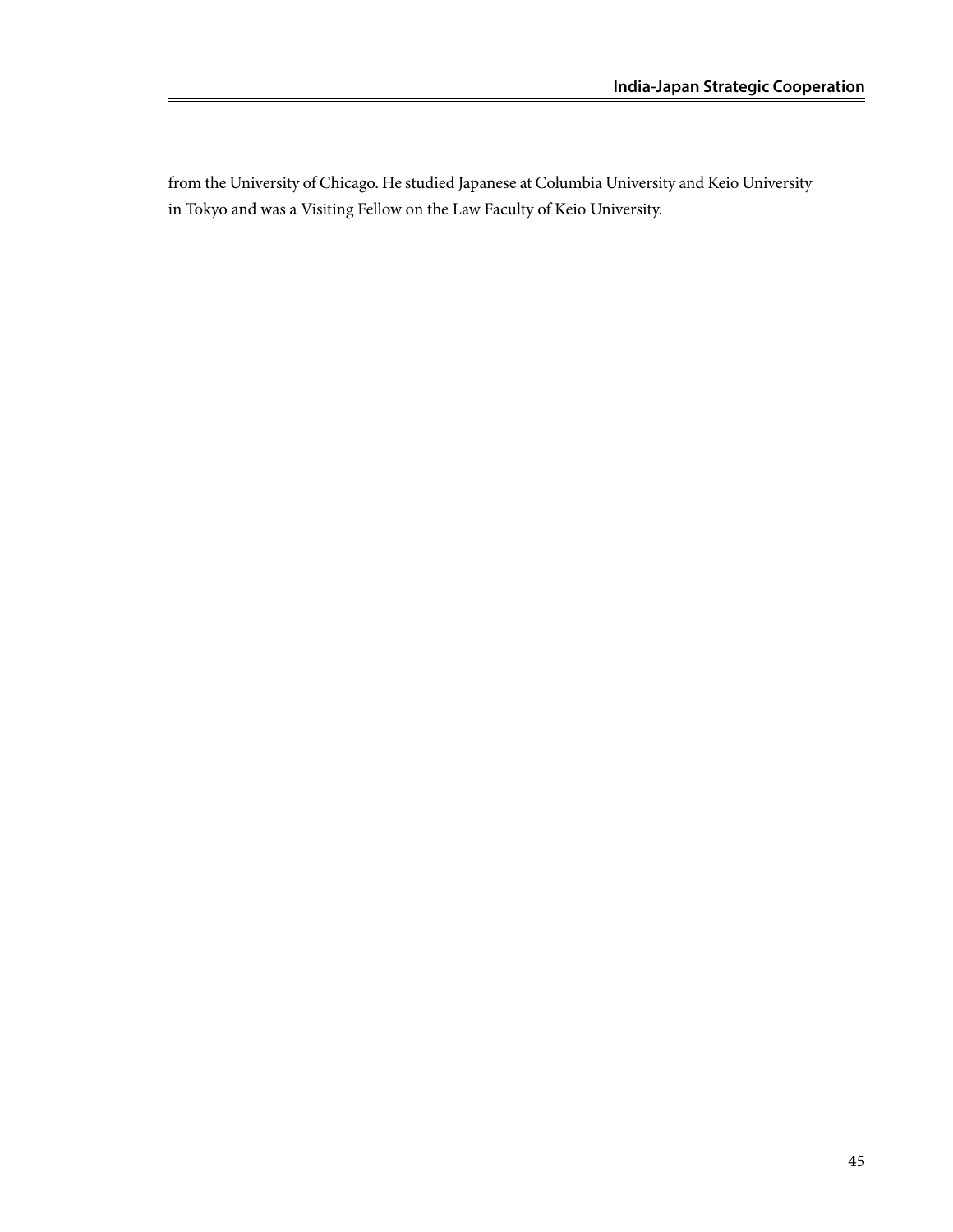from the University of Chicago. He studied Japanese at Columbia University and Keio University in Tokyo and was a Visiting Fellow on the Law Faculty of Keio University.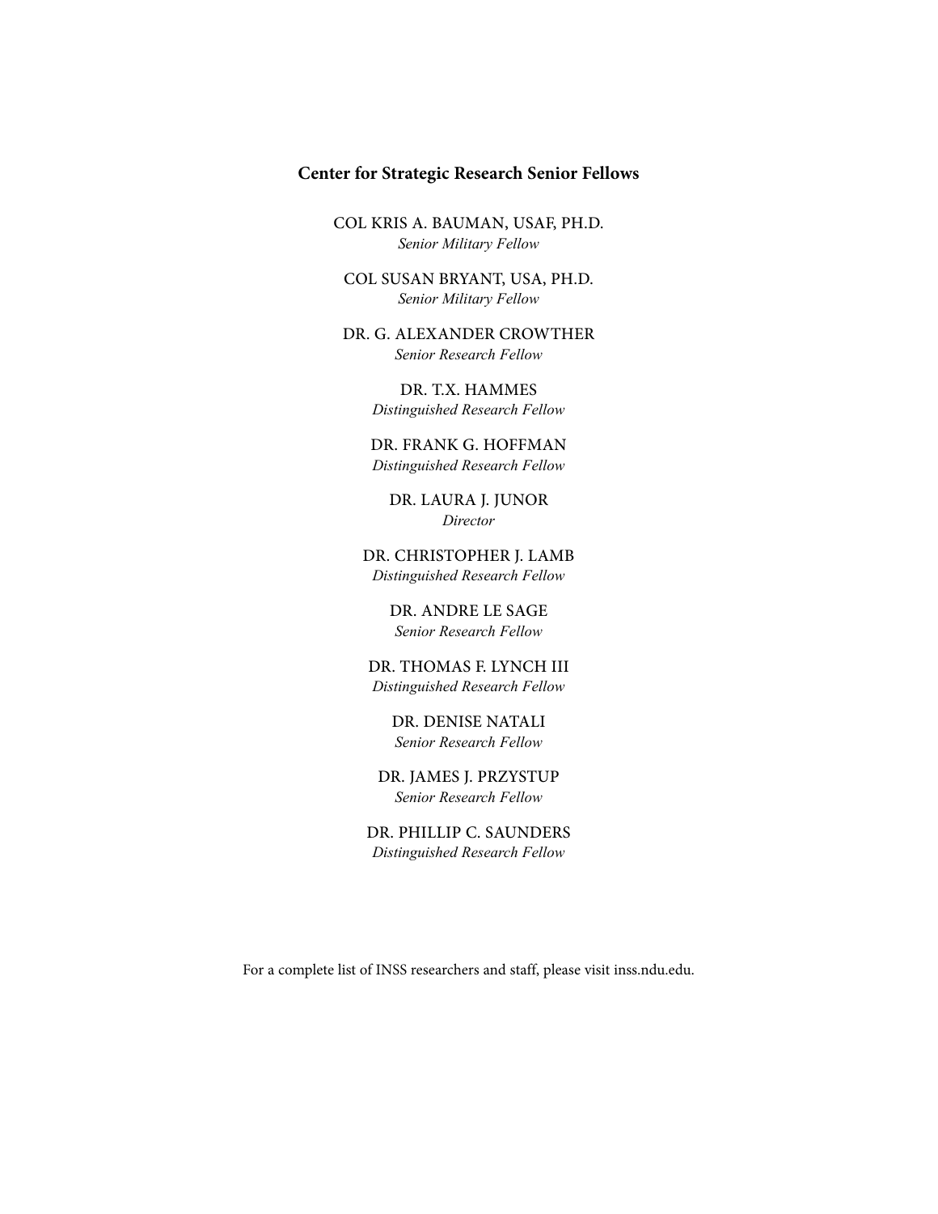## Center for Strategic Research Senior Fellows

COL KRIS A. BAUMAN, USAF, PH.D.
*Senior Military Fellow*

COL SUSAN BRYANT, USA, PH.D.
*Senior Military Fellow*

DR. G. ALEXANDER CROWTHER
*Senior Research Fellow*

DR. T.X. HAMMES
*Distinguished Research Fellow*

DR. FRANK G. HOFFMAN
*Distinguished Research Fellow*

DR. LAURA J. JUNOR
*Director*

DR. CHRISTOPHER J. LAMB
*Distinguished Research Fellow*

DR. ANDRE LE SAGE
*Senior Research Fellow*

DR. THOMAS F. LYNCH III
*Distinguished Research Fellow*

DR. DENISE NATALI
*Senior Research Fellow*

DR. JAMES J. PRZYSTUP
*Senior Research Fellow*

DR. PHILLIP C. SAUNDERS
*Distinguished Research Fellow*

For a complete list of INSS researchers and staff, please visit inss.ndu.edu.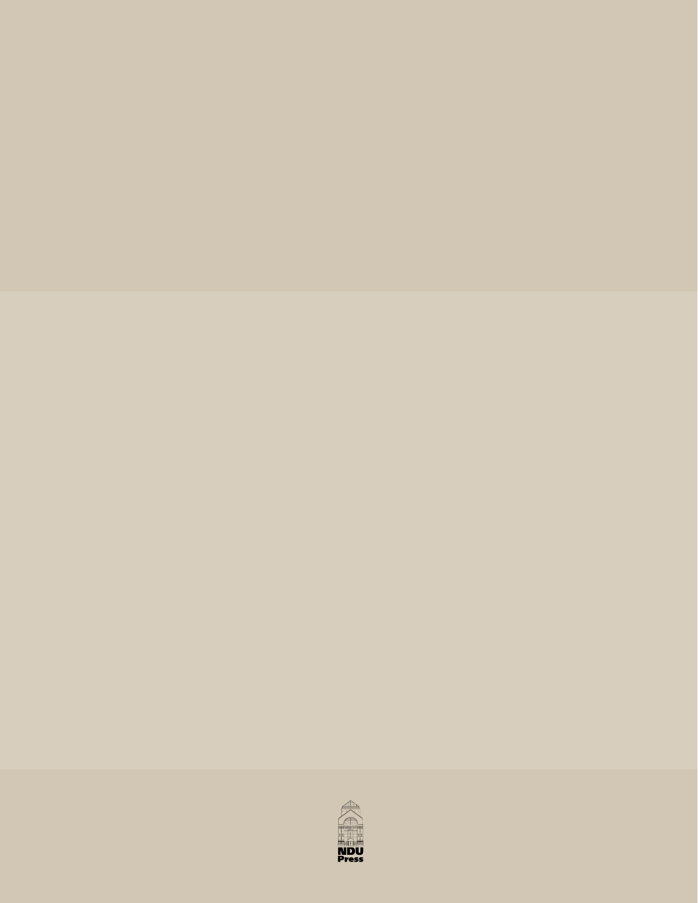NDU
Press